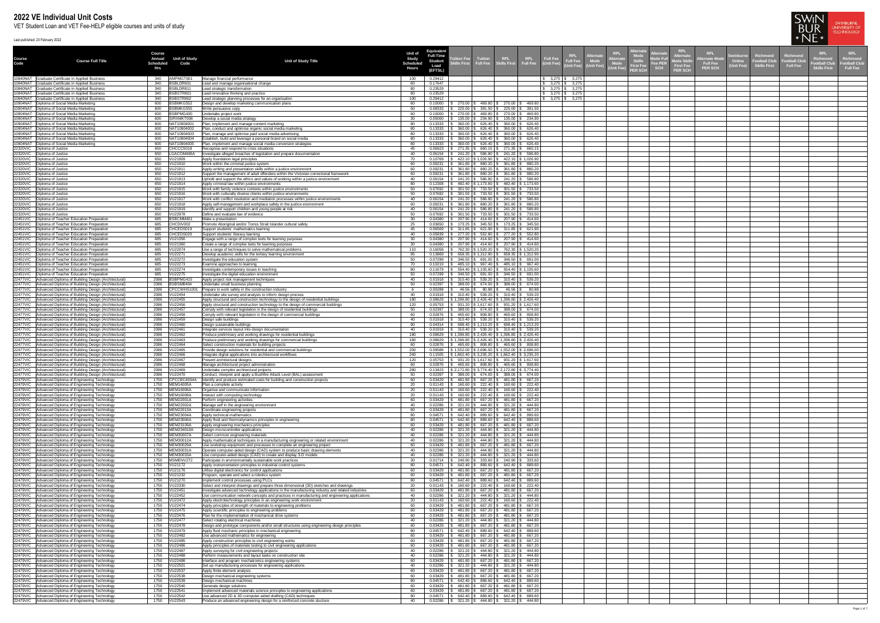# 2022 VE Individual Unit Costs

VET Student Loan and VET Fee-HELP eligible courses and units of study

Last published: 23 February 2022

| Course Code | Course Full Title | Course Annual Scheduled Hrs | Unit of Study Code | Unit of Study Title | Unit of Study Scheduled Hours | Equivalent Full-Time Student Load (EFTSL) | Tuition Fee Skills First | Tuition Full Fee | RPL Skills First | RPL Full Fee | Full Fee (Unit Fee) | RPL Full Fee (Unit Fee) | Alternate Mode (Unit Fee) | RPL Alternate Mode (Unit Fee) | Alternate Mode Skills First Fee PER SCH | Alternate Mode Full Fee PER SCH | RPL Alternate Mode Skills First Fee PER SCH | RPL Alternate Mode Full Fee PER SCH | Swinburne Online (Unit Fee) | Richmond Football Club Skills First | Richmond Football Club Full Fee | RPL Richmond Football Club Skills First | RPL Richmond Football Club Full Fee |
|---|---|---|---|---|---|---|---|---|---|---|---|---|---|---|---|---|---|---|---|---|---|---|---|
| 10840NAT | Graduate Certificate in Applied Business | 340 | AMPMGT801 | Manage financial performance | 100 | 0.29412 | | | | | $ 3,275 | $ 3,275 | | | | | | | | | | | |
| 10840NAT | Graduate Certificate in Applied Business | 340 | BSBLDR601 | Lead and manage organisational change | 60 | 0.17647 | | | | | $ 3,275 | $ 3,275 | | | | | | | | | | | |
| 10840NAT | Graduate Certificate in Applied Business | 340 | BSBLDR811 | Lead strategic transformation | 80 | 0.23529 | | | | | $ 3,275 | $ 3,275 | | | | | | | | | | | |
| 10840NAT | Graduate Certificate in Applied Business | 340 | BSBSTR801 | Lead innovative thinking and practice | 80 | 0.23529 | | | | | $ 3,275 | $ 3,275 | | | | | | | | | | | |
| 10840NAT | Graduate Certificate in Applied Business | 340 | BSBSTR802 | Lead strategic planning processes for an organisation | 100 | 0.29412 | | | | | $ 3,275 | $ 3,275 | | | | | | | | | | | |
| 10904NAT | Diploma of Social Media Marketing | 600 | BSBMKG552 | Design and develop marketing communication plans | 60 | 0.10000 | $ 270.00 | $ 469.80 | $ 270.00 | $ 469.80 | | | | | | | | | | | | | |
| 10904NAT | Diploma of Social Media Marketing | 600 | BSBMKG555 | Write persuasive copy | 50 | 0.08333 | $ 225.00 | $ 391.50 | $ 225.00 | $ 391.50 | | | | | | | | | | | | | |
| 10904NAT | Diploma of Social Media Marketing | 600 | BSBPMG430 | Undertake project work | 60 | 0.10000 | $ 270.00 | $ 469.80 | $ 270.00 | $ 469.80 | | | | | | | | | | | | | |
| 10904NAT | Diploma of Social Media Marketing | 600 | SIRXMKT006 | Develop a social media strategy | 30 | 0.05000 | $ 135.00 | $ 234.90 | $ 135.00 | $ 234.90 | | | | | | | | | | | | | |
| 10904NAT | Diploma of Social Media Marketing | 600 | NAT10904001 | Plan, implement and manage content marketing | 80 | 0.13333 | $ 360.00 | $ 626.40 | $ 360.00 | $ 626.40 | | | | | | | | | | | | | |
| 10904NAT | Diploma of Social Media Marketing | 600 | NAT10904002 | Plan, conduct and optimise organic social media marketing | 80 | 0.13333 | $ 360.00 | $ 626.40 | $ 360.00 | $ 626.40 | | | | | | | | | | | | | |
| 10904NAT | Diploma of Social Media Marketing | 600 | NAT10904003 | Plan, manage and optimise paid social media advertising | 80 | 0.13333 | $ 360.00 | $ 626.40 | $ 360.00 | $ 626.40 | | | | | | | | | | | | | |
| 10904NAT | Diploma of Social Media Marketing | 600 | NAT10904004 | Establish, build and leverage a personal brand on social media | 80 | 0.13333 | $ 360.00 | $ 626.40 | $ 360.00 | $ 626.40 | | | | | | | | | | | | | |
| 10904NAT | Diploma of Social Media Marketing | 600 | NAT10904005 | Plan, implement and manage social media conversion strategies | 80 | 0.13333 | $ 360.00 | $ 626.40 | $ 360.00 | $ 626.40 | | | | | | | | | | | | | |
| 22320VIC | Diploma of Justice | 650 | CHCCCS019 | Recognise and respond to crisis situations | 45 | 0.06923 | $ 271.35 | $ 660.15 | $ 271.35 | $ 660.15 | | | | | | | | | | | | | |
| 22320VIC | Diploma of Justice | 650 | CLGACOM406A | Investigate alleged breaches of legislation and prepare documentation | 40 | 0.06154 | $ 241.20 | $ 586.80 | $ 241.20 | $ 586.80 | | | | | | | | | | | | | |
| 22320VIC | Diploma of Justice | 650 | VU21909 | Apply foundation legal principles | 70 | 0.10769 | $ 422.10 | $ 1,026.90 | $ 422.10 | $ 1,026.90 | | | | | | | | | | | | | |
| 22320VIC | Diploma of Justice | 650 | VU21910 | Work within the criminal justice system | 60 | 0.09231 | $ 361.80 | $ 880.20 | $ 361.80 | $ 880.20 | | | | | | | | | | | | | |
| 22320VIC | Diploma of Justice | 650 | VU21911 | Apply writing and presentation skills within a justice environment | 60 | 0.09231 | $ 361.80 | $ 880.20 | $ 361.80 | $ 880.20 | | | | | | | | | | | | | |
| 22320VIC | Diploma of Justice | 650 | VU21912 | Support the management of adult offenders within the Victorian correctional framework | 60 | 0.09231 | $ 361.80 | $ 880.20 | $ 361.80 | $ 880.20 | | | | | | | | | | | | | |
| 22320VIC | Diploma of Justice | 650 | VU21913 | Uphold and support the ethics and values of working within a justice environment | 40 | 0.06154 | $ 241.20 | $ 586.80 | $ 241.20 | $ 586.80 | | | | | | | | | | | | | |
| 22320VIC | Diploma of Justice | 650 | VU21914 | Apply criminal law within justice environments | 80 | 0.12308 | $ 482.40 | $ 1,173.60 | $ 482.40 | $ 1,173.60 | | | | | | | | | | | | | |
| 22320VIC | Diploma of Justice | 650 | VU21915 | Work with family violence contexts within justice environments | 50 | 0.07692 | $ 301.50 | $ 733.50 | $ 301.50 | $ 733.50 | | | | | | | | | | | | | |
| 22320VIC | Diploma of Justice | 650 | VU21916 | Work with culturally diverse clients within justice environments | 50 | 0.07692 | $ 301.50 | $ 733.50 | $ 301.50 | $ 733.50 | | | | | | | | | | | | | |
| 22320VIC | Diploma of Justice | 650 | VU21917 | Work with conflict resolution and mediation processes within justice environments | 40 | 0.06154 | $ 241.20 | $ 586.80 | $ 241.20 | $ 586.80 | | | | | | | | | | | | | |
| 22320VIC | Diploma of Justice | 650 | VU21918 | Apply self-management and workplace safety in the justice environment | 60 | 0.09231 | $ 361.80 | $ 880.20 | $ 361.80 | $ 880.20 | | | | | | | | | | | | | |
| 22320VIC | Diploma of Justice | 650 | VU21919 | Identify and support children and young people at risk | 40 | 0.06154 | $ 241.20 | $ 586.80 | $ 241.20 | $ 586.80 | | | | | | | | | | | | | |
| 22320VIC | Diploma of Justice | 650 | VU22978 | Define and evaluate law of evidence | 50 | 0.07692 | $ 301.50 | $ 733.50 | $ 301.50 | $ 733.50 | | | | | | | | | | | | | |
| 22451VIC | Diploma of Teacher Education Preparation | 685 | BSBCMM401 | Make a presentation | 30 | 0.04380 | $ 207.90 | $ 414.60 | $ 207.90 | $ 414.60 | | | | | | | | | | | | | |
| 22451VIC | Diploma of Teacher Education Preparation | 685 | CHCDIV002 | Promote Aboriginal and/or Torres Strait Islander cultural safety | 25 | 0.03650 | $ 173.25 | $ 345.50 | $ 173.25 | $ 345.50 | | | | | | | | | | | | | |
| 22451VIC | Diploma of Teacher Education Preparation | 685 | CHCEDS019 | Support students' mathematics learning | 45 | 0.06569 | $ 311.85 | $ 621.90 | $ 311.85 | $ 621.90 | | | | | | | | | | | | | |
| 22451VIC | Diploma of Teacher Education Preparation | 685 | CHCEDS020 | Support students' literacy learning | 40 | 0.05839 | $ 277.20 | $ 552.80 | $ 277.20 | $ 552.80 | | | | | | | | | | | | | |
| 22451VIC | Diploma of Teacher Education Preparation | 685 | VU21356 | Engage with a range of complex texts for learning purposes | 30 | 0.04380 | $ 207.90 | $ 414.60 | $ 207.90 | $ 414.60 | | | | | | | | | | | | | |
| 22451VIC | Diploma of Teacher Education Preparation | 685 | VU21360 | Create a range of complex texts for learning purposes | 30 | 0.04380 | $ 207.90 | $ 414.60 | $ 207.90 | $ 414.60 | | | | | | | | | | | | | |
| 22451VIC | Diploma of Teacher Education Preparation | 685 | VU22074 | Use a range of techniques to solve mathematical problems | 110 | 0.16058 | $ 762.30 | $ 1,520.20 | $ 762.30 | $ 1,520.20 | | | | | | | | | | | | | |
| 22451VIC | Diploma of Teacher Education Preparation | 685 | VU22271 | Develop academic skills for the tertiary learning environment | 95 | 0.13869 | $ 658.35 | $ 1,312.90 | $ 658.35 | $ 1,312.90 | | | | | | | | | | | | | |
| 22451VIC | Diploma of Teacher Education Preparation | 685 | VU22272 | Investigate the education system | 50 | 0.07299 | $ 346.50 | $ 691.00 | $ 346.50 | $ 691.00 | | | | | | | | | | | | | |
| 22451VIC | Diploma of Teacher Education Preparation | 685 | VU22273 | Examine approaches to learning | 70 | 0.10219 | $ 485.10 | $ 967.40 | $ 485.10 | $ 967.40 | | | | | | | | | | | | | |
| 22451VIC | Diploma of Teacher Education Preparation | 685 | VU22274 | Investigate contemporary issues in teaching | 80 | 0.11679 | $ 554.40 | $ 1,105.60 | $ 554.40 | $ 1,105.60 | | | | | | | | | | | | | |
| 22451VIC | Diploma of Teacher Education Preparation | 685 | VU22275 | Investigate the digital education environment | 50 | 0.07299 | $ 346.50 | $ 691.00 | $ 346.50 | $ 691.00 | | | | | | | | | | | | | |
| 22477VIC | Advanced Diploma of Building Design (Architectural) | 2086 | BSBPMG415 | Apply project risk management techniques | 40 | 0.01918 | $ 310.40 | $ 539.20 | $ 310.40 | $ 539.20 | | | | | | | | | | | | | |
| 22477VIC | Advanced Diploma of Building Design (Architectural) | 2086 | BSBSMB404 | Undertake small business planning | 50 | 0.02397 | $ 388.00 | $ 674.00 | $ 388.00 | $ 674.00 | | | | | | | | | | | | | |
| 22477VIC | Advanced Diploma of Building Design (Architectural) | 2086 | CPCCWHS1001 | Prepare to work safely in the construction industry | 6 | 0.00288 | $ 46.56 | $ 80.88 | $ 46.56 | $ 80.88 | | | | | | | | | | | | | |
| 22477VIC | Advanced Diploma of Building Design (Architectural) | 2086 | VU22454 | Undertake site survey and analysis to inform design process | 40 | 0.01918 | $ 310.40 | $ 539.20 | $ 310.40 | $ 539.20 | | | | | | | | | | | | | |
| 22477VIC | Advanced Diploma of Building Design (Architectural) | 2086 | VU22455 | Apply structural and construction technology to the design of residential buildings | 180 | 0.08629 | $ 1,396.80 | $ 2,426.40 | $ 1,396.80 | $ 2,426.40 | | | | | | | | | | | | | |
| 22477VIC | Advanced Diploma of Building Design (Architectural) | 2086 | VU22456 | Apply structural and construction technology to the design of commercial buildings | 120 | 0.05753 | $ 931.20 | $ 1,617.60 | $ 931.20 | $ 1,617.60 | | | | | | | | | | | | | |
| 22477VIC | Advanced Diploma of Building Design (Architectural) | 2086 | VU22457 | Comply with relevant legislation in the design of residential buildings | 50 | 0.02397 | $ 388.00 | $ 674.00 | $ 388.00 | $ 674.00 | | | | | | | | | | | | | |
| 22477VIC | Advanced Diploma of Building Design (Architectural) | 2086 | VU22458 | Comply with relevant legislation in the design of commercial buildings | 60 | 0.02876 | $ 465.60 | $ 808.80 | $ 465.60 | $ 808.80 | | | | | | | | | | | | | |
| 22477VIC | Advanced Diploma of Building Design (Architectural) | 2086 | VU22459 | Design safe buildings | 40 | 0.01918 | $ 310.40 | $ 539.20 | $ 310.40 | $ 539.20 | | | | | | | | | | | | | |
| 22477VIC | Advanced Diploma of Building Design (Architectural) | 2086 | VU22460 | Design sustainable buildings | 90 | 0.04314 | $ 698.40 | $ 1,213.20 | $ 698.40 | $ 1,213.20 | | | | | | | | | | | | | |
| 22477VIC | Advanced Diploma of Building Design (Architectural) | 2086 | VU22461 | Integrate services layout into design documentation | 40 | 0.01918 | $ 310.40 | $ 539.20 | $ 310.40 | $ 539.20 | | | | | | | | | | | | | |
| 22477VIC | Advanced Diploma of Building Design (Architectural) | 2086 | VU22462 | Produce preliminary and working drawings for residential buildings | 180 | 0.08629 | $ 1,396.80 | $ 2,426.40 | $ 1,396.80 | $ 2,426.40 | | | | | | | | | | | | | |
| 22477VIC | Advanced Diploma of Building Design (Architectural) | 2086 | VU22463 | Produce preliminary and working drawings for commercial buildings | 180 | 0.08629 | $ 1,396.80 | $ 2,426.40 | $ 1,396.80 | $ 2,426.40 | | | | | | | | | | | | | |
| 22477VIC | Advanced Diploma of Building Design (Architectural) | 2086 | VU22464 | Select construction materials for building projects | 60 | 0.02876 | $ 465.60 | $ 808.80 | $ 465.60 | $ 808.80 | | | | | | | | | | | | | |
| 22477VIC | Advanced Diploma of Building Design (Architectural) | 2086 | VU22465 | Provide design solutions for residential and commercial buildings | 200 | 0.09588 | $ 1,552.00 | $ 2,696.00 | $ 1,552.00 | $ 2,696.00 | | | | | | | | | | | | | |
| 22477VIC | Advanced Diploma of Building Design (Architectural) | 2086 | VU22466 | Integrate digital applications into architectural workflows | 240 | 0.11505 | $ 1,862.40 | $ 3,235.20 | $ 1,862.40 | $ 3,235.20 | | | | | | | | | | | | | |
| 22477VIC | Advanced Diploma of Building Design (Architectural) | 2086 | VU22467 | Present architectural designs | 120 | 0.05753 | $ 931.20 | $ 1,617.60 | $ 931.20 | $ 1,617.60 | | | | | | | | | | | | | |
| 22477VIC | Advanced Diploma of Building Design (Architectural) | 2086 | VU22468 | Manage architectural project administration | 60 | 0.02876 | $ 465.60 | $ 808.80 | $ 465.60 | $ 808.80 | | | | | | | | | | | | | |
| 22477VIC | Advanced Diploma of Building Design (Architectural) | 2086 | VU22469 | Undertake complex architectural projects | 280 | 0.13423 | $ 2,172.80 | $ 3,774.40 | $ 2,172.80 | $ 3,774.40 | | | | | | | | | | | | | |
| 22477VIC | Advanced Diploma of Building Design (Architectural) | 2086 | VU22470 | Conduct, interpret and apply a Bushfire Attack Level (BAL) assessment | 50 | 0.02397 | $ 388.00 | $ 674.00 | $ 388.00 | $ 674.00 | | | | | | | | | | | | | |
| 22479VIC | Advanced Diploma of Engineering Technology | 1750 | CPCCBC4004A | Identify and produce estimated costs for building and construction projects | 60 | 0.03429 | $ 481.80 | $ 667.20 | $ 481.80 | $ 667.20 | | | | | | | | | | | | | |
| 22479VIC | Advanced Diploma of Engineering Technology | 1750 | MEM14005A | Plan a complete activity | 20 | 0.01143 | $ 160.60 | $ 222.40 | $ 160.60 | $ 222.40 | | | | | | | | | | | | | |
| 22479VIC | Advanced Diploma of Engineering Technology | 1750 | MEM16006A | Organise and communicate information | 20 | 0.01143 | $ 160.60 | $ 222.40 | $ 160.60 | $ 222.40 | | | | | | | | | | | | | |
| 22479VIC | Advanced Diploma of Engineering Technology | 1750 | MEM16008A | Interact with computing technology | 20 | 0.01143 | $ 160.60 | $ 222.40 | $ 160.60 | $ 222.40 | | | | | | | | | | | | | |
| 22479VIC | Advanced Diploma of Engineering Technology | 1750 | MEM22001A | Perform engineering activities | 60 | 0.03429 | $ 481.80 | $ 667.20 | $ 481.80 | $ 667.20 | | | | | | | | | | | | | |
| 22479VIC | Advanced Diploma of Engineering Technology | 1750 | MEM22002A | Manage self in the engineering environment | 40 | 0.02286 | $ 321.20 | $ 444.80 | $ 321.20 | $ 444.80 | | | | | | | | | | | | | |
| 22479VIC | Advanced Diploma of Engineering Technology | 1750 | MEM22013A | Coordinate engineering projects | 60 | 0.03429 | $ 481.80 | $ 667.20 | $ 481.80 | $ 667.20 | | | | | | | | | | | | | |
| 22479VIC | Advanced Diploma of Engineering Technology | 1750 | MEM23004A | Apply technical mathematics | 80 | 0.04571 | $ 642.40 | $ 889.60 | $ 642.40 | $ 889.60 | | | | | | | | | | | | | |
| 22479VIC | Advanced Diploma of Engineering Technology | 1750 | MEM23006A | Apply fluid and thermodynamics principles in engineering | 80 | 0.04571 | $ 642.40 | $ 889.60 | $ 642.40 | $ 889.60 | | | | | | | | | | | | | |
| 22479VIC | Advanced Diploma of Engineering Technology | 1750 | MEM23109A | Apply engineering mechanics principles | 60 | 0.03429 | $ 481.80 | $ 667.20 | $ 481.80 | $ 667.20 | | | | | | | | | | | | | |
| 22479VIC | Advanced Diploma of Engineering Technology | 1750 | MEM234010A | Design microcontroller applications | 40 | 0.02286 | $ 321.20 | $ 444.80 | $ 321.20 | $ 444.80 | | | | | | | | | | | | | |
| 22479VIC | Advanced Diploma of Engineering Technology | 1750 | MEM30007A | Select common engineering materials | 40 | 0.02286 | $ 321.20 | $ 444.80 | $ 321.20 | $ 444.80 | | | | | | | | | | | | | |
| 22479VIC | Advanced Diploma of Engineering Technology | 1750 | MEM30012A | Apply mathematical techniques in a manufacturing engineering or related environment | 40 | 0.02286 | $ 321.20 | $ 444.80 | $ 321.20 | $ 444.80 | | | | | | | | | | | | | |
| 22479VIC | Advanced Diploma of Engineering Technology | 1750 | MEM30029A | Use workshop equipment and processes to complete an engineering project | 60 | 0.03429 | $ 481.80 | $ 667.20 | $ 481.80 | $ 667.20 | | | | | | | | | | | | | |
| 22479VIC | Advanced Diploma of Engineering Technology | 1750 | MEM30031A | Operate computer-aided design (CAD) system to produce basic drawing elements | 40 | 0.02286 | $ 321.20 | $ 444.80 | $ 321.20 | $ 444.80 | | | | | | | | | | | | | |
| 22479VIC | Advanced Diploma of Engineering Technology | 1750 | MEM30033A | Use computer-aided design (CAD) to create and display 3-D models | 40 | 0.02286 | $ 321.20 | $ 444.80 | $ 321.20 | $ 444.80 | | | | | | | | | | | | | |
| 22479VIC | Advanced Diploma of Engineering Technology | 1750 | MSMENV272 | Participate in environmentally sustainable work practices | 30 | 0.01714 | $ 240.90 | $ 333.60 | $ 240.90 | $ 333.60 | | | | | | | | | | | | | |
| 22479VIC | Advanced Diploma of Engineering Technology | 1750 | VU21172 | Apply instrumentation principles to industrial control systems | 80 | 0.04571 | $ 642.40 | $ 889.60 | $ 642.40 | $ 889.60 | | | | | | | | | | | | | |
| 22479VIC | Advanced Diploma of Engineering Technology | 1750 | VU21176 | Utilise digital electronics for control applications | 60 | 0.03429 | $ 481.80 | $ 667.20 | $ 481.80 | $ 667.20 | | | | | | | | | | | | | |
| 22479VIC | Advanced Diploma of Engineering Technology | 1750 | VU21232 | Program, operate and select a robotics system | 60 | 0.03429 | $ 481.80 | $ 667.20 | $ 481.80 | $ 667.20 | | | | | | | | | | | | | |
| 22479VIC | Advanced Diploma of Engineering Technology | 1750 | VU21270 | Implement control processes using PLCs | 80 | 0.04571 | $ 642.40 | $ 889.60 | $ 642.40 | $ 889.60 | | | | | | | | | | | | | |
| 22479VIC | Advanced Diploma of Engineering Technology | 1750 | VU22330 | Select and interpret drawings and prepare three dimensional (3D) sketches and drawings | 20 | 0.01143 | $ 160.60 | $ 222.40 | $ 160.60 | $ 222.40 | | | | | | | | | | | | | |
| 22479VIC | Advanced Diploma of Engineering Technology | 1750 | VU22451 | Investigate advanced technology applications in the manufacturing industry and related industries | 60 | 0.03429 | $ 481.80 | $ 667.20 | $ 481.80 | $ 667.20 | | | | | | | | | | | | | |
| 22479VIC | Advanced Diploma of Engineering Technology | 1750 | VU22452 | Use communication network concepts and practices in manufacturing and engineering applications | 40 | 0.02286 | $ 321.20 | $ 444.80 | $ 321.20 | $ 444.80 | | | | | | | | | | | | | |
| 22479VIC | Advanced Diploma of Engineering Technology | 1750 | VU22472 | Apply electrotechnology principles in an engineering work environment | 20 | 0.01143 | $ 160.60 | $ 222.40 | $ 160.60 | $ 222.40 | | | | | | | | | | | | | |
| 22479VIC | Advanced Diploma of Engineering Technology | 1750 | VU22474 | Apply principles of strength of materials to engineering problems | 60 | 0.03429 | $ 481.80 | $ 667.20 | $ 481.80 | $ 667.20 | | | | | | | | | | | | | |
| 22479VIC | Advanced Diploma of Engineering Technology | 1750 | VU22475 | Apply scientific principles to engineering problems | 60 | 0.03429 | $ 481.80 | $ 667.20 | $ 481.80 | $ 667.20 | | | | | | | | | | | | | |
| 22479VIC | Advanced Diploma of Engineering Technology | 1750 | VU22476 | Plan for the implementation of mechanical drive systems | 60 | 0.03429 | $ 481.80 | $ 667.20 | $ 481.80 | $ 667.20 | | | | | | | | | | | | | |
| 22479VIC | Advanced Diploma of Engineering Technology | 1750 | VU22477 | Select rotating electrical machines | 40 | 0.02286 | $ 321.20 | $ 444.80 | $ 321.20 | $ 444.80 | | | | | | | | | | | | | |
| 22479VIC | Advanced Diploma of Engineering Technology | 1750 | VU22478 | Design and prototype components and/or small structures using engineering design principles | 60 | 0.03429 | $ 481.80 | $ 667.20 | $ 481.80 | $ 667.20 | | | | | | | | | | | | | |
| 22479VIC | Advanced Diploma of Engineering Technology | 1750 | VU22479 | Apply fluid mechanic principles in mechanical engineering | 80 | 0.04571 | $ 642.40 | $ 889.60 | $ 642.40 | $ 889.60 | | | | | | | | | | | | | |
| 22479VIC | Advanced Diploma of Engineering Technology | 1750 | VU22482 | Use advanced mathematics for engineering | 60 | 0.03429 | $ 481.80 | $ 667.20 | $ 481.80 | $ 667.20 | | | | | | | | | | | | | |
| 22479VIC | Advanced Diploma of Engineering Technology | 1750 | VU22485 | Apply construction principles to civil engineering works | 60 | 0.03429 | $ 481.80 | $ 667.20 | $ 481.80 | $ 667.20 | | | | | | | | | | | | | |
| 22479VIC | Advanced Diploma of Engineering Technology | 1750 | VU22486 | Apply principles of materials testing to civil engineering applications | 60 | 0.03429 | $ 481.80 | $ 667.20 | $ 481.80 | $ 667.20 | | | | | | | | | | | | | |
| 22479VIC | Advanced Diploma of Engineering Technology | 1750 | VU22487 | Apply surveying for civil engineering projects | 40 | 0.02286 | $ 321.20 | $ 444.80 | $ 321.20 | $ 444.80 | | | | | | | | | | | | | |
| 22479VIC | Advanced Diploma of Engineering Technology | 1750 | VU22488 | Perform measurements and layout tasks on construction site | 40 | 0.02286 | $ 321.20 | $ 444.80 | $ 321.20 | $ 444.80 | | | | | | | | | | | | | |
| 22479VIC | Advanced Diploma of Engineering Technology | 1750 | VU22498 | Interface and program mechatronics engineering systems | 60 | 0.03429 | $ 481.80 | $ 667.20 | $ 481.80 | $ 667.20 | | | | | | | | | | | | | |
| 22479VIC | Advanced Diploma of Engineering Technology | 1750 | VU22501 | Set up manufacturing processes for engineering applications | 40 | 0.02286 | $ 321.20 | $ 444.80 | $ 321.20 | $ 444.80 | | | | | | | | | | | | | |
| 22479VIC | Advanced Diploma of Engineering Technology | 1750 | VU22537 | Apply finite element analysis | 60 | 0.03429 | $ 481.80 | $ 667.20 | $ 481.80 | $ 667.20 | | | | | | | | | | | | | |
| 22479VIC | Advanced Diploma of Engineering Technology | 1750 | VU22538 | Design mechanical engineering systems | 60 | 0.03429 | $ 481.80 | $ 667.20 | $ 481.80 | $ 667.20 | | | | | | | | | | | | | |
| 22479VIC | Advanced Diploma of Engineering Technology | 1750 | VU22539 | Design mechanical machines | 80 | 0.04571 | $ 642.40 | $ 889.60 | $ 642.40 | $ 889.60 | | | | | | | | | | | | | |
| 22479VIC | Advanced Diploma of Engineering Technology | 1750 | VU22540 | Generate design solutions | 60 | 0.03429 | $ 481.80 | $ 667.20 | $ 481.80 | $ 667.20 | | | | | | | | | | | | | |
| 22479VIC | Advanced Diploma of Engineering Technology | 1750 | VU22541 | Implement advanced materials science principles to engineering applications | 60 | 0.03429 | $ 481.80 | $ 667.20 | $ 481.80 | $ 667.20 | | | | | | | | | | | | | |
| 22479VIC | Advanced Diploma of Engineering Technology | 1750 | VU22542 | Use advanced 2D & 3D computer aided drafting (CAD) techniques | 80 | 0.04571 | $ 642.40 | $ 889.60 | $ 642.40 | $ 889.60 | | | | | | | | | | | | | |
| 22479VIC | Advanced Diploma of Engineering Technology | 1750 | VU22543 | Produce an advanced engineering design for a reinforced concrete structure | 40 | 0.02286 | $ 321.20 | $ 444.80 | $ 321.20 | $ 444.80 | | | | | | | | | | | | | |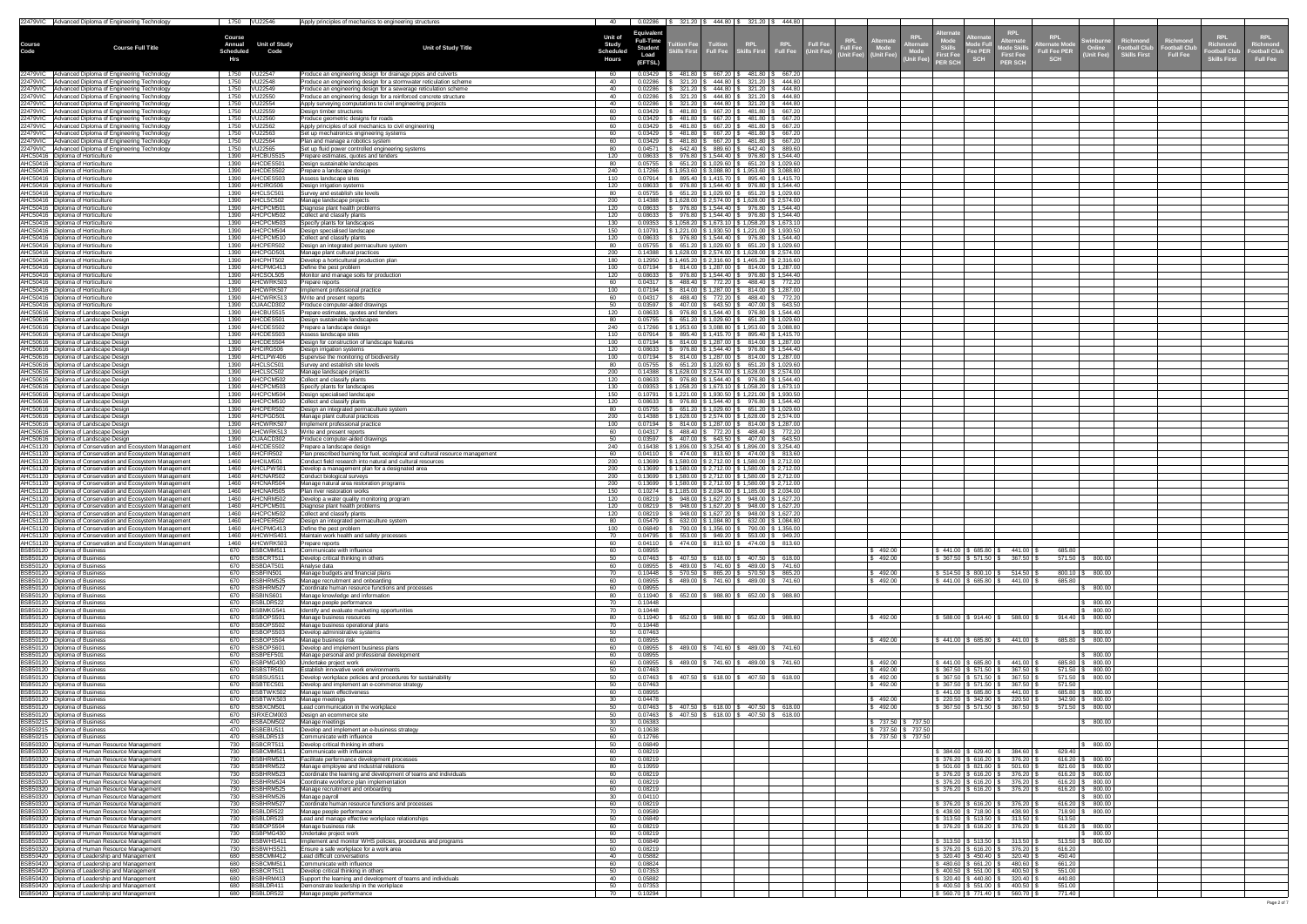| Course Code | Course Full Title | Course Annual Scheduled Hrs | Unit of Study Code | Unit of Study Title | Unit of Study Scheduled Hours | Equivalent Full-Time Student Load (EFTSL) | Tuition Fee Skills First | Tuition Full Fee | RPL Skills First | RPL Full Fee | Full Fee (Unit Fee) | RPL Full Fee (Unit Fee) | Alternate Mode (Unit Fee) | RPL Alternate Mode (Unit Fee) | Alternate Mode Skills First Fee PER SCH | Alternate Mode Full Fee PER SCH | RPL Alternate Mode Skills First Fee PER SCH | RPL Alternate Mode Full Fee PER SCH | Swinburne Online (Unit Fee) | Richmond Football Club Skills First | Richmond Football Club Full Fee | RPL Richmond Football Club Skills First | RPL Richmond Football Club Full Fee |
|---|---|---|---|---|---|---|---|---|---|---|---|---|---|---|---|---|---|---|---|---|---|---|---|
| 22479VIC | Advanced Diploma of Engineering Technology | 1750 | VU22546 | Apply principles of mechanics to engineering structures | 40 | 0.02286 | $ 321.20 | $ 444.80 | $ 321.20 | $ 444.80 | | | | | | | | | | | | | |
| 22479VIC | Advanced Diploma of Engineering Technology | 1750 | VU22547 | Produce an engineering design for drainage pipes and culverts | 60 | 0.03429 | $ 481.80 | $ 667.20 | $ 481.80 | $ 667.20 | | | | | | | | | | | | | |
| 22479VIC | Advanced Diploma of Engineering Technology | 1750 | VU22548 | Produce an engineering design for a stormwater reticulation scheme | 40 | 0.02286 | $ 321.20 | $ 444.80 | $ 321.20 | $ 444.80 | | | | | | | | | | | | | |
| 22479VIC | Advanced Diploma of Engineering Technology | 1750 | VU22549 | Produce an engineering design for a sewerage reticulation scheme | 40 | 0.02286 | $ 321.20 | $ 444.80 | $ 321.20 | $ 444.80 | | | | | | | | | | | | | |
| 22479VIC | Advanced Diploma of Engineering Technology | 1750 | VU22550 | Produce an engineering design for a reinforced concrete structure | 40 | 0.02286 | $ 321.20 | $ 444.80 | $ 321.20 | $ 444.80 | | | | | | | | | | | | | |
| 22479VIC | Advanced Diploma of Engineering Technology | 1750 | VU22554 | Apply surveying computations to civil engineering projects | 40 | 0.02286 | $ 321.20 | $ 444.80 | $ 321.20 | $ 444.80 | | | | | | | | | | | | | |
| 22479VIC | Advanced Diploma of Engineering Technology | 1750 | VU22559 | Design timber structures | 60 | 0.03429 | $ 481.80 | $ 667.20 | $ 481.80 | $ 667.20 | | | | | | | | | | | | | |
| 22479VIC | Advanced Diploma of Engineering Technology | 1750 | VU22560 | Produce geometric designs for roads | 60 | 0.03429 | $ 481.80 | $ 667.20 | $ 481.80 | $ 667.20 | | | | | | | | | | | | | |
| 22479VIC | Advanced Diploma of Engineering Technology | 1750 | VU22562 | Apply principles of soil mechanics to civil engineering | 60 | 0.03429 | $ 481.80 | $ 667.20 | $ 481.80 | $ 667.20 | | | | | | | | | | | | | |
| 22479VIC | Advanced Diploma of Engineering Technology | 1750 | VU22563 | Set up mechatronics engineering systems | 60 | 0.03429 | $ 481.80 | $ 667.20 | $ 481.80 | $ 667.20 | | | | | | | | | | | | | |
| 22479VIC | Advanced Diploma of Engineering Technology | 1750 | VU22564 | Plan and manage a robotics system | 60 | 0.03429 | $ 481.80 | $ 667.20 | $ 481.80 | $ 667.20 | | | | | | | | | | | | | |
| 22479VIC | Advanced Diploma of Engineering Technology | 1750 | VU22565 | Set up fluid power controlled engineering systems | 80 | 0.04571 | $ 642.40 | $ 889.60 | $ 642.40 | $ 889.60 | | | | | | | | | | | | | |
| AHC50416 | Diploma of Horticulture | 1390 | AHCBUS515 | Prepare estimates, quotes and tenders | 120 | 0.08633 | $ 976.80 | $ 1,544.40 | $ 976.80 | $ 1,544.40 | | | | | | | | | | | | | |
| AHC50416 | Diploma of Horticulture | 1390 | AHCDES501 | Design sustainable landscapes | 80 | 0.05755 | $ 651.20 | $ 1,029.60 | $ 651.20 | $ 1,029.60 | | | | | | | | | | | | | |
| AHC50416 | Diploma of Horticulture | 1390 | AHCDES502 | Prepare a landscape design | 240 | 0.17266 | $ 1,953.60 | $ 3,088.80 | $ 1,953.60 | $ 3,088.80 | | | | | | | | | | | | | |
| AHC50416 | Diploma of Horticulture | 1390 | AHCDES503 | Assess landscape sites | 110 | 0.07914 | $ 895.40 | $ 1,415.70 | $ 895.40 | $ 1,415.70 | | | | | | | | | | | | | |
| AHC50416 | Diploma of Horticulture | 1390 | AHCIRG506 | Design irrigation systems | 120 | 0.08633 | $ 976.80 | $ 1,544.40 | $ 976.80 | $ 1,544.40 | | | | | | | | | | | | | |
| AHC50416 | Diploma of Horticulture | 1390 | AHCLSC501 | Survey and establish site levels | 80 | 0.05755 | $ 651.20 | $ 1,029.60 | $ 651.20 | $ 1,029.60 | | | | | | | | | | | | | |
| AHC50416 | Diploma of Horticulture | 1390 | AHCLSC502 | Manage landscape projects | 200 | 0.14388 | $ 1,628.00 | $ 2,574.00 | $ 1,628.00 | $ 2,574.00 | | | | | | | | | | | | | |
| AHC50416 | Diploma of Horticulture | 1390 | AHCPCM501 | Diagnose plant health problems | 120 | 0.08633 | $ 976.80 | $ 1,544.40 | $ 976.80 | $ 1,544.40 | | | | | | | | | | | | | |
| AHC50416 | Diploma of Horticulture | 1390 | AHCPCM502 | Collect and classify plants | 120 | 0.08633 | $ 976.80 | $ 1,544.40 | $ 976.80 | $ 1,544.40 | | | | | | | | | | | | | |
| AHC50416 | Diploma of Horticulture | 1390 | AHCPCM503 | Specify plants for landscapes | 130 | 0.09353 | $ 1,058.20 | $ 1,673.10 | $ 1,058.20 | $ 1,673.10 | | | | | | | | | | | | | |
| AHC50416 | Diploma of Horticulture | 1390 | AHCPCM504 | Design specialised landscape | 150 | 0.10791 | $ 1,221.00 | $ 1,930.50 | $ 1,221.00 | $ 1,930.50 | | | | | | | | | | | | | |
| AHC50416 | Diploma of Horticulture | 1390 | AHCPCM510 | Collect and classify plants | 120 | 0.08633 | $ 976.80 | $ 1,544.40 | $ 976.80 | $ 1,544.40 | | | | | | | | | | | | | |
| AHC50416 | Diploma of Horticulture | 1390 | AHCPER502 | Design an integrated permaculture system | 80 | 0.05755 | $ 651.20 | $ 1,029.60 | $ 651.20 | $ 1,029.60 | | | | | | | | | | | | | |
| AHC50416 | Diploma of Horticulture | 1390 | AHCPGD501 | Manage plant cultural practices | 200 | 0.14388 | $ 1,628.00 | $ 2,574.00 | $ 1,628.00 | $ 2,574.00 | | | | | | | | | | | | | |
| AHC50416 | Diploma of Horticulture | 1390 | AHCPHT502 | Develop a horticultural production plan | 180 | 0.12950 | $ 1,465.20 | $ 2,316.60 | $ 1,465.20 | $ 2,316.60 | | | | | | | | | | | | | |
| AHC50416 | Diploma of Horticulture | 1390 | AHCPMG413 | Define the pest problem | 100 | 0.07194 | $ 814.00 | $ 1,287.00 | $ 814.00 | $ 1,287.00 | | | | | | | | | | | | | |
| AHC50416 | Diploma of Horticulture | 1390 | AHCSOL505 | Monitor and manage soils for production | 120 | 0.08633 | $ 976.80 | $ 1,544.40 | $ 976.80 | $ 1,544.40 | | | | | | | | | | | | | |
| AHC50416 | Diploma of Horticulture | 1390 | AHCWRK503 | Prepare reports | 60 | 0.04317 | $ 488.40 | $ 772.20 | $ 488.40 | $ 772.20 | | | | | | | | | | | | | |
| AHC50416 | Diploma of Horticulture | 1390 | AHCWRK507 | Implement professional practice | 100 | 0.07194 | $ 814.00 | $ 1,287.00 | $ 814.00 | $ 1,287.00 | | | | | | | | | | | | | |
| AHC50416 | Diploma of Horticulture | 1390 | AHCWRK513 | Write and present reports | 60 | 0.04317 | $ 488.40 | $ 772.20 | $ 488.40 | $ 772.20 | | | | | | | | | | | | | |
| AHC50416 | Diploma of Horticulture | 1390 | CUAACD302 | Produce computer-aided drawings | 50 | 0.03597 | $ 407.00 | $ 643.50 | $ 407.00 | $ 643.50 | | | | | | | | | | | | | |
| AHC50616 | Diploma of Landscape Design | 1390 | AHCBUS515 | Prepare estimates, quotes and tenders | 120 | 0.08633 | $ 976.80 | $ 1,544.40 | $ 976.80 | $ 1,544.40 | | | | | | | | | | | | | |
| AHC50616 | Diploma of Landscape Design | 1390 | AHCDES501 | Design sustainable landscapes | 80 | 0.05755 | $ 651.20 | $ 1,029.60 | $ 651.20 | $ 1,029.60 | | | | | | | | | | | | | |
| AHC50616 | Diploma of Landscape Design | 1390 | AHCDES502 | Prepare a landscape design | 240 | 0.17266 | $ 1,953.60 | $ 3,088.80 | $ 1,953.60 | $ 3,088.80 | | | | | | | | | | | | | |
| AHC50616 | Diploma of Landscape Design | 1390 | AHCDES503 | Assess landscape sites | 110 | 0.07914 | $ 895.40 | $ 1,415.70 | $ 895.40 | $ 1,415.70 | | | | | | | | | | | | | |
| AHC50616 | Diploma of Landscape Design | 1390 | AHCDES504 | Design for construction of landscape features | 100 | 0.07194 | $ 814.00 | $ 1,287.00 | $ 814.00 | $ 1,287.00 | | | | | | | | | | | | | |
| AHC50616 | Diploma of Landscape Design | 1390 | AHCIRG506 | Design irrigation systems | 120 | 0.08633 | $ 976.80 | $ 1,544.40 | $ 976.80 | $ 1,544.40 | | | | | | | | | | | | | |
| AHC50616 | Diploma of Landscape Design | 1390 | AHCLPW406 | Supervise the monitoring of biodiversity | 100 | 0.07194 | $ 814.00 | $ 1,287.00 | $ 814.00 | $ 1,287.00 | | | | | | | | | | | | | |
| AHC50616 | Diploma of Landscape Design | 1390 | AHCLSC501 | Survey and establish site levels | 80 | 0.05755 | $ 651.20 | $ 1,029.60 | $ 651.20 | $ 1,029.60 | | | | | | | | | | | | | |
| AHC50616 | Diploma of Landscape Design | 1390 | AHCLSC502 | Manage landscape projects | 200 | 0.14388 | $ 1,628.00 | $ 2,574.00 | $ 1,628.00 | $ 2,574.00 | | | | | | | | | | | | | |
| AHC50616 | Diploma of Landscape Design | 1390 | AHCPCM502 | Collect and classify plants | 120 | 0.08633 | $ 976.80 | $ 1,544.40 | $ 976.80 | $ 1,544.40 | | | | | | | | | | | | | |
| AHC50616 | Diploma of Landscape Design | 1390 | AHCPCM503 | Specify plants for landscapes | 130 | 0.09353 | $ 1,058.20 | $ 1,673.10 | $ 1,058.20 | $ 1,673.10 | | | | | | | | | | | | | |
| AHC50616 | Diploma of Landscape Design | 1390 | AHCPCM504 | Design specialised landscape | 150 | 0.10791 | $ 1,221.00 | $ 1,930.50 | $ 1,221.00 | $ 1,930.50 | | | | | | | | | | | | | |
| AHC50616 | Diploma of Landscape Design | 1390 | AHCPCM510 | Collect and classify plants | 120 | 0.08633 | $ 976.80 | $ 1,544.40 | $ 976.80 | $ 1,544.40 | | | | | | | | | | | | | |
| AHC50616 | Diploma of Landscape Design | 1390 | AHCPER502 | Design an integrated permaculture system | 80 | 0.05755 | $ 651.20 | $ 1,029.60 | $ 651.20 | $ 1,029.60 | | | | | | | | | | | | | |
| AHC50616 | Diploma of Landscape Design | 1390 | AHCPGD501 | Manage plant cultural practices | 200 | 0.14388 | $ 1,628.00 | $ 2,574.00 | $ 1,628.00 | $ 2,574.00 | | | | | | | | | | | | | |
| AHC50616 | Diploma of Landscape Design | 1390 | AHCWRK507 | Implement professional practice | 100 | 0.07194 | $ 814.00 | $ 1,287.00 | $ 814.00 | $ 1,287.00 | | | | | | | | | | | | | |
| AHC50616 | Diploma of Landscape Design | 1390 | AHCWRK513 | Write and present reports | 60 | 0.04317 | $ 488.40 | $ 772.20 | $ 488.40 | $ 772.20 | | | | | | | | | | | | | |
| AHC50616 | Diploma of Landscape Design | 1390 | CUAACD302 | Produce computer-aided drawings | 50 | 0.03597 | $ 407.00 | $ 643.50 | $ 407.00 | $ 643.50 | | | | | | | | | | | | | |
| AHC51120 | Diploma of Conservation and Ecosystem Management | 1460 | AHCDES502 | Prepare a landscape design | 240 | 0.16438 | $ 1,896.00 | $ 3,254.40 | $ 1,896.00 | $ 3,254.40 | | | | | | | | | | | | | |
| AHC51120 | Diploma of Conservation and Ecosystem Management | 1460 | AHCFIR502 | Plan prescribed burning for fuel, ecological and cultural resource management | 60 | 0.04110 | $ 474.00 | $ 813.60 | $ 474.00 | $ 813.60 | | | | | | | | | | | | | |
| AHC51120 | Diploma of Conservation and Ecosystem Management | 1460 | AHCILM501 | Conduct field research into natural and cultural resources | 200 | 0.13699 | $ 1,580.00 | $ 2,712.00 | $ 1,580.00 | $ 2,712.00 | | | | | | | | | | | | | |
| AHC51120 | Diploma of Conservation and Ecosystem Management | 1460 | AHCLPW501 | Develop a management plan for a designated area | 200 | 0.13699 | $ 1,580.00 | $ 2,712.00 | $ 1,580.00 | $ 2,712.00 | | | | | | | | | | | | | |
| AHC51120 | Diploma of Conservation and Ecosystem Management | 1460 | AHCNAR502 | Conduct biological surveys | 200 | 0.13699 | $ 1,580.00 | $ 2,712.00 | $ 1,580.00 | $ 2,712.00 | | | | | | | | | | | | | |
| AHC51120 | Diploma of Conservation and Ecosystem Management | 1460 | AHCNAR504 | Manage natural area restoration programs | 200 | 0.13699 | $ 1,580.00 | $ 2,712.00 | $ 1,580.00 | $ 2,712.00 | | | | | | | | | | | | | |
| AHC51120 | Diploma of Conservation and Ecosystem Management | 1460 | AHCNAR505 | Plan river restoration works | 150 | 0.10274 | $ 1,185.00 | $ 2,034.00 | $ 1,185.00 | $ 2,034.00 | | | | | | | | | | | | | |
| AHC51120 | Diploma of Conservation and Ecosystem Management | 1460 | AHCNRM502 | Develop a water quality monitoring program | 120 | 0.08219 | $ 948.00 | $ 1,627.20 | $ 948.00 | $ 1,627.20 | | | | | | | | | | | | | |
| AHC51120 | Diploma of Conservation and Ecosystem Management | 1460 | AHCPCM501 | Diagnose plant health problems | 120 | 0.08219 | $ 948.00 | $ 1,627.20 | $ 948.00 | $ 1,627.20 | | | | | | | | | | | | | |
| AHC51120 | Diploma of Conservation and Ecosystem Management | 1460 | AHCPCM502 | Collect and classify plants | 120 | 0.08219 | $ 948.00 | $ 1,627.20 | $ 948.00 | $ 1,627.20 | | | | | | | | | | | | | |
| AHC51120 | Diploma of Conservation and Ecosystem Management | 1460 | AHCPER502 | Design an integrated permaculture system | 80 | 0.05479 | $ 632.00 | $ 1,084.80 | $ 632.00 | $ 1,084.80 | | | | | | | | | | | | | |
| AHC51120 | Diploma of Conservation and Ecosystem Management | 1460 | AHCPMG413 | Define the pest problem | 100 | 0.06849 | $ 790.00 | $ 1,356.00 | $ 790.00 | $ 1,356.00 | | | | | | | | | | | | | |
| AHC51120 | Diploma of Conservation and Ecosystem Management | 1460 | AHCWHS401 | Maintain work health and safety processes | 70 | 0.04795 | $ 553.00 | $ 949.20 | $ 553.00 | $ 949.20 | | | | | | | | | | | | | |
| AHC51120 | Diploma of Conservation and Ecosystem Management | 1460 | AHCWRK503 | Prepare reports | 60 | 0.04110 | $ 474.00 | $ 813.60 | $ 474.00 | $ 813.60 | | | | | | | | | | | | | |
| BSB50120 | Diploma of Business | 670 | BSBCMM511 | Communicate with influence | 60 | 0.08955 | | | | | | | $ 492.00 | | $ 441.00 | $ 685.80 | $ 441.00 | $ 685.80 | | | | | |
| BSB50120 | Diploma of Business | 670 | BSBCRT511 | Develop critical thinking in others | 50 | 0.07463 | $ 407.50 | $ 618.00 | $ 407.50 | $ 618.00 | | | $ 492.00 | | $ 367.50 | $ 571.50 | $ 367.50 | $ 571.50 | $ 800.00 | | | | |
| BSB50120 | Diploma of Business | 670 | BSBDATA501 | Analyse data | 60 | 0.08955 | $ 489.00 | $ 741.60 | $ 489.00 | $ 741.60 | | | | | | | | | | | | | |
| BSB50120 | Diploma of Business | 670 | BSBFIN501 | Manage budgets and financial plans | 70 | 0.10448 | $ 570.50 | $ 865.20 | $ 570.50 | $ 865.20 | | | $ 492.00 | | $ 514.50 | $ 800.10 | $ 514.50 | $ 800.10 | $ 800.00 | | | | |
| BSB50120 | Diploma of Business | 670 | BSBHRM525 | Manage recruitment and onboarding | 60 | 0.08955 | $ 489.00 | $ 741.60 | $ 489.00 | $ 741.60 | | | $ 492.00 | | $ 441.00 | $ 685.80 | $ 441.00 | $ 685.80 | | | | | |
| BSB50120 | Diploma of Business | 670 | BSBHRM527 | Coordinate human resource functions and processes | 60 | 0.08955 | | | | | | | | | | | | | $ 800.00 | | | | |
| BSB50120 | Diploma of Business | 670 | BSBINS601 | Manage knowledge and information | 80 | 0.11940 | $ 652.00 | $ 988.80 | $ 652.00 | $ 988.80 | | | | | | | | | | | | | |
| BSB50120 | Diploma of Business | 670 | BSBLDR522 | Manage people performance | 70 | 0.10448 | | | | | | | | | | | | | $ 800.00 | | | | |
| BSB50120 | Diploma of Business | 670 | BSBMKG541 | Identify and evaluate marketing opportunities | 70 | 0.10448 | | | | | | | | | | | | | $ 800.00 | | | | |
| BSB50120 | Diploma of Business | 670 | BSBOPS501 | Manage business resources | 80 | 0.11940 | $ 652.00 | $ 988.80 | $ 652.00 | $ 988.80 | | | $ 492.00 | | $ 588.00 | $ 914.40 | $ 588.00 | $ 914.40 | $ 800.00 | | | | |
| BSB50120 | Diploma of Business | 670 | BSBOPS502 | Manage business operational plans | 70 | 0.10448 | | | | | | | | | | | | | | | | | |
| BSB50120 | Diploma of Business | 670 | BSBOPS503 | Develop administrative systems | 50 | 0.07463 | | | | | | | | | | | | | $ 800.00 | | | | |
| BSB50120 | Diploma of Business | 670 | BSBOPS504 | Manage business risk | 60 | 0.08955 | | | | | | | $ 492.00 | | $ 441.00 | $ 685.80 | $ 441.00 | $ 685.80 | $ 800.00 | | | | |
| BSB50120 | Diploma of Business | 670 | BSBOPS601 | Develop and implement business plans | 60 | 0.08955 | $ 489.00 | $ 741.60 | $ 489.00 | $ 741.60 | | | | | | | | | | | | | |
| BSB50120 | Diploma of Business | 670 | BSBPEF501 | Manage personal and professional development | 60 | 0.08955 | | | | | | | | | | | | | $ 800.00 | | | | |
| BSB50120 | Diploma of Business | 670 | BSBPMG430 | Undertake project work | 60 | 0.08955 | $ 489.00 | $ 741.60 | $ 489.00 | $ 741.60 | | | $ 492.00 | | $ 441.00 | $ 685.80 | $ 441.00 | $ 685.80 | $ 800.00 | | | | |
| BSB50120 | Diploma of Business | 670 | BSBSTR501 | Establish innovative work environments | 50 | 0.07463 | | | | | | | $ 492.00 | | $ 367.50 | $ 571.50 | $ 367.50 | $ 571.50 | $ 800.00 | | | | |
| BSB50120 | Diploma of Business | 670 | BSBSUS511 | Develop workplace policies and procedures for sustainability | 50 | 0.07463 | $ 407.50 | $ 618.00 | $ 407.50 | $ 618.00 | | | $ 492.00 | | $ 367.50 | $ 571.50 | $ 367.50 | $ 571.50 | $ 800.00 | | | | |
| BSB50120 | Diploma of Business | 670 | BSBTEC501 | Develop and implement an e-commerce strategy | 50 | 0.07463 | | | | | | | $ 492.00 | | $ 367.50 | $ 571.50 | $ 367.50 | $ 571.50 | | | | | |
| BSB50120 | Diploma of Business | 670 | BSBTWK502 | Manage team effectiveness | 60 | 0.08955 | | | | | | | | | $ 441.00 | $ 685.80 | $ 441.00 | $ 685.80 | $ 800.00 | | | | |
| BSB50120 | Diploma of Business | 670 | BSBTWK503 | Manage meetings | 30 | 0.04478 | | | | | | | $ 492.00 | | $ 220.50 | $ 342.90 | $ 220.50 | $ 342.90 | $ 800.00 | | | | |
| BSB50120 | Diploma of Business | 670 | BSBXCM501 | Lead communication in the workplace | 50 | 0.07463 | $ 407.50 | $ 618.00 | $ 407.50 | $ 618.00 | | | $ 492.00 | | $ 367.50 | $ 571.50 | $ 367.50 | $ 571.50 | $ 800.00 | | | | |
| BSB50120 | Diploma of Business | 670 | SIRXECM003 | Design an ecommerce site | 50 | 0.07463 | $ 407.50 | $ 618.00 | $ 407.50 | $ 618.00 | | | | | | | | | | | | | |
| BSB50215 | Diploma of Business | 470 | BSBADM502 | Manage meetings | 30 | 0.06383 | | | | | | | $ 737.50 | $ 737.50 | | | | | $ 800.00 | | | | |
| BSB50215 | Diploma of Business | 470 | BSBEBUS511 | Develop and implement an e-business strategy | 50 | 0.10638 | | | | | | | $ 737.50 | $ 737.50 | | | | | | | | | |
| BSB50215 | Diploma of Business | 470 | BSBLDR513 | Communicate with influence | 60 | 0.12766 | | | | | | | $ 737.50 | $ 737.50 | | | | | | | | | |
| BSB50320 | Diploma of Human Resource Management | 730 | BSBCRT511 | Develop critical thinking in others | 50 | 0.06849 | | | | | | | | | | | | | $ 800.00 | | | | |
| BSB50320 | Diploma of Human Resource Management | 730 | BSBCMM511 | Communicate with influence | 60 | 0.08219 | | | | | | | | | $ 384.60 | $ 629.40 | $ 384.60 | $ 629.40 | | | | | |
| BSB50320 | Diploma of Human Resource Management | 730 | BSBHRM521 | Facilitate performance development processes | 60 | 0.08219 | | | | | | | | | $ 376.20 | $ 616.20 | $ 376.20 | $ 616.20 | $ 800.00 | | | | |
| BSB50320 | Diploma of Human Resource Management | 730 | BSBHRM522 | Manage employee and industrial relations | 80 | 0.10959 | | | | | | | | | $ 501.60 | $ 821.60 | $ 501.60 | $ 821.60 | $ 800.00 | | | | |
| BSB50320 | Diploma of Human Resource Management | 730 | BSBHRM523 | Coordinate the learning and development of teams and individuals | 60 | 0.08219 | | | | | | | | | $ 376.20 | $ 616.20 | $ 376.20 | $ 616.20 | $ 800.00 | | | | |
| BSB50320 | Diploma of Human Resource Management | 730 | BSBHRM524 | Coordinate workforce plan implementation | 60 | 0.08219 | | | | | | | | | $ 376.20 | $ 616.20 | $ 376.20 | $ 616.20 | $ 800.00 | | | | |
| BSB50320 | Diploma of Human Resource Management | 730 | BSBHRM525 | Manage recruitment and onboarding | 60 | 0.08219 | | | | | | | | | $ 376.20 | $ 616.20 | $ 376.20 | $ 616.20 | $ 800.00 | | | | |
| BSB50320 | Diploma of Human Resource Management | 730 | BSBHRM526 | Manage payroll | 30 | 0.04110 | | | | | | | | | | | | | $ 800.00 | | | | |
| BSB50320 | Diploma of Human Resource Management | 730 | BSBHRM527 | Coordinate human resource functions and processes | 60 | 0.08219 | | | | | | | | | $ 376.20 | $ 616.20 | $ 376.20 | $ 616.20 | $ 800.00 | | | | |
| BSB50320 | Diploma of Human Resource Management | 730 | BSBLDR522 | Manage people performance | 70 | 0.09589 | | | | | | | | | $ 438.90 | $ 718.90 | $ 438.90 | $ 718.90 | $ 800.00 | | | | |
| BSB50320 | Diploma of Human Resource Management | 730 | BSBLDR523 | Lead and manage effective workplace relationships | 50 | 0.06849 | | | | | | | | | $ 313.50 | $ 513.50 | $ 313.50 | $ 513.50 | | | | | |
| BSB50320 | Diploma of Human Resource Management | 730 | BSBOPS504 | Manage business risk | 60 | 0.08219 | | | | | | | | | $ 376.20 | $ 616.20 | $ 376.20 | $ 616.20 | $ 800.00 | | | | |
| BSB50320 | Diploma of Human Resource Management | 730 | BSBPMG430 | Undertake project work | 60 | 0.08219 | | | | | | | | | | | | | $ 800.00 | | | | |
| BSB50320 | Diploma of Human Resource Management | 730 | BSBWHS411 | Implement and monitor WHS policies, procedures and programs | 50 | 0.06849 | | | | | | | | | $ 313.50 | $ 513.50 | $ 313.50 | $ 513.50 | $ 800.00 | | | | |
| BSB50320 | Diploma of Human Resource Management | 730 | BSBWHS521 | Ensure a safe workplace for a work area | 60 | 0.08219 | | | | | | | | | $ 376.20 | $ 616.20 | $ 376.20 | $ 616.20 | | | | | |
| BSB50420 | Diploma of Leadership and Management | 680 | BSBCMM412 | Lead difficult conversations | 40 | 0.05882 | | | | | | | | | $ 320.40 | $ 450.40 | $ 320.40 | $ 450.40 | | | | | |
| BSB50420 | Diploma of Leadership and Management | 680 | BSBCMM511 | Communicate with influence | 60 | 0.08824 | | | | | | | | | $ 480.60 | $ 661.20 | $ 480.60 | $ 661.20 | | | | | |
| BSB50420 | Diploma of Leadership and Management | 680 | BSBCRT511 | Develop critical thinking in others | 50 | 0.07353 | | | | | | | | | $ 400.50 | $ 551.00 | $ 400.50 | $ 551.00 | | | | | |
| BSB50420 | Diploma of Leadership and Management | 680 | BSBHRM413 | Support the learning and development of teams and individuals | 40 | 0.05882 | | | | | | | | | $ 320.40 | $ 440.80 | $ 320.40 | $ 440.80 | | | | | |
| BSB50420 | Diploma of Leadership and Management | 680 | BSBLDR411 | Demonstrate leadership in the workplace | 50 | 0.07353 | | | | | | | | | $ 400.50 | $ 551.00 | $ 400.50 | $ 551.00 | | | | | |
| BSB50420 | Diploma of Leadership and Management | 680 | BSBLDR522 | Manage people performance | 70 | 0.10294 | | | | | | | | | $ 560.70 | $ 771.40 | $ 560.70 | $ 771.40 | | | | | |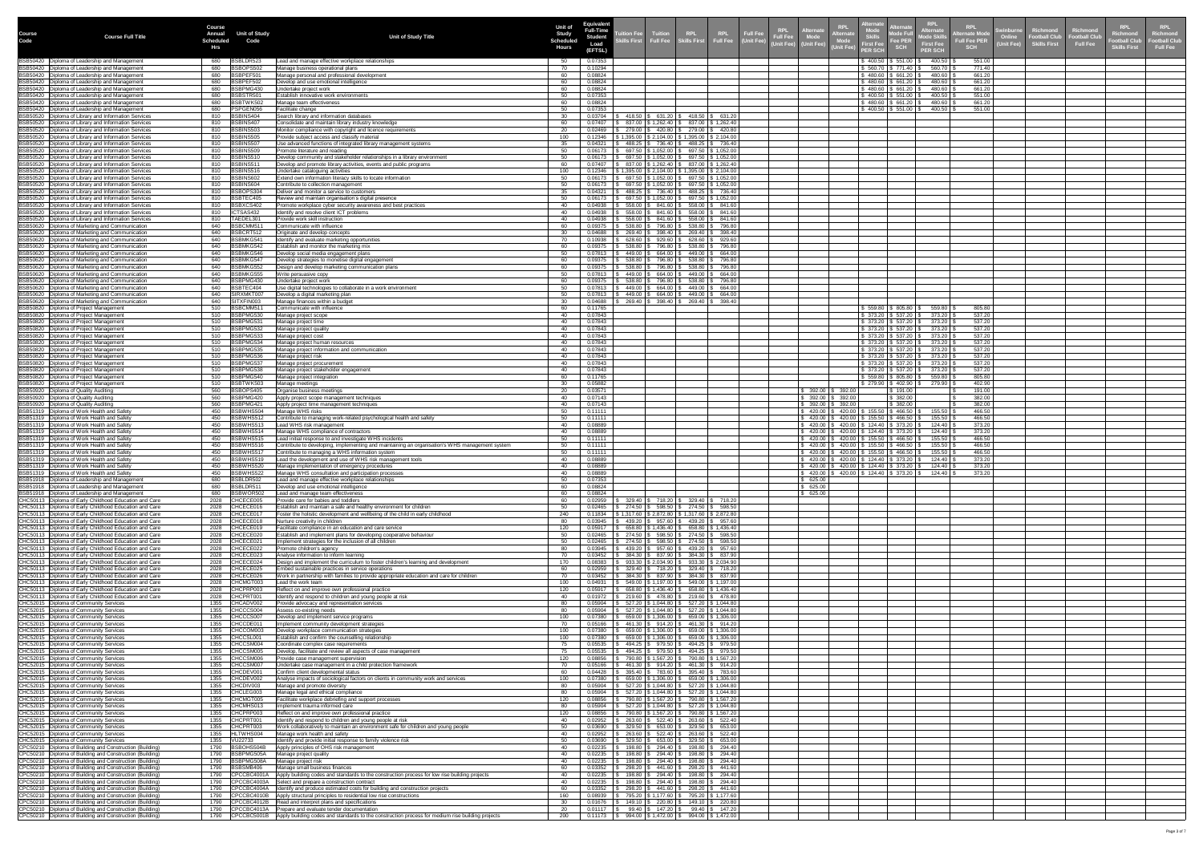| Course Code | Course Full Title | Course Annual Scheduled Hrs | Unit of Study Code | Unit of Study Title | Unit of Study Scheduled Hours | Equivalent Full-Time Student Load (EFTSL) | Tuition Fee Skills First | Tuition Full Fee | RPL Skills First | RPL Full Fee | Full Fee (Unit Fee) | RPL Full Fee (Unit Fee) | Alternate Mode (Unit Fee) | RPL Alternate Mode (Unit Fee) | Alternate Mode Skills First Fee PER SCH | Alternate Mode Full Fee PER SCH | RPL Alternate Mode Skills First Fee PER SCH | RPL Alternate Mode Full Fee PER SCH | Swinburne Online (Unit Fee) | Richmond Football Club Skills First | Richmond Football Club Full Fee | RPL Richmond Football Club Skills First | RPL Richmond Football Club Full Fee |
|---|---|---|---|---|---|---|---|---|---|---|---|---|---|---|---|---|---|---|---|---|---|---|---|
| BSB50420 | Diploma of Leadership and Management | 680 | BSBLDR523 | Lead and manage effective workplace relationships | 50 | 0.07353 | | | | | | | | | $ 400.50 | $ 551.00 | $ 400.50 | 551.00 | | | | | |
| BSB50420 | Diploma of Leadership and Management | 680 | BSBOPS502 | Manage business operational plans | 70 | 0.10294 | | | | | | | | | $ 560.70 | $ 771.40 | $ 560.70 | 771.40 | | | | | |
| BSB50420 | Diploma of Leadership and Management | 680 | BSBPEF501 | Manage personal and professional development | 60 | 0.08824 | | | | | | | | | $ 480.60 | $ 661.20 | $ 480.60 | 661.20 | | | | | |
| BSB50420 | Diploma of Leadership and Management | 680 | BSBPEF502 | Develop and use emotional intelligence | 60 | 0.08824 | | | | | | | | | $ 480.60 | $ 661.20 | $ 480.60 | 661.20 | | | | | |
| BSB50420 | Diploma of Leadership and Management | 680 | BSBPMG430 | Undertake project work | 60 | 0.08824 | | | | | | | | | $ 480.60 | $ 661.20 | $ 480.60 | 661.20 | | | | | |
| BSB50420 | Diploma of Leadership and Management | 680 | BSBSTR501 | Establish innovative work environments | 50 | 0.07353 | | | | | | | | | $ 400.50 | $ 551.00 | $ 400.50 | 551.00 | | | | | |
| BSB50420 | Diploma of Leadership and Management | 680 | BSBTWK502 | Manage team effectiveness | 60 | 0.08824 | | | | | | | | | $ 480.60 | $ 661.20 | $ 480.60 | 661.20 | | | | | |
| BSB50420 | Diploma of Leadership and Management | 680 | PSPGEN056 | Facilitate change | 50 | 0.07353 | | | | | | | | | $ 400.50 | $ 551.00 | $ 400.50 | 551.00 | | | | | |
| BSB50520 | Diploma of Library and Information Services | 810 | BSBINS404 | Search library and information databases | 30 | 0.03704 | $ 418.50 | $ 631.20 | $ 418.50 | $ 631.20 | | | | | | | | | | | | | |
| BSB50520 | Diploma of Library and Information Services | 810 | BSBINS407 | Consolidate and maintain library industry knowledge | 60 | 0.07407 | $ 837.00 | $ 1,262.40 | $ 837.00 | $ 1,262.40 | | | | | | | | | | | | | |
| BSB50520 | Diploma of Library and Information Services | 810 | BSBINS503 | Monitor compliance with copyright and licence requirements | 20 | 0.02469 | $ 279.00 | $ 420.80 | $ 279.00 | $ 420.80 | | | | | | | | | | | | | |
| BSB50520 | Diploma of Library and Information Services | 810 | BSBINS505 | Provide subject access and classify material | 100 | 0.12346 | $ 1,395.00 | $ 2,104.00 | $ 1,395.00 | $ 2,104.00 | | | | | | | | | | | | | |
| BSB50520 | Diploma of Library and Information Services | 810 | BSBINS507 | Use advanced functions of integrated library management systems | 35 | 0.04321 | $ 488.25 | $ 736.40 | $ 488.25 | $ 736.40 | | | | | | | | | | | | | |
| BSB50520 | Diploma of Library and Information Services | 810 | BSBINS509 | Promote literature and reading | 50 | 0.06173 | $ 697.50 | $ 1,052.00 | $ 697.50 | $ 1,052.00 | | | | | | | | | | | | | |
| BSB50520 | Diploma of Library and Information Services | 810 | BSBINS510 | Develop community and stakeholder relationships in a library environment | 50 | 0.06173 | $ 697.50 | $ 1,052.00 | $ 697.50 | $ 1,052.00 | | | | | | | | | | | | | |
| BSB50520 | Diploma of Library and Information Services | 810 | BSBINS511 | Develop and promote library activities, events and public programs | 60 | 0.07407 | $ 837.00 | $ 1,262.40 | $ 837.00 | $ 1,262.40 | | | | | | | | | | | | | |
| BSB50520 | Diploma of Library and Information Services | 810 | BSBINS516 | Undertake cataloguing activities | 100 | 0.12346 | $ 1,395.00 | $ 2,104.00 | $ 1,395.00 | $ 2,104.00 | | | | | | | | | | | | | |
| BSB50520 | Diploma of Library and Information Services | 810 | BSBINS602 | Extend own information literacy skills to locate information | 50 | 0.06173 | $ 697.50 | $ 1,052.00 | $ 697.50 | $ 1,052.00 | | | | | | | | | | | | | |
| BSB50520 | Diploma of Library and Information Services | 810 | BSBINS604 | Contribute to collection management | 50 | 0.06173 | $ 697.50 | $ 1,052.00 | $ 697.50 | $ 1,052.00 | | | | | | | | | | | | | |
| BSB50520 | Diploma of Library and Information Services | 810 | BSBOPS304 | Deliver and monitor a service to customers | 35 | 0.04321 | $ 488.25 | $ 736.40 | $ 488.25 | $ 736.40 | | | | | | | | | | | | | |
| BSB50520 | Diploma of Library and Information Services | 810 | BSBTEC405 | Review and maintain organisation's digital presence | 50 | 0.06173 | $ 697.50 | $ 1,052.00 | $ 697.50 | $ 1,052.00 | | | | | | | | | | | | | |
| BSB50520 | Diploma of Library and Information Services | 810 | BSBXCS402 | Promote workplace cyber security awareness and best practices | 40 | 0.04938 | $ 558.00 | $ 841.60 | $ 558.00 | $ 841.60 | | | | | | | | | | | | | |
| BSB50520 | Diploma of Library and Information Services | 810 | ICTSAS432 | Identify and resolve client ICT problems | 40 | 0.04938 | $ 558.00 | $ 841.60 | $ 558.00 | $ 841.60 | | | | | | | | | | | | | |
| BSB50520 | Diploma of Library and Information Services | 810 | TAEDEL301 | Provide work skill instruction | 40 | 0.04938 | $ 558.00 | $ 841.60 | $ 558.00 | $ 841.60 | | | | | | | | | | | | | |
| BSB50620 | Diploma of Marketing and Communication | 640 | BSBCMM511 | Communicate with influence | 60 | 0.09375 | $ 538.80 | $ 796.80 | $ 538.80 | $ 796.80 | | | | | | | | | | | | | |
| BSB50620 | Diploma of Marketing and Communication | 640 | BSBCRT512 | Originate and develop concepts | 30 | 0.04688 | $ 269.40 | $ 398.40 | $ 269.40 | $ 398.40 | | | | | | | | | | | | | |
| BSB50620 | Diploma of Marketing and Communication | 640 | BSBMKG541 | Identify and evaluate marketing opportunities | 70 | 0.10938 | $ 628.60 | $ 929.60 | $ 628.60 | $ 929.60 | | | | | | | | | | | | | |
| BSB50620 | Diploma of Marketing and Communication | 640 | BSBMKG542 | Establish and monitor the marketing mix | 60 | 0.09375 | $ 538.80 | $ 796.80 | $ 538.80 | $ 796.80 | | | | | | | | | | | | | |
| BSB50620 | Diploma of Marketing and Communication | 640 | BSBMKG546 | Develop social media engagement plans | 50 | 0.07813 | $ 449.00 | $ 664.00 | $ 449.00 | $ 664.00 | | | | | | | | | | | | | |
| BSB50620 | Diploma of Marketing and Communication | 640 | BSBMKG547 | Develop strategies to monetise digital engagement | 60 | 0.09375 | $ 538.80 | $ 796.80 | $ 538.80 | $ 796.80 | | | | | | | | | | | | | |
| BSB50620 | Diploma of Marketing and Communication | 640 | BSBMKG552 | Design and develop marketing communication plans | 60 | 0.09375 | $ 538.80 | $ 796.80 | $ 538.80 | $ 796.80 | | | | | | | | | | | | | |
| BSB50620 | Diploma of Marketing and Communication | 640 | BSBMKG555 | Write persuasive copy | 50 | 0.07813 | $ 449.00 | $ 664.00 | $ 449.00 | $ 664.00 | | | | | | | | | | | | | |
| BSB50620 | Diploma of Marketing and Communication | 640 | BSBPMG430 | Undertake project work | 60 | 0.09375 | $ 538.80 | $ 796.80 | $ 538.80 | $ 796.80 | | | | | | | | | | | | | |
| BSB50620 | Diploma of Marketing and Communication | 640 | BSBTEC404 | Use digital technologies to collaborate in a work environment | 50 | 0.07813 | $ 449.00 | $ 664.00 | $ 449.00 | $ 664.00 | | | | | | | | | | | | | |
| BSB50620 | Diploma of Marketing and Communication | 640 | SIRXMKT007 | Develop a digital marketing plan | 50 | 0.07813 | $ 449.00 | $ 664.00 | $ 449.00 | $ 664.00 | | | | | | | | | | | | | |
| BSB50620 | Diploma of Marketing and Communication | 640 | SITXFIN003 | Manage finances within a budget | 30 | 0.04688 | $ 269.40 | $ 398.40 | $ 269.40 | $ 398.40 | | | | | | | | | | | | | |
| BSB50820 | Diploma of Project Management | 510 | BSBCMM511 | Communicate with influence | 60 | 0.11765 | | | | | | | | | $ 559.80 | $ 805.80 | $ 559.80 | 805.80 | | | | | |
| BSB50820 | Diploma of Project Management | 510 | BSBPMG530 | Manage project scope | 40 | 0.07843 | | | | | | | | | $ 373.20 | $ 537.20 | $ 373.20 | 537.20 | | | | | |
| BSB50820 | Diploma of Project Management | 510 | BSBPMG531 | Manage project time | 40 | 0.07843 | | | | | | | | | $ 373.20 | $ 537.20 | $ 373.20 | 537.20 | | | | | |
| BSB50820 | Diploma of Project Management | 510 | BSBPMG532 | Manage project quality | 40 | 0.07843 | | | | | | | | | $ 373.20 | $ 537.20 | $ 373.20 | 537.20 | | | | | |
| BSB50820 | Diploma of Project Management | 510 | BSBPMG533 | Manage project cost | 40 | 0.07843 | | | | | | | | | $ 373.20 | $ 537.20 | $ 373.20 | 537.20 | | | | | |
| BSB50820 | Diploma of Project Management | 510 | BSBPMG534 | Manage project human resources | 40 | 0.07843 | | | | | | | | | $ 373.20 | $ 537.20 | $ 373.20 | 537.20 | | | | | |
| BSB50820 | Diploma of Project Management | 510 | BSBPMG535 | Manage project information and communication | 40 | 0.07843 | | | | | | | | | $ 373.20 | $ 537.20 | $ 373.20 | 537.20 | | | | | |
| BSB50820 | Diploma of Project Management | 510 | BSBPMG536 | Manage project risk | 40 | 0.07843 | | | | | | | | | $ 373.20 | $ 537.20 | $ 373.20 | 537.20 | | | | | |
| BSB50820 | Diploma of Project Management | 510 | BSBPMG537 | Manage project procurement | 40 | 0.07843 | | | | | | | | | $ 373.20 | $ 537.20 | $ 373.20 | 537.20 | | | | | |
| BSB50820 | Diploma of Project Management | 510 | BSBPMG538 | Manage project stakeholder engagement | 40 | 0.07843 | | | | | | | | | $ 373.20 | $ 537.20 | $ 373.20 | 537.20 | | | | | |
| BSB50820 | Diploma of Project Management | 510 | BSBPMG540 | Manage project integration | 60 | 0.11765 | | | | | | | | | $ 559.80 | $ 805.80 | $ 559.80 | 805.80 | | | | | |
| BSB50820 | Diploma of Project Management | 510 | BSBTWK503 | Manage meetings | 30 | 0.05882 | | | | | | | | | $ 279.90 | $ 402.90 | $ 279.90 | 402.90 | | | | | |
| BSB50920 | Diploma of Quality Auditing | 560 | BSBOPS405 | Organise business meetings | 20 | 0.03571 | | | | | | | $ 392.00 | $ 392.00 | | $ 191.00 | $ | 191.00 | | | | | |
| BSB50920 | Diploma of Quality Auditing | 560 | BSBPMG420 | Apply project scope management techniques | 40 | 0.07143 | | | | | | | $ 392.00 | $ 392.00 | | $ 382.00 | $ | 382.00 | | | | | |
| BSB50920 | Diploma of Quality Auditing | 560 | BSBPMG421 | Apply project time management techniques | 40 | 0.07143 | | | | | | | $ 392.00 | $ 392.00 | | $ 382.00 | $ | 382.00 | | | | | |
| BSB51319 | Diploma of Work Health and Safety | 450 | BSBWHS504 | Manage WHS risks | 50 | 0.11111 | | | | | | | $ 420.00 | $ 420.00 | $ 155.50 | $ 466.50 | $ 155.50 | 466.50 | | | | | |
| BSB51319 | Diploma of Work Health and Safety | 450 | BSBWHS512 | Contribute to managing work-related psychological health and safety | 50 | 0.11111 | | | | | | | $ 420.00 | $ 420.00 | $ 155.50 | $ 466.50 | $ 155.50 | 466.50 | | | | | |
| BSB51319 | Diploma of Work Health and Safety | 450 | BSBWHS513 | Lead WHS risk management | 40 | 0.08889 | | | | | | | $ 420.00 | $ 420.00 | $ 124.40 | $ 373.20 | $ 124.40 | 373.20 | | | | | |
| BSB51319 | Diploma of Work Health and Safety | 450 | BSBWHS514 | Manage WHS compliance of contractors | 40 | 0.08889 | | | | | | | $ 420.00 | $ 420.00 | $ 124.40 | $ 373.20 | $ 124.40 | 373.20 | | | | | |
| BSB51319 | Diploma of Work Health and Safety | 450 | BSBWHS515 | Lead initial response to and investigate WHS incidents | 50 | 0.11111 | | | | | | | $ 420.00 | $ 420.00 | $ 155.50 | $ 466.50 | $ 155.50 | 466.50 | | | | | |
| BSB51319 | Diploma of Work Health and Safety | 450 | BSBWHS516 | Contribute to developing, implementing and maintaining an organisation's WHS management system | 50 | 0.11111 | | | | | | | $ 420.00 | $ 420.00 | $ 155.50 | $ 466.50 | $ 155.50 | 466.50 | | | | | |
| BSB51319 | Diploma of Work Health and Safety | 450 | BSBWHS517 | Contribute to managing a WHS information system | 50 | 0.11111 | | | | | | | $ 420.00 | $ 420.00 | $ 155.50 | $ 466.50 | $ 155.50 | 466.50 | | | | | |
| BSB51319 | Diploma of Work Health and Safety | 450 | BSBWHS519 | Lead the development and use of WHS risk management tools | 40 | 0.08889 | | | | | | | $ 420.00 | $ 420.00 | $ 124.40 | $ 373.20 | $ 124.40 | 373.20 | | | | | |
| BSB51319 | Diploma of Work Health and Safety | 450 | BSBWHS520 | Manage implementation of emergency procedures | 40 | 0.08889 | | | | | | | $ 420.00 | $ 420.00 | $ 124.40 | $ 373.20 | $ 124.40 | 373.20 | | | | | |
| BSB51319 | Diploma of Work Health and Safety | 450 | BSBWHS522 | Manage WHS consultation and participation processes | 40 | 0.08889 | | | | | | | $ 420.00 | $ 420.00 | $ 124.40 | $ 373.20 | $ 124.40 | 373.20 | | | | | |
| BSB51918 | Diploma of Leadership and Management | 680 | BSBLDR502 | Lead and manage effective workplace relationships | 50 | 0.07353 | | | | | | | $ 625.00 | | | | | | | | | | |
| BSB51918 | Diploma of Leadership and Management | 680 | BSBLDR511 | Develop and use emotional intelligence | 60 | 0.08824 | | | | | | | $ 625.00 | | | | | | | | | | |
| BSB51918 | Diploma of Leadership and Management | 680 | BSBWOR502 | Lead and manage team effectiveness | 60 | 0.08824 | | | | | | | $ 625.00 | | | | | | | | | | |
| CHC50113 | Diploma of Early Childhood Education and Care | 2028 | CHCECE005 | Provide care for babies and toddlers | 60 | 0.02959 | $ 329.40 | $ 718.20 | $ 329.40 | $ 718.20 | | | | | | | | | | | | | |
| CHC50113 | Diploma of Early Childhood Education and Care | 2028 | CHCECE016 | Establish and maintain a safe and healthy environment for children | 50 | 0.02465 | $ 274.50 | $ 598.50 | $ 274.50 | $ 598.50 | | | | | | | | | | | | | |
| CHC50113 | Diploma of Early Childhood Education and Care | 2028 | CHCECE017 | Foster the holistic development and wellbeing of the child in early childhood | 240 | 0.11834 | $ 1,317.60 | $ 2,872.80 | $ 1,317.60 | $ 2,872.80 | | | | | | | | | | | | | |
| CHC50113 | Diploma of Early Childhood Education and Care | 2028 | CHCECE018 | Nurture creativity in children | 80 | 0.03945 | $ 439.20 | $ 957.60 | $ 439.20 | $ 957.60 | | | | | | | | | | | | | |
| CHC50113 | Diploma of Early Childhood Education and Care | 2028 | CHCECE019 | Facilitate compliance in an education and care service | 120 | 0.05917 | $ 658.80 | $ 1,436.40 | $ 658.80 | $ 1,436.40 | | | | | | | | | | | | | |
| CHC50113 | Diploma of Early Childhood Education and Care | 2028 | CHCECE020 | Establish and implement plans for developing cooperative behaviour | 50 | 0.02465 | $ 274.50 | $ 598.50 | $ 274.50 | $ 598.50 | | | | | | | | | | | | | |
| CHC50113 | Diploma of Early Childhood Education and Care | 2028 | CHCECE021 | Implement strategies for the inclusion of all children | 50 | 0.02465 | $ 274.50 | $ 598.50 | $ 274.50 | $ 598.50 | | | | | | | | | | | | | |
| CHC50113 | Diploma of Early Childhood Education and Care | 2028 | CHCECE022 | Promote children's agency | 80 | 0.03945 | $ 439.20 | $ 957.60 | $ 439.20 | $ 957.60 | | | | | | | | | | | | | |
| CHC50113 | Diploma of Early Childhood Education and Care | 2028 | CHCECE023 | Analyse information to inform learning | 70 | 0.03452 | $ 384.30 | $ 837.90 | $ 384.30 | $ 837.90 | | | | | | | | | | | | | |
| CHC50113 | Diploma of Early Childhood Education and Care | 2028 | CHCECE024 | Design and implement the curriculum to foster children's learning and development | 170 | 0.08383 | $ 933.30 | $ 2,034.90 | $ 933.30 | $ 2,034.90 | | | | | | | | | | | | | |
| CHC50113 | Diploma of Early Childhood Education and Care | 2028 | CHCECE025 | Embed sustainable practices in service operations | 60 | 0.02959 | $ 329.40 | $ 718.20 | $ 329.40 | $ 718.20 | | | | | | | | | | | | | |
| CHC50113 | Diploma of Early Childhood Education and Care | 2028 | CHCECE026 | Work in partnership with families to provide appropriate education and care for children | 70 | 0.03452 | $ 384.30 | $ 837.90 | $ 384.30 | $ 837.90 | | | | | | | | | | | | | |
| CHC50113 | Diploma of Early Childhood Education and Care | 2028 | CHCMGT003 | Lead the work team | 100 | 0.04931 | $ 549.00 | $ 1,197.00 | $ 549.00 | $ 1,197.00 | | | | | | | | | | | | | |
| CHC50113 | Diploma of Early Childhood Education and Care | 2028 | CHCPRP003 | Reflect on and improve own professional practice | 120 | 0.05917 | $ 658.80 | $ 1,436.40 | $ 658.80 | $ 1,436.40 | | | | | | | | | | | | | |
| CHC50113 | Diploma of Early Childhood Education and Care | 2028 | CHCPRT001 | Identify and respond to children and young people at risk | 40 | 0.01972 | $ 219.60 | $ 478.80 | $ 219.60 | $ 478.80 | | | | | | | | | | | | | |
| CHC52015 | Diploma of Community Services | 1355 | CHCADV002 | Provide advocacy and representation services | 80 | 0.05904 | $ 527.20 | $ 1,044.80 | $ 527.20 | $ 1,044.80 | | | | | | | | | | | | | |
| CHC52015 | Diploma of Community Services | 1355 | CHCCCS004 | Assess co-existing needs | 80 | 0.05904 | $ 527.20 | $ 1,044.80 | $ 527.20 | $ 1,044.80 | | | | | | | | | | | | | |
| CHC52015 | Diploma of Community Services | 1355 | CHCCCS007 | Develop and implement service programs | 100 | 0.07380 | $ 659.00 | $ 1,306.00 | $ 659.00 | $ 1,306.00 | | | | | | | | | | | | | |
| CHC52015 | Diploma of Community Services | 1355 | CHCCDE011 | Implement community development strategies | 70 | 0.05166 | $ 461.30 | $ 914.20 | $ 461.30 | $ 914.20 | | | | | | | | | | | | | |
| CHC52015 | Diploma of Community Services | 1355 | CHCCOM003 | Develop workplace communication strategies | 100 | 0.07380 | $ 659.00 | $ 1,306.00 | $ 659.00 | $ 1,306.00 | | | | | | | | | | | | | |
| CHC52015 | Diploma of Community Services | 1355 | CHCCSL001 | Establish and confirm the counselling relationship | 100 | 0.07380 | $ 659.00 | $ 1,306.00 | $ 659.00 | $ 1,306.00 | | | | | | | | | | | | | |
| CHC52015 | Diploma of Community Services | 1355 | CHCCSM004 | Coordinate complex case requirements | 75 | 0.05535 | $ 494.25 | $ 979.50 | $ 494.25 | $ 979.50 | | | | | | | | | | | | | |
| CHC52015 | Diploma of Community Services | 1355 | CHCCSM005 | Develop, facilitate and review all aspects of case management | 75 | 0.05535 | $ 494.25 | $ 979.50 | $ 494.25 | $ 979.50 | | | | | | | | | | | | | |
| CHC52015 | Diploma of Community Services | 1355 | CHCCSM006 | Provide case management supervision | 120 | 0.08856 | $ 790.80 | $ 1,567.20 | $ 790.80 | $ 1,567.20 | | | | | | | | | | | | | |
| CHC52015 | Diploma of Community Services | 1355 | CHCCSM007 | Undertake case management in a child protection framework | 70 | 0.05166 | $ 461.30 | $ 914.20 | $ 461.30 | $ 914.20 | | | | | | | | | | | | | |
| CHC52015 | Diploma of Community Services | 1355 | CHCDEV001 | Confirm client developmental status | 60 | 0.04428 | $ 395.40 | $ 783.60 | $ 395.40 | $ 783.60 | | | | | | | | | | | | | |
| CHC52015 | Diploma of Community Services | 1355 | CHCDEV002 | Analyse impacts of sociological factors on clients in community work and services | 100 | 0.07380 | $ 659.00 | $ 1,306.00 | $ 659.00 | $ 1,306.00 | | | | | | | | | | | | | |
| CHC52015 | Diploma of Community Services | 1355 | CHCDIV003 | Manage and promote diversity | 80 | 0.05904 | $ 527.20 | $ 1,044.80 | $ 527.20 | $ 1,044.80 | | | | | | | | | | | | | |
| CHC52015 | Diploma of Community Services | 1355 | CHCLEG003 | Manage legal and ethical compliance | 80 | 0.05904 | $ 527.20 | $ 1,044.80 | $ 527.20 | $ 1,044.80 | | | | | | | | | | | | | |
| CHC52015 | Diploma of Community Services | 1355 | CHCMGT005 | Facilitate workplace debriefing and support processes | 120 | 0.08856 | $ 790.80 | $ 1,567.20 | $ 790.80 | $ 1,567.20 | | | | | | | | | | | | | |
| CHC52015 | Diploma of Community Services | 1355 | CHCMHS013 | Implement trauma informed care | 80 | 0.05904 | $ 527.20 | $ 1,044.80 | $ 527.20 | $ 1,044.80 | | | | | | | | | | | | | |
| CHC52015 | Diploma of Community Services | 1355 | CHCPRP003 | Reflect on and improve own professional practice | 120 | 0.08856 | $ 790.80 | $ 1,567.20 | $ 790.80 | $ 1,567.20 | | | | | | | | | | | | | |
| CHC52015 | Diploma of Community Services | 1355 | CHCPRT001 | Identify and respond to children and young people at risk | 40 | 0.02952 | $ 263.60 | $ 522.40 | $ 263.60 | $ 522.40 | | | | | | | | | | | | | |
| CHC52015 | Diploma of Community Services | 1355 | CHCPRT003 | Work collaboratively to maintain an environment safe for children and young people | 50 | 0.03690 | $ 329.50 | $ 653.00 | $ 329.50 | $ 653.00 | | | | | | | | | | | | | |
| CHC52015 | Diploma of Community Services | 1355 | HLTWHS004 | Manage work health and safety | 40 | 0.02952 | $ 263.60 | $ 522.40 | $ 263.60 | $ 522.40 | | | | | | | | | | | | | |
| CHC52015 | Diploma of Community Services | 1355 | VU22733 | Identify and provide initial response to family violence risk | 50 | 0.03690 | $ 329.50 | $ 653.00 | $ 329.50 | $ 653.00 | | | | | | | | | | | | | |
| CPC50210 | Diploma of Building and Construction (Building) | 1790 | BSBOHS504B | Apply principles of OHS risk management | 40 | 0.02235 | $ 198.80 | $ 294.40 | $ 198.80 | $ 294.40 | | | | | | | | | | | | | |
| CPC50210 | Diploma of Building and Construction (Building) | 1790 | BSBPMG505A | Manage project quality | 40 | 0.02235 | $ 198.80 | $ 294.40 | $ 198.80 | $ 294.40 | | | | | | | | | | | | | |
| CPC50210 | Diploma of Building and Construction (Building) | 1790 | BSBPMG508A | Manage project risk | 40 | 0.02235 | $ 198.80 | $ 294.40 | $ 198.80 | $ 294.40 | | | | | | | | | | | | | |
| CPC50210 | Diploma of Building and Construction (Building) | 1790 | BSBSMB406 | Manage small business finances | 60 | 0.03352 | $ 298.20 | $ 441.60 | $ 298.20 | $ 441.60 | | | | | | | | | | | | | |
| CPC50210 | Diploma of Building and Construction (Building) | 1790 | CPCCBC4001A | Apply building codes and standards to the construction process for low rise building projects | 40 | 0.02235 | $ 198.80 | $ 294.40 | $ 198.80 | $ 294.40 | | | | | | | | | | | | | |
| CPC50210 | Diploma of Building and Construction (Building) | 1790 | CPCCBC4003A | Select and prepare a construction contract | 40 | 0.02235 | $ 198.80 | $ 294.40 | $ 198.80 | $ 294.40 | | | | | | | | | | | | | |
| CPC50210 | Diploma of Building and Construction (Building) | 1790 | CPCCBC4004A | Identify and produce estimated costs for building and construction projects | 60 | 0.03352 | $ 298.20 | $ 441.60 | $ 298.20 | $ 441.60 | | | | | | | | | | | | | |
| CPC50210 | Diploma of Building and Construction (Building) | 1790 | CPCCBC4010B | Apply structural principles to residential low rise constructions | 160 | 0.08939 | $ 795.20 | $ 1,177.60 | $ 795.20 | $ 1,177.60 | | | | | | | | | | | | | |
| CPC50210 | Diploma of Building and Construction (Building) | 1790 | CPCCBC4012B | Read and interpret plans and specifications | 30 | 0.01676 | $ 149.10 | $ 220.80 | $ 149.10 | $ 220.80 | | | | | | | | | | | | | |
| CPC50210 | Diploma of Building and Construction (Building) | 1790 | CPCCBC4013A | Prepare and evaluate tender documentation | 20 | 0.01117 | $ 99.40 | $ 147.20 | $ 99.40 | $ 147.20 | | | | | | | | | | | | | |
| CPC50210 | Diploma of Building and Construction (Building) | 1790 | CPCCBC5001B | Apply building codes and standards to the construction process for medium rise building projects | 200 | 0.11173 | $ 994.00 | $ 1,472.00 | $ 994.00 | $ 1,472.00 | | | | | | | | | | | | | |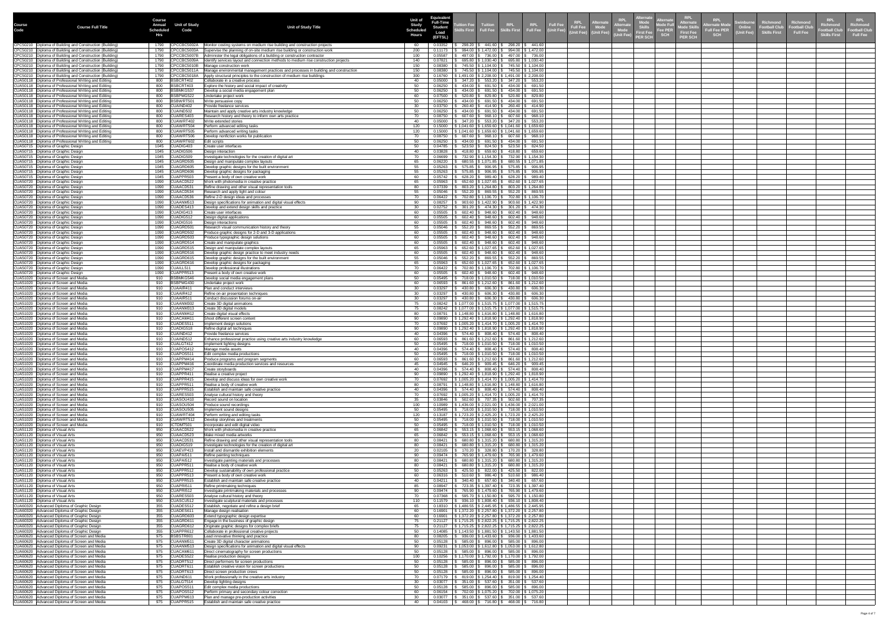| Course Code | Course Full Title | Course Annual Scheduled Hrs | Unit of Study Code | Unit of Study Title | Unit of Study Scheduled Hours | Equivalent Full-Time Student Load (EFTSL) | Tuition Fee Skills First | Tuition Full Fee | RPL Skills First | RPL Full Fee | Full Fee (Unit Fee) | RPL Full Fee (Unit Fee) | Alternate Mode (Unit Fee) | RPL Alternate Mode (Unit Fee) | Alternate Mode Skills First Fee PER SCH | Alternate Mode Full Fee PER SCH | RPL Alternate Mode Skills First Fee PER SCH | RPL Alternate Mode Full Fee PER SCH | Swinburne Online (Unit Fee) | Richmond Football Club Skills First | Richmond Football Club Full Fee | RPL Richmond Football Club Skills First | RPL Richmond Football Club Full Fee |
|---|---|---|---|---|---|---|---|---|---|---|---|---|---|---|---|---|---|---|---|---|---|---|---|
| CPC50210 | Diploma of Building and Construction (Building) | 1790 | CPCCBC5002A | Monitor costing systems on medium rise building and construction projects | 60 | 0.03352 | $ 298.20 | $ 441.60 | $ 298.20 | $ 441.60 | | | | | | | | | | | | | |
| CPC50210 | Diploma of Building and Construction (Building) | 1790 | CPCCBC5003A | Supervise the planning of on-site medium rise building or construction work | 200 | 0.11173 | $ 994.00 | $ 1,472.00 | $ 994.00 | $ 1,472.00 | | | | | | | | | | | | | |
| CPC50210 | Diploma of Building and Construction (Building) | 1790 | CPCCBC5007B | Administer the legal obligations of a building or construction contractor | 100 | 0.05587 | $ 497.00 | $ 736.00 | $ 497.00 | $ 736.00 | | | | | | | | | | | | | |
| CPC50210 | Diploma of Building and Construction (Building) | 1790 | CPCCBC5009A | Identify services layout and connection methods to medium rise construction projects | 140 | 0.07821 | $ 695.80 | $ 1,030.40 | $ 695.80 | $ 1,030.40 | | | | | | | | | | | | | |
| CPC50210 | Diploma of Building and Construction (Building) | 1790 | CPCCBC5010B | Manage construction work | 150 | 0.08380 | $ 745.50 | $ 1,104.00 | $ 745.50 | $ 1,104.00 | | | | | | | | | | | | | |
| CPC50210 | Diploma of Building and Construction (Building) | 1790 | CPCCBC5011A | Manage environmental management practices and processes in building and construction | 150 | 0.08380 | $ 745.50 | $ 1,104.00 | $ 745.50 | $ 1,104.00 | | | | | | | | | | | | | |
| CPC50210 | Diploma of Building and Construction (Building) | 1790 | CPCCBC5018A | Apply structural principles to the construction of medium rise buildings | 300 | 0.16760 | $ 1,491.00 | $ 2,208.00 | $ 1,491.00 | $ 2,208.00 | | | | | | | | | | | | | |
| CUA50118 | Diploma of Professional Writing and Editing | 800 | BSBCRT402 | Collaborate in a creative process | 40 | 0.05000 | $ 347.20 | $ 553.20 | $ 347.20 | $ 553.20 | | | | | | | | | | | | | |
| CUA50118 | Diploma of Professional Writing and Editing | 800 | BSBCRT403 | Explore the history and social impact of creativity | 50 | 0.06250 | $ 434.00 | $ 691.50 | $ 434.00 | $ 691.50 | | | | | | | | | | | | | |
| CUA50118 | Diploma of Professional Writing and Editing | 800 | BSBMKG537 | Develop a social media engagement plan | 50 | 0.06250 | $ 434.00 | $ 691.50 | $ 434.00 | $ 691.50 | | | | | | | | | | | | | |
| CUA50118 | Diploma of Professional Writing and Editing | 800 | BSBPMG522 | Undertake project work | 60 | 0.07500 | $ 520.80 | $ 829.80 | $ 520.80 | $ 829.80 | | | | | | | | | | | | | |
| CUA50118 | Diploma of Professional Writing and Editing | 800 | BSBWRT501 | Write persuasive copy | 50 | 0.06250 | $ 434.00 | $ 691.50 | $ 434.00 | $ 691.50 | | | | | | | | | | | | | |
| CUA50118 | Diploma of Professional Writing and Editing | 800 | CUAIND402 | Provide freelance services | 30 | 0.03750 | $ 260.40 | $ 414.90 | $ 260.40 | $ 414.90 | | | | | | | | | | | | | |
| CUA50118 | Diploma of Professional Writing and Editing | 800 | CUAIND502 | Maintain and apply creative arts industry knowledge | 50 | 0.06250 | $ 434.00 | $ 691.50 | $ 434.00 | $ 691.50 | | | | | | | | | | | | | |
| CUA50118 | Diploma of Professional Writing and Editing | 800 | CUARES403 | Research history and theory to inform own arts practice | 70 | 0.08750 | $ 607.60 | $ 968.10 | $ 607.60 | $ 968.10 | | | | | | | | | | | | | |
| CUA50118 | Diploma of Professional Writing and Editing | 800 | CUAWRT402 | Write extended stories | 40 | 0.05000 | $ 347.20 | $ 553.20 | $ 347.20 | $ 553.20 | | | | | | | | | | | | | |
| CUA50118 | Diploma of Professional Writing and Editing | 800 | CUAWRT504 | Perform advanced editing tasks | 120 | 0.15000 | $ 1,041.60 | $ 1,659.60 | $ 1,041.60 | $ 1,659.60 | | | | | | | | | | | | | |
| CUA50118 | Diploma of Professional Writing and Editing | 800 | CUAWRT505 | Perform advanced writing tasks | 120 | 0.15000 | $ 1,041.60 | $ 1,659.60 | $ 1,041.60 | $ 1,659.60 | | | | | | | | | | | | | |
| CUA50118 | Diploma of Professional Writing and Editing | 800 | CUAWRT506 | Develop nonfiction works for publication | 70 | 0.08750 | $ 607.60 | $ 968.10 | $ 607.60 | $ 968.10 | | | | | | | | | | | | | |
| CUA50118 | Diploma of Professional Writing and Editing | 800 | CUAWRT602 | Edit scripts | 50 | 0.06250 | $ 434.00 | $ 691.50 | $ 434.00 | $ 691.50 | | | | | | | | | | | | | |
| CUA50715 | Diploma of Graphic Design | 1045 | CUADIG403 | Create user interfaces | 50 | 0.04785 | $ 523.50 | $ 824.50 | $ 523.50 | $ 824.50 | | | | | | | | | | | | | |
| CUA50715 | Diploma of Graphic Design | 1045 | CUADIG506 | Design interaction | 40 | 0.03828 | $ 418.80 | $ 659.60 | $ 418.80 | $ 659.60 | | | | | | | | | | | | | |
| CUA50715 | Diploma of Graphic Design | 1045 | CUADIG509 | Investigate technologies for the creation of digital art | 70 | 0.06699 | $ 732.90 | $ 1,154.30 | $ 732.90 | $ 1,154.30 | | | | | | | | | | | | | |
| CUA50715 | Diploma of Graphic Design | 1045 | CUAGRD505 | Design and manipulate complex layouts | 65 | 0.06220 | $ 680.55 | $ 1,071.85 | $ 680.55 | $ 1,071.85 | | | | | | | | | | | | | |
| CUA50715 | Diploma of Graphic Design | 1045 | CUAGRD605 | Develop graphic designs for the built environment | 55 | 0.05263 | $ 575.85 | $ 906.95 | $ 575.85 | $ 906.95 | | | | | | | | | | | | | |
| CUA50715 | Diploma of Graphic Design | 1045 | CUAGRD606 | Develop graphic designs for packaging | 55 | 0.05263 | $ 575.85 | $ 906.95 | $ 575.85 | $ 906.95 | | | | | | | | | | | | | |
| CUA50715 | Diploma of Graphic Design | 1045 | CUAPPR503 | Present a body of own creative work | 60 | 0.05742 | $ 628.20 | $ 989.40 | $ 628.20 | $ 989.40 | | | | | | | | | | | | | |
| CUA50720 | Diploma of Graphic Design | 1090 | CUAACD522 | Work with photomedia in creative practice | 65 | 0.05963 | $ 652.60 | $ 1,027.65 | $ 652.60 | $ 1,027.65 | | | | | | | | | | | | | |
| CUA50720 | Diploma of Graphic Design | 1090 | CUAACD531 | Refine drawing and other visual representation tools | 80 | 0.07339 | $ 803.20 | $ 1,264.80 | $ 803.20 | $ 1,264.80 | | | | | | | | | | | | | |
| CUA50720 | Diploma of Graphic Design | 1090 | CUAACD534 | Research and apply light and colour | 55 | 0.05046 | $ 552.20 | $ 869.55 | $ 552.20 | $ 869.55 | | | | | | | | | | | | | |
| CUA50720 | Diploma of Graphic Design | 1090 | CUAACD536 | Refine 2-D design ideas and processes | 70 | 0.06422 | $ 702.80 | $ 1,106.70 | $ 702.80 | $ 1,106.70 | | | | | | | | | | | | | |
| CUA50720 | Diploma of Graphic Design | 1090 | CUAANM513 | Design specifications for animation and digital visual effects | 90 | 0.08257 | $ 903.60 | $ 1,422.90 | $ 903.60 | $ 1,422.90 | | | | | | | | | | | | | |
| CUA50720 | Diploma of Graphic Design | 1090 | CUADES413 | Develop and extend design skills and practice | 30 | 0.02752 | $ 301.20 | $ 474.30 | $ 301.20 | $ 474.30 | | | | | | | | | | | | | |
| CUA50720 | Diploma of Graphic Design | 1090 | CUADIG413 | Create user interfaces | 60 | 0.05505 | $ 602.40 | $ 948.60 | $ 602.40 | $ 948.60 | | | | | | | | | | | | | |
| CUA50720 | Diploma of Graphic Design | 1090 | CUADIG512 | Design digital applications | 60 | 0.05505 | $ 602.40 | $ 948.60 | $ 602.40 | $ 948.60 | | | | | | | | | | | | | |
| CUA50720 | Diploma of Graphic Design | 1090 | CUADIG516 | Design interactions | 60 | 0.05505 | $ 602.40 | $ 948.60 | $ 602.40 | $ 948.60 | | | | | | | | | | | | | |
| CUA50720 | Diploma of Graphic Design | 1090 | CUAGRD501 | Research visual communication history and theory | 55 | 0.05046 | $ 552.20 | $ 869.55 | $ 552.20 | $ 869.55 | | | | | | | | | | | | | |
| CUA50720 | Diploma of Graphic Design | 1090 | CUAGRD502 | Produce graphic designs for 2-D and 3-D applications | 60 | 0.05505 | $ 602.40 | $ 948.60 | $ 602.40 | $ 948.60 | | | | | | | | | | | | | |
| CUA50720 | Diploma of Graphic Design | 1090 | CUAGRD503 | Produce typographic design solutions | 60 | 0.05505 | $ 602.40 | $ 948.60 | $ 602.40 | $ 948.60 | | | | | | | | | | | | | |
| CUA50720 | Diploma of Graphic Design | 1090 | CUAGRD514 | Create and manipulate graphics | 60 | 0.05505 | $ 602.40 | $ 948.60 | $ 602.40 | $ 948.60 | | | | | | | | | | | | | |
| CUA50720 | Diploma of Graphic Design | 1090 | CUAGRD515 | Design and manipulate complex layouts | 65 | 0.05963 | $ 652.60 | $ 1,027.65 | $ 652.60 | $ 1,027.65 | | | | | | | | | | | | | |
| CUA50720 | Diploma of Graphic Design | 1090 | CUAGRD516 | Develop graphic design practice to meet industry needs | 60 | 0.05505 | $ 602.40 | $ 948.60 | $ 602.40 | $ 948.60 | | | | | | | | | | | | | |
| CUA50720 | Diploma of Graphic Design | 1090 | CUAGRD615 | Develop graphic designs for the built environment | 55 | 0.05046 | $ 552.20 | $ 869.55 | $ 552.20 | $ 869.55 | | | | | | | | | | | | | |
| CUA50720 | Diploma of Graphic Design | 1090 | CUAGRD616 | Develop graphic designs for packaging | 65 | 0.05963 | $ 652.60 | $ 1,027.65 | $ 652.60 | $ 1,027.65 | | | | | | | | | | | | | |
| CUA50720 | Diploma of Graphic Design | 1090 | CUAILL511 | Develop professional illustrations | 70 | 0.06422 | $ 702.80 | $ 1,106.70 | $ 702.80 | $ 1,106.70 | | | | | | | | | | | | | |
| CUA50720 | Diploma of Graphic Design | 1090 | CUAPPR513 | Present a body of own creative work | 60 | 0.05505 | $ 602.40 | $ 948.60 | $ 602.40 | $ 948.60 | | | | | | | | | | | | | |
| CUA51020 | Diploma of Screen and Media | 910 | BSBMKG546 | Develop social media engagement plans | 50 | 0.05495 | $ 718.00 | $ 1,010.50 | $ 718.00 | $ 1,010.50 | | | | | | | | | | | | | |
| CUA51020 | Diploma of Screen and Media | 910 | BSBPMG430 | Undertake project work | 60 | 0.06593 | $ 861.60 | $ 1,212.60 | $ 861.60 | $ 1,212.60 | | | | | | | | | | | | | |
| CUA51020 | Diploma of Screen and Media | 910 | CUAAIR411 | Plan and conduct interviews | 30 | 0.03297 | $ 430.80 | $ 606.30 | $ 430.80 | $ 606.30 | | | | | | | | | | | | | |
| CUA51020 | Diploma of Screen and Media | 910 | CUAAIR412 | Refine on-air presentation techniques | 30 | 0.03297 | $ 430.80 | $ 606.30 | $ 430.80 | $ 606.30 | | | | | | | | | | | | | |
| CUA51020 | Diploma of Screen and Media | 910 | CUAAIR511 | Conduct discussion forums on-air | 30 | 0.03297 | $ 430.80 | $ 606.30 | $ 430.80 | $ 606.30 | | | | | | | | | | | | | |
| CUA51020 | Diploma of Screen and Media | 910 | CUAANM302 | Create 3D digital animations | 75 | 0.08242 | $ 1,077.00 | $ 1,515.75 | $ 1,077.00 | $ 1,515.75 | | | | | | | | | | | | | |
| CUA51020 | Diploma of Screen and Media | 910 | CUAANM313 | Create 3D digital models | 75 | 0.08242 | $ 1,077.00 | $ 1,515.75 | $ 1,077.00 | $ 1,515.75 | | | | | | | | | | | | | |
| CUA51020 | Diploma of Screen and Media | 910 | CUAANM412 | Create digital visual effects | 80 | 0.08791 | $ 1,148.80 | $ 1,616.80 | $ 1,148.80 | $ 1,616.80 | | | | | | | | | | | | | |
| CUA51020 | Diploma of Screen and Media | 910 | CUACAM411 | Shoot different screen content | 90 | 0.09890 | $ 1,292.40 | $ 1,818.90 | $ 1,292.40 | $ 1,818.90 | | | | | | | | | | | | | |
| CUA51020 | Diploma of Screen and Media | 910 | CUADES511 | Implement design solutions | 70 | 0.07692 | $ 1,005.20 | $ 1,414.70 | $ 1,005.20 | $ 1,414.70 | | | | | | | | | | | | | |
| CUA51020 | Diploma of Screen and Media | 910 | CUADIG518 | Refine digital art techniques | 90 | 0.09890 | $ 1,292.40 | $ 1,818.90 | $ 1,292.40 | $ 1,818.90 | | | | | | | | | | | | | |
| CUA51020 | Diploma of Screen and Media | 910 | CUAIND412 | Provide freelance services | 40 | 0.04396 | $ 574.40 | $ 808.40 | $ 574.40 | $ 808.40 | | | | | | | | | | | | | |
| CUA51020 | Diploma of Screen and Media | 910 | CUAIND512 | Enhance professional practice using creative arts industry knowledge | 60 | 0.06593 | $ 861.60 | $ 1,212.60 | $ 861.60 | $ 1,212.60 | | | | | | | | | | | | | |
| CUA51020 | Diploma of Screen and Media | 910 | CUALGT412 | Implement lighting designs | 50 | 0.05495 | $ 718.00 | $ 1,010.50 | $ 718.00 | $ 1,010.50 | | | | | | | | | | | | | |
| CUA51020 | Diploma of Screen and Media | 910 | CUAPOS412 | Manage media assets | 40 | 0.04396 | $ 574.40 | $ 808.40 | $ 574.40 | $ 808.40 | | | | | | | | | | | | | |
| CUA51020 | Diploma of Screen and Media | 910 | CUAPOS511 | Edit complex media productions | 50 | 0.05495 | $ 718.00 | $ 1,010.50 | $ 718.00 | $ 1,010.50 | | | | | | | | | | | | | |
| CUA51020 | Diploma of Screen and Media | 910 | CUAPPM414 | Produce programs and program segments | 60 | 0.06593 | $ 861.60 | $ 1,212.60 | $ 861.60 | $ 1,212.60 | | | | | | | | | | | | | |
| CUA51020 | Diploma of Screen and Media | 910 | CUAPPM416 | Coordinate media production services and resources | 45 | 0.04945 | $ 646.20 | $ 909.45 | $ 646.20 | $ 909.45 | | | | | | | | | | | | | |
| CUA51020 | Diploma of Screen and Media | 910 | CUAPPM417 | Create storyboards | 40 | 0.04396 | $ 574.40 | $ 808.40 | $ 574.40 | $ 808.40 | | | | | | | | | | | | | |
| CUA51020 | Diploma of Screen and Media | 910 | CUAPPR411 | Realise a creative project | 90 | 0.09890 | $ 1,292.40 | $ 1,818.90 | $ 1,292.40 | $ 1,818.90 | | | | | | | | | | | | | |
| CUA51020 | Diploma of Screen and Media | 910 | CUAPPR415 | Develop and discuss ideas for own creative work | 70 | 0.07692 | $ 1,005.20 | $ 1,414.70 | $ 1,005.20 | $ 1,414.70 | | | | | | | | | | | | | |
| CUA51020 | Diploma of Screen and Media | 910 | CUAPPR511 | Realise a body of creative work | 80 | 0.08791 | $ 1,148.80 | $ 1,616.80 | $ 1,148.80 | $ 1,616.80 | | | | | | | | | | | | | |
| CUA51020 | Diploma of Screen and Media | 910 | CUAPPR515 | Establish and maintain safe creative practice | 40 | 0.04396 | $ 574.40 | $ 808.40 | $ 574.40 | $ 808.40 | | | | | | | | | | | | | |
| CUA51020 | Diploma of Screen and Media | 910 | CUARES503 | Analyse cultural history and theory | 70 | 0.07692 | $ 1,005.20 | $ 1,414.70 | $ 1,005.20 | $ 1,414.70 | | | | | | | | | | | | | |
| CUA51020 | Diploma of Screen and Media | 910 | CUASOU410 | Record sound on location | 35 | 0.03846 | $ 502.60 | $ 707.35 | $ 502.60 | $ 707.35 | | | | | | | | | | | | | |
| CUA51020 | Diploma of Screen and Media | 910 | CUASOU504 | Produce sound recordings | 100 | 0.10989 | $ 1,436.00 | $ 2,021.00 | $ 1,436.00 | $ 2,021.00 | | | | | | | | | | | | | |
| CUA51020 | Diploma of Screen and Media | 910 | CUASOU505 | Implement sound designs | 50 | 0.05495 | $ 718.00 | $ 1,010.50 | $ 718.00 | $ 1,010.50 | | | | | | | | | | | | | |
| CUA51020 | Diploma of Screen and Media | 910 | CUAWRT404 | Perform writing and editing tasks | 120 | 0.13187 | $ 1,723.20 | $ 2,425.20 | $ 1,723.20 | $ 2,425.20 | | | | | | | | | | | | | |
| CUA51020 | Diploma of Screen and Media | 910 | CUAWRT512 | Develop storylines and treatments | 50 | 0.05495 | $ 718.00 | $ 1,010.50 | $ 718.00 | $ 1,010.50 | | | | | | | | | | | | | |
| CUA51020 | Diploma of Screen and Media | 910 | ICTDMTS01 | Incorporate and edit digital video | 50 | 0.05495 | $ 718.00 | $ 1,010.50 | $ 718.00 | $ 1,010.50 | | | | | | | | | | | | | |
| CUA51120 | Diploma of Visual Arts | 950 | CUAACD522 | Work with photomedia in creative practice | 65 | 0.06842 | $ 553.15 | $ 1,068.60 | $ 553.15 | $ 1,068.60 | | | | | | | | | | | | | |
| CUA51120 | Diploma of Visual Arts | 950 | CUAACD523 | Make mixed media artworks | 65 | 0.06842 | $ 553.15 | $ 1,068.60 | $ 553.15 | $ 1,068.60 | | | | | | | | | | | | | |
| CUA51120 | Diploma of Visual Arts | 950 | CUAACD531 | Refine drawing and other visual representation tools | 80 | 0.08421 | $ 680.80 | $ 1,315.20 | $ 680.80 | $ 1,315.20 | | | | | | | | | | | | | |
| CUA51120 | Diploma of Visual Arts | 950 | CUADIG519 | Investigate technologies for the creation of digital art | 80 | 0.08421 | $ 680.80 | $ 1,315.20 | $ 680.80 | $ 1,315.20 | | | | | | | | | | | | | |
| CUA51120 | Diploma of Visual Arts | 950 | CUAEVP413 | Install and dismantle exhibition elements | 20 | 0.02105 | $ 170.20 | $ 328.80 | $ 170.20 | $ 328.80 | | | | | | | | | | | | | |
| CUA51120 | Diploma of Visual Arts | 950 | CUAPAI511 | Refine painting techniques | 90 | 0.09474 | $ 765.90 | $ 1,479.60 | $ 765.90 | $ 1,479.60 | | | | | | | | | | | | | |
| CUA51120 | Diploma of Visual Arts | 950 | CUAPAI512 | Investigate painting materials and processes | 80 | 0.08421 | $ 680.80 | $ 1,315.20 | $ 680.80 | $ 1,315.20 | | | | | | | | | | | | | |
| CUA51120 | Diploma of Visual Arts | 950 | CUAPPR511 | Realise a body of creative work | 80 | 0.08421 | $ 680.80 | $ 1,315.20 | $ 680.80 | $ 1,315.20 | | | | | | | | | | | | | |
| CUA51120 | Diploma of Visual Arts | 950 | CUAPPR512 | Develop sustainability of own professional practice | 50 | 0.05263 | $ 425.50 | $ 822.00 | $ 425.50 | $ 822.00 | | | | | | | | | | | | | |
| CUA51120 | Diploma of Visual Arts | 950 | CUAPPR513 | Present a body of own creative work | 60 | 0.06316 | $ 510.60 | $ 986.40 | $ 510.60 | $ 986.40 | | | | | | | | | | | | | |
| CUA51120 | Diploma of Visual Arts | 950 | CUAPPR515 | Establish and maintain safe creative practice | 40 | 0.04211 | $ 340.40 | $ 657.60 | $ 340.40 | $ 657.60 | | | | | | | | | | | | | |
| CUA51120 | Diploma of Visual Arts | 950 | CUAPRI511 | Refine printmaking techniques | 85 | 0.08947 | $ 723.35 | $ 1,397.40 | $ 723.35 | $ 1,397.40 | | | | | | | | | | | | | |
| CUA51120 | Diploma of Visual Arts | 950 | CUAPRI512 | Investigate printmaking materials and processes | 90 | 0.09474 | $ 765.90 | $ 1,479.60 | $ 765.90 | $ 1,479.60 | | | | | | | | | | | | | |
| CUA51120 | Diploma of Visual Arts | 950 | CUARES503 | Analyse cultural history and theory | 70 | 0.07368 | $ 595.70 | $ 1,150.80 | $ 595.70 | $ 1,150.80 | | | | | | | | | | | | | |
| CUA51120 | Diploma of Visual Arts | 950 | CUASCU512 | Investigate sculptural materials and processes | 110 | 0.11579 | $ 936.10 | $ 1,808.40 | $ 936.10 | $ 1,808.40 | | | | | | | | | | | | | |
| CUA60320 | Advanced Diploma of Graphic Design | 355 | CUADES612 | Establish, negotiate and refine a design brief | 65 | 0.18310 | $ 1,486.55 | $ 2,445.95 | $ 1,486.55 | $ 2,445.95 | | | | | | | | | | | | | |
| CUA60320 | Advanced Diploma of Graphic Design | 355 | CUADES611 | Manage design realisation | 60 | 0.16901 | $ 1,372.20 | $ 2,257.80 | $ 1,372.20 | $ 2,257.80 | | | | | | | | | | | | | |
| CUA60320 | Advanced Diploma of Graphic Design | 355 | CUAGRD603 | Extend typographic design expertise | 60 | 0.16901 | $ 1,372.20 | $ 2,257.80 | $ 1,372.20 | $ 2,257.80 | | | | | | | | | | | | | |
| CUA60320 | Advanced Diploma of Graphic Design | 355 | CUAGRD611 | Engage in the business of graphic design | 75 | 0.21127 | $ 1,715.25 | $ 2,822.25 | $ 1,715.25 | $ 2,822.25 | | | | | | | | | | | | | |
| CUA60320 | Advanced Diploma of Graphic Design | 355 | CUAGRD612 | Originate graphic designs for complex briefs | 75 | 0.21127 | $ 1,715.25 | $ 2,822.25 | $ 1,715.25 | $ 2,822.25 | | | | | | | | | | | | | |
| CUA60320 | Advanced Diploma of Graphic Design | 355 | CUAPPR612 | Collaborate in professional creative projects | 50 | 0.14085 | $ 1,143.50 | $ 1,881.50 | $ 1,143.50 | $ 1,881.50 | | | | | | | | | | | | | |
| CUA60620 | Advanced Diploma of Screen and Media | 975 | BSBSTR801 | Lead innovative thinking and practice | 80 | 0.08205 | $ 936.00 | $ 1,433.60 | $ 936.00 | $ 1,433.60 | | | | | | | | | | | | | |
| CUA60620 | Advanced Diploma of Screen and Media | 975 | CUAANM511 | Create 3D digital character animations | 50 | 0.05128 | $ 585.00 | $ 896.00 | $ 585.00 | $ 896.00 | | | | | | | | | | | | | |
| CUA60620 | Advanced Diploma of Screen and Media | 975 | CUAANM513 | Design specifications for animation and digital visual effects | 90 | 0.09231 | $ 1,053.00 | $ 1,612.80 | $ 1,053.00 | $ 1,612.80 | | | | | | | | | | | | | |
| CUA60620 | Advanced Diploma of Screen and Media | 975 | CUACAM611 | Direct cinematography for screen productions | 50 | 0.05128 | $ 585.00 | $ 896.00 | $ 585.00 | $ 896.00 | | | | | | | | | | | | | |
| CUA60620 | Advanced Diploma of Screen and Media | 975 | CUADES522 | Realise production designs | 100 | 0.10256 | $ 1,170.00 | $ 1,792.00 | $ 1,170.00 | $ 1,792.00 | | | | | | | | | | | | | |
| CUA60620 | Advanced Diploma of Screen and Media | 975 | CUADRT512 | Direct performers for screen productions | 50 | 0.05128 | $ 585.00 | $ 896.00 | $ 585.00 | $ 896.00 | | | | | | | | | | | | | |
| CUA60620 | Advanced Diploma of Screen and Media | 975 | CUADRT611 | Establish creative vision for screen productions | 50 | 0.05128 | $ 585.00 | $ 896.00 | $ 585.00 | $ 896.00 | | | | | | | | | | | | | |
| CUA60620 | Advanced Diploma of Screen and Media | 975 | CUADRT613 | Direct screen production crews | 50 | 0.05128 | $ 585.00 | $ 896.00 | $ 585.00 | $ 896.00 | | | | | | | | | | | | | |
| CUA60620 | Advanced Diploma of Screen and Media | 975 | CUAIND611 | Work professionally in the creative arts industry | 70 | 0.07179 | $ 819.00 | $ 1,254.40 | $ 819.00 | $ 1,254.40 | | | | | | | | | | | | | |
| CUA60620 | Advanced Diploma of Screen and Media | 975 | CUALGT514 | Develop lighting designs | 30 | 0.03077 | $ 351.00 | $ 537.60 | $ 351.00 | $ 537.60 | | | | | | | | | | | | | |
| CUA60620 | Advanced Diploma of Screen and Media | 975 | CUAPOS511 | Edit complex media productions | 50 | 0.05128 | $ 585.00 | $ 896.00 | $ 585.00 | $ 896.00 | | | | | | | | | | | | | |
| CUA60620 | Advanced Diploma of Screen and Media | 975 | CUAPOS512 | Perform primary and secondary colour correction | 60 | 0.06154 | $ 702.00 | $ 1,075.20 | $ 702.00 | $ 1,075.20 | | | | | | | | | | | | | |
| CUA60620 | Advanced Diploma of Screen and Media | 975 | CUAPPM613 | Plan and manage pre-production activities | 30 | 0.03077 | $ 351.00 | $ 537.60 | $ 351.00 | $ 537.60 | | | | | | | | | | | | | |
| CUA60620 | Advanced Diploma of Screen and Media | 975 | CUAPPR515 | Establish and maintain safe creative practice | 40 | 0.04103 | $ 468.00 | $ 716.80 | $ 468.00 | $ 716.80 | | | | | | | | | | | | | |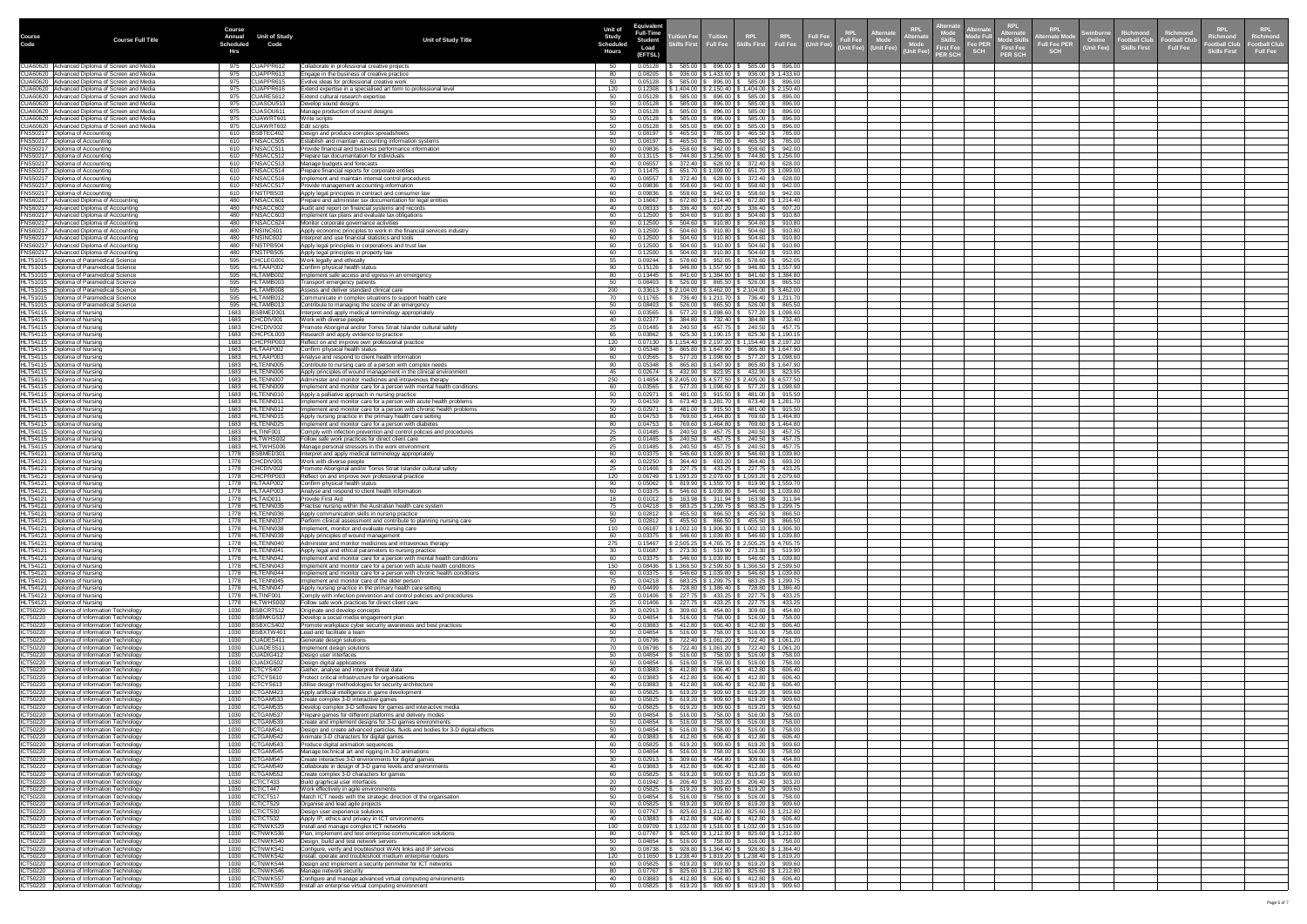| Course Code | Course Full Title | Course Annual Scheduled Hrs | Unit of Study Code | Unit of Study Title | Unit of Study Scheduled Hours | Equivalent Full-Time Student Load (EFTSL) | Tuition Fee Skills First | Tuition Full Fee | RPL Skills First | RPL Full Fee | Full Fee (Unit Fee) | RPL Full Fee (Unit Fee) | Alternate Mode (Unit Fee) | RPL Alternate Mode (Unit Fee) | Alternate Mode Skills First Fee PER SCH | Alternate Mode Full Fee PER SCH | RPL Alternate Mode Skills First Fee PER SCH | RPL Alternate Mode Full Fee PER SCH | Swinburne Online (Unit Fee) | Richmond Football Club Skills First | Richmond Football Club Full Fee | RPL Richmond Football Club Skills First | RPL Richmond Football Club Full Fee |
|---|---|---|---|---|---|---|---|---|---|---|---|---|---|---|---|---|---|---|---|---|---|---|---|
| CUA60620 | Advanced Diploma of Screen and Media | 975 | CUAPPR612 | Collaborate in professional creative projects | 50 | 0.05128 | $ 585.00 | $ 896.00 | $ 585.00 | $ 896.00 | | | | | | | | | | | | | |
| CUA60620 | Advanced Diploma of Screen and Media | 975 | CUAPPR613 | Engage in the business of creative practice | 80 | 0.08205 | $ 936.00 | $ 1,433.60 | $ 936.00 | $ 1,433.60 | | | | | | | | | | | | | |
| CUA60620 | Advanced Diploma of Screen and Media | 975 | CUAPPR615 | Evolve ideas for professional creative work | 50 | 0.05128 | $ 585.00 | $ 896.00 | $ 585.00 | $ 896.00 | | | | | | | | | | | | | |
| CUA60620 | Advanced Diploma of Screen and Media | 975 | CUAPPR616 | Extend expertise in a specialised art form to professional level | 120 | 0.12308 | $ 1,404.00 | $ 2,150.40 | $ 1,404.00 | $ 2,150.40 | | | | | | | | | | | | | |
| CUA60620 | Advanced Diploma of Screen and Media | 975 | CUARES612 | Extend cultural research expertise | 50 | 0.05128 | $ 585.00 | $ 896.00 | $ 585.00 | $ 896.00 | | | | | | | | | | | | | |
| CUA60620 | Advanced Diploma of Screen and Media | 975 | CUASOU513 | Develop sound designs | 50 | 0.05128 | $ 585.00 | $ 896.00 | $ 585.00 | $ 896.00 | | | | | | | | | | | | | |
| CUA60620 | Advanced Diploma of Screen and Media | 975 | CUASOU611 | Manage production of sound designs | 50 | 0.05128 | $ 585.00 | $ 896.00 | $ 585.00 | $ 896.00 | | | | | | | | | | | | | |
| CUA60620 | Advanced Diploma of Screen and Media | 975 | CUAWRT601 | Write scripts | 50 | 0.05128 | $ 585.00 | $ 896.00 | $ 585.00 | $ 896.00 | | | | | | | | | | | | | |
| CUA60620 | Advanced Diploma of Screen and Media | 975 | CUAWRT602 | Edit scripts | 50 | 0.05128 | $ 585.00 | $ 896.00 | $ 585.00 | $ 896.00 | | | | | | | | | | | | | |
| FNS50217 | Diploma of Accounting | 610 | BSBTEC402 | Design and produce complex spreadsheets | 50 | 0.08197 | $ 465.50 | $ 785.00 | $ 465.50 | $ 785.00 | | | | | | | | | | | | | |
| FNS50217 | Diploma of Accounting | 610 | FNSACC505 | Establish and maintain accounting information systems | 50 | 0.08197 | $ 465.50 | $ 785.00 | $ 465.50 | $ 785.00 | | | | | | | | | | | | | |
| FNS50217 | Diploma of Accounting | 610 | FNSACC511 | Provide financial and business performance information | 60 | 0.09836 | $ 558.60 | $ 942.00 | $ 558.60 | $ 942.00 | | | | | | | | | | | | | |
| FNS50217 | Diploma of Accounting | 610 | FNSACC512 | Prepare tax documentation for individuals | 80 | 0.13115 | $ 744.80 | $ 1,256.00 | $ 744.80 | $ 1,256.00 | | | | | | | | | | | | | |
| FNS50217 | Diploma of Accounting | 610 | FNSACC513 | Manage budgets and forecasts | 40 | 0.06557 | $ 372.40 | $ 628.00 | $ 372.40 | $ 628.00 | | | | | | | | | | | | | |
| FNS50217 | Diploma of Accounting | 610 | FNSACC514 | Prepare financial reports for corporate entities | 70 | 0.11475 | $ 651.70 | $ 1,099.00 | $ 651.70 | $ 1,099.00 | | | | | | | | | | | | | |
| FNS50217 | Diploma of Accounting | 610 | FNSACC516 | Implement and maintain internal control procedures | 40 | 0.06557 | $ 372.40 | $ 628.00 | $ 372.40 | $ 628.00 | | | | | | | | | | | | | |
| FNS50217 | Diploma of Accounting | 610 | FNSACC517 | Provide management accounting information | 60 | 0.09836 | $ 558.60 | $ 942.00 | $ 558.60 | $ 942.00 | | | | | | | | | | | | | |
| FNS50217 | Diploma of Accounting | 610 | FNSTPB503 | Apply legal principles in contract and consumer law | 60 | 0.09836 | $ 558.60 | $ 942.00 | $ 558.60 | $ 942.00 | | | | | | | | | | | | | |
| FNS60217 | Advanced Diploma of Accounting | 480 | FNSACC601 | Prepare and administer tax documentation for legal entities | 80 | 0.16667 | $ 672.80 | $ 1,214.40 | $ 672.80 | $ 1,214.40 | | | | | | | | | | | | | |
| FNS60217 | Advanced Diploma of Accounting | 480 | FNSACC602 | Audit and report on financial systems and records | 40 | 0.08333 | $ 336.40 | $ 607.20 | $ 336.40 | $ 607.20 | | | | | | | | | | | | | |
| FNS60217 | Advanced Diploma of Accounting | 480 | FNSACC603 | Implement tax plans and evaluate tax obligations | 60 | 0.12500 | $ 504.60 | $ 910.80 | $ 504.60 | $ 910.80 | | | | | | | | | | | | | |
| FNS60217 | Advanced Diploma of Accounting | 480 | FNSACC624 | Monitor corporate governance activities | 60 | 0.12500 | $ 504.60 | $ 910.80 | $ 504.60 | $ 910.80 | | | | | | | | | | | | | |
| FNS60217 | Advanced Diploma of Accounting | 480 | FNSINC601 | Apply economic principles to work in the financial services industry | 60 | 0.12500 | $ 504.60 | $ 910.80 | $ 504.60 | $ 910.80 | | | | | | | | | | | | | |
| FNS60217 | Advanced Diploma of Accounting | 480 | FNSINC602 | Interpret and use financial statistics and tools | 60 | 0.12500 | $ 504.60 | $ 910.80 | $ 504.60 | $ 910.80 | | | | | | | | | | | | | |
| FNS60217 | Advanced Diploma of Accounting | 480 | FNSTPB504 | Apply legal principles in corporations and trust law | 60 | 0.12500 | $ 504.60 | $ 910.80 | $ 504.60 | $ 910.80 | | | | | | | | | | | | | |
| FNS60217 | Advanced Diploma of Accounting | 480 | FNSTPB505 | Apply legal principles in property law | 60 | 0.12500 | $ 504.60 | $ 910.80 | $ 504.60 | $ 910.80 | | | | | | | | | | | | | |
| HLT51015 | Diploma of Paramedical Science | 595 | CHCLEG001 | Work legally and ethically | 55 | 0.09244 | $ 578.60 | $ 952.05 | $ 578.60 | $ 952.05 | | | | | | | | | | | | | |
| HLT51015 | Diploma of Paramedical Science | 595 | HLTAAP002 | Confirm physical health status | 90 | 0.15126 | $ 946.80 | $ 1,557.90 | $ 946.80 | $ 1,557.90 | | | | | | | | | | | | | |
| HLT51015 | Diploma of Paramedical Science | 595 | HLTAMB002 | Implement safe access and egress in an emergency | 80 | 0.13445 | $ 841.60 | $ 1,384.80 | $ 841.60 | $ 1,384.80 | | | | | | | | | | | | | |
| HLT51015 | Diploma of Paramedical Science | 595 | HLTAMB003 | Transport emergency patients | 50 | 0.08403 | $ 526.00 | $ 865.50 | $ 526.00 | $ 865.50 | | | | | | | | | | | | | |
| HLT51015 | Diploma of Paramedical Science | 595 | HLTAMB008 | Assess and deliver standard clinical care | 200 | 0.33613 | $ 2,104.00 | $ 3,462.00 | $ 2,104.00 | $ 3,462.00 | | | | | | | | | | | | | |
| HLT51015 | Diploma of Paramedical Science | 595 | HLTAMB012 | Communicate in complex situations to support health care | 70 | 0.11765 | $ 736.40 | $ 1,211.70 | $ 736.40 | $ 1,211.70 | | | | | | | | | | | | | |
| HLT51015 | Diploma of Paramedical Science | 595 | HLTAMB013 | Contribute to managing the scene of an emergency | 50 | 0.08403 | $ 526.00 | $ 865.50 | $ 526.00 | $ 865.50 | | | | | | | | | | | | | |
| HLT54115 | Diploma of Nursing | 1683 | BSBMED301 | Interpret and apply medical terminology appropriately | 60 | 0.03565 | $ 577.20 | $ 1,098.60 | $ 577.20 | $ 1,098.60 | | | | | | | | | | | | | |
| HLT54115 | Diploma of Nursing | 1683 | CHCDIV001 | Work with diverse people | 40 | 0.02377 | $ 384.80 | $ 732.40 | $ 384.80 | $ 732.40 | | | | | | | | | | | | | |
| HLT54115 | Diploma of Nursing | 1683 | CHCDIV002 | Promote Aboriginal and/or Torres Strait Islander cultural safety | 25 | 0.01485 | $ 240.50 | $ 457.75 | $ 240.50 | $ 457.75 | | | | | | | | | | | | | |
| HLT54115 | Diploma of Nursing | 1683 | CHCPOL003 | Research and apply evidence to practice | 65 | 0.03862 | $ 625.30 | $ 1,190.15 | $ 625.30 | $ 1,190.15 | | | | | | | | | | | | | |
| HLT54115 | Diploma of Nursing | 1683 | CHCPRP003 | Reflect on and improve own professional practice | 120 | 0.07130 | $ 1,154.40 | $ 2,197.20 | $ 1,154.40 | $ 2,197.20 | | | | | | | | | | | | | |
| HLT54115 | Diploma of Nursing | 1683 | HLTAAP002 | Confirm physical health status | 90 | 0.05348 | $ 865.80 | $ 1,647.90 | $ 865.80 | $ 1,647.90 | | | | | | | | | | | | | |
| HLT54115 | Diploma of Nursing | 1683 | HLTAAP003 | Analyse and respond to client health information | 60 | 0.03565 | $ 577.20 | $ 1,098.60 | $ 577.20 | $ 1,098.60 | | | | | | | | | | | | | |
| HLT54115 | Diploma of Nursing | 1683 | HLTENN005 | Contribute to nursing care of a person with complex needs | 90 | 0.05348 | $ 865.80 | $ 1,647.90 | $ 865.80 | $ 1,647.90 | | | | | | | | | | | | | |
| HLT54115 | Diploma of Nursing | 1683 | HLTENN006 | Apply principles of wound management in the clinical environment | 45 | 0.02674 | $ 432.90 | $ 823.95 | $ 432.90 | $ 823.95 | | | | | | | | | | | | | |
| HLT54115 | Diploma of Nursing | 1683 | HLTENN007 | Administer and monitor medicines and intravenous therapy | 250 | 0.14854 | $ 2,405.00 | $ 4,577.50 | $ 2,405.00 | $ 4,577.50 | | | | | | | | | | | | | |
| HLT54115 | Diploma of Nursing | 1683 | HLTENN009 | Implement and monitor care for a person with mental health conditions | 60 | 0.03565 | $ 577.20 | $ 1,098.60 | $ 577.20 | $ 1,098.60 | | | | | | | | | | | | | |
| HLT54115 | Diploma of Nursing | 1683 | HLTENN010 | Apply a palliative approach in nursing practice | 50 | 0.02971 | $ 481.00 | $ 915.50 | $ 481.00 | $ 915.50 | | | | | | | | | | | | | |
| HLT54115 | Diploma of Nursing | 1683 | HLTENN011 | Implement and monitor care for a person with acute health problems | 70 | 0.04159 | $ 673.40 | $ 1,281.70 | $ 673.40 | $ 1,281.70 | | | | | | | | | | | | | |
| HLT54115 | Diploma of Nursing | 1683 | HLTENN012 | Implement and monitor care for a person with chronic health problems | 50 | 0.02971 | $ 481.00 | $ 915.50 | $ 481.00 | $ 915.50 | | | | | | | | | | | | | |
| HLT54115 | Diploma of Nursing | 1683 | HLTENN015 | Apply nursing practice in the primary health care setting | 80 | 0.04753 | $ 769.60 | $ 1,464.80 | $ 769.60 | $ 1,464.80 | | | | | | | | | | | | | |
| HLT54115 | Diploma of Nursing | 1683 | HLTENN025 | Implement and monitor care for a person with diabetes | 80 | 0.04753 | $ 769.60 | $ 1,464.80 | $ 769.60 | $ 1,464.80 | | | | | | | | | | | | | |
| HLT54115 | Diploma of Nursing | 1683 | HLTINF001 | Comply with infection prevention and control policies and procedures | 25 | 0.01485 | $ 240.50 | $ 457.75 | $ 240.50 | $ 457.75 | | | | | | | | | | | | | |
| HLT54115 | Diploma of Nursing | 1683 | HLTWHS002 | Follow safe work practices for direct client care | 25 | 0.01485 | $ 240.50 | $ 457.75 | $ 240.50 | $ 457.75 | | | | | | | | | | | | | |
| HLT54115 | Diploma of Nursing | 1683 | HLTWHS006 | Manage personal stressors in the work environment | 25 | 0.01485 | $ 240.50 | $ 457.75 | $ 240.50 | $ 457.75 | | | | | | | | | | | | | |
| HLT54121 | Diploma of Nursing | 1778 | BSBMED301 | Interpret and apply medical terminology appropriately | 60 | 0.03375 | $ 546.60 | $ 1,039.80 | $ 546.60 | $ 1,039.80 | | | | | | | | | | | | | |
| HLT54121 | Diploma of Nursing | 1778 | CHCDIV001 | Work with diverse people | 40 | 0.02250 | $ 364.40 | $ 693.20 | $ 364.40 | $ 693.20 | | | | | | | | | | | | | |
| HLT54121 | Diploma of Nursing | 1778 | CHCDIV002 | Promote Aboriginal and/or Torres Strait Islander cultural safety | 25 | 0.01406 | $ 227.75 | $ 433.25 | $ 227.75 | $ 433.25 | | | | | | | | | | | | | |
| HLT54121 | Diploma of Nursing | 1778 | CHCPRP003 | Reflect on and improve own professional practice | 120 | 0.06749 | $ 1,093.20 | $ 2,079.60 | $ 1,093.20 | $ 2,079.60 | | | | | | | | | | | | | |
| HLT54121 | Diploma of Nursing | 1778 | HLTAAP002 | Confirm physical health status | 90 | 0.05062 | $ 819.90 | $ 1,559.70 | $ 819.90 | $ 1,559.70 | | | | | | | | | | | | | |
| HLT54121 | Diploma of Nursing | 1778 | HLTAAP003 | Analyse and respond to client health information | 60 | 0.03375 | $ 546.60 | $ 1,039.80 | $ 546.60 | $ 1,039.80 | | | | | | | | | | | | | |
| HLT54121 | Diploma of Nursing | 1778 | HLTAID011 | Provide First Aid | 18 | 0.01012 | $ 163.98 | $ 311.94 | $ 163.98 | $ 311.94 | | | | | | | | | | | | | |
| HLT54121 | Diploma of Nursing | 1778 | HLTENN035 | Practise nursing within the Australian health care system | 75 | 0.04218 | $ 683.25 | $ 1,299.75 | $ 683.25 | $ 1,299.75 | | | | | | | | | | | | | |
| HLT54121 | Diploma of Nursing | 1778 | HLTENN036 | Apply communication skills in nursing practice | 50 | 0.02812 | $ 455.50 | $ 866.50 | $ 455.50 | $ 866.50 | | | | | | | | | | | | | |
| HLT54121 | Diploma of Nursing | 1778 | HLTENN037 | Perform clinical assessment and contribute to planning nursing care | 50 | 0.02812 | $ 455.50 | $ 866.50 | $ 455.50 | $ 866.50 | | | | | | | | | | | | | |
| HLT54121 | Diploma of Nursing | 1778 | HLTENN038 | Implement, monitor and evaluate nursing care | 110 | 0.06187 | $ 1,002.10 | $ 1,906.30 | $ 1,002.10 | $ 1,906.30 | | | | | | | | | | | | | |
| HLT54121 | Diploma of Nursing | 1778 | HLTENN039 | Apply principles of wound management | 60 | 0.03375 | $ 546.60 | $ 1,039.80 | $ 546.60 | $ 1,039.80 | | | | | | | | | | | | | |
| HLT54121 | Diploma of Nursing | 1778 | HLTENN040 | Administer and monitor medicines and intravenous therapy | 275 | 0.15467 | $ 2,505.25 | $ 4,765.75 | $ 2,505.25 | $ 4,765.75 | | | | | | | | | | | | | |
| HLT54121 | Diploma of Nursing | 1778 | HLTENN041 | Apply legal and ethical parameters to nursing practice | 30 | 0.01687 | $ 273.30 | $ 519.90 | $ 273.30 | $ 519.90 | | | | | | | | | | | | | |
| HLT54121 | Diploma of Nursing | 1778 | HLTENN042 | Implement and monitor care for a person with mental health conditions | 60 | 0.03375 | $ 546.60 | $ 1,039.80 | $ 546.60 | $ 1,039.80 | | | | | | | | | | | | | |
| HLT54121 | Diploma of Nursing | 1778 | HLTENN043 | Implement and monitor care for a person with acute health conditions | 150 | 0.08436 | $ 1,366.50 | $ 2,599.50 | $ 1,366.50 | $ 2,599.50 | | | | | | | | | | | | | |
| HLT54121 | Diploma of Nursing | 1778 | HLTENN044 | Implement and monitor care for a person with chronic health conditions | 60 | 0.03375 | $ 546.60 | $ 1,039.80 | $ 546.60 | $ 1,039.80 | | | | | | | | | | | | | |
| HLT54121 | Diploma of Nursing | 1778 | HLTENN045 | Implement and monitor care of the older person | 75 | 0.04218 | $ 683.25 | $ 1,299.75 | $ 683.25 | $ 1,299.75 | | | | | | | | | | | | | |
| HLT54121 | Diploma of Nursing | 1778 | HLTENN047 | Apply nursing practice in the primary health care setting | 80 | 0.04499 | $ 728.80 | $ 1,386.40 | $ 728.80 | $ 1,386.40 | | | | | | | | | | | | | |
| HLT54121 | Diploma of Nursing | 1778 | HLTINF001 | Comply with infection prevention and control policies and procedures | 25 | 0.01406 | $ 227.75 | $ 433.25 | $ 227.75 | $ 433.25 | | | | | | | | | | | | | |
| HLT54121 | Diploma of Nursing | 1778 | HLTWHS002 | Follow safe work practices for direct client care | 25 | 0.01406 | $ 227.75 | $ 433.25 | $ 227.75 | $ 433.25 | | | | | | | | | | | | | |
| ICT50220 | Diploma of Information Technology | 1030 | BSBCRT512 | Originate and develop concepts | 30 | 0.02913 | $ 309.60 | $ 454.80 | $ 309.60 | $ 454.80 | | | | | | | | | | | | | |
| ICT50220 | Diploma of Information Technology | 1030 | BSBMKG537 | Develop a social media engagement plan | 50 | 0.04854 | $ 516.00 | $ 758.00 | $ 516.00 | $ 758.00 | | | | | | | | | | | | | |
| ICT50220 | Diploma of Information Technology | 1030 | BSBXCS402 | Promote workplace cyber security awareness and best practices | 40 | 0.03883 | $ 412.80 | $ 606.40 | $ 412.80 | $ 606.40 | | | | | | | | | | | | | |
| ICT50220 | Diploma of Information Technology | 1030 | BSBXTW401 | Lead and facilitate a team | 50 | 0.04854 | $ 516.00 | $ 758.00 | $ 516.00 | $ 758.00 | | | | | | | | | | | | | |
| ICT50220 | Diploma of Information Technology | 1030 | CUADES411 | Generate design solutions | 70 | 0.06796 | $ 722.40 | $ 1,061.20 | $ 722.40 | $ 1,061.20 | | | | | | | | | | | | | |
| ICT50220 | Diploma of Information Technology | 1030 | CUADES511 | Implement design solutions | 70 | 0.06796 | $ 722.40 | $ 1,061.20 | $ 722.40 | $ 1,061.20 | | | | | | | | | | | | | |
| ICT50220 | Diploma of Information Technology | 1030 | CUADIG412 | Design user interfaces | 50 | 0.04854 | $ 516.00 | $ 758.00 | $ 516.00 | $ 758.00 | | | | | | | | | | | | | |
| ICT50220 | Diploma of Information Technology | 1030 | CUADIG502 | Design digital applications | 50 | 0.04854 | $ 516.00 | $ 758.00 | $ 516.00 | $ 758.00 | | | | | | | | | | | | | |
| ICT50220 | Diploma of Information Technology | 1030 | ICTCYS407 | Gather, analyse and interpret threat data | 40 | 0.03883 | $ 412.80 | $ 606.40 | $ 412.80 | $ 606.40 | | | | | | | | | | | | | |
| ICT50220 | Diploma of Information Technology | 1030 | ICTCYS610 | Protect critical infrastructure for organisations | 40 | 0.03883 | $ 412.80 | $ 606.40 | $ 412.80 | $ 606.40 | | | | | | | | | | | | | |
| ICT50220 | Diploma of Information Technology | 1030 | ICTCYS613 | Utilise design methodologies for security architecture | 40 | 0.03883 | $ 412.80 | $ 606.40 | $ 412.80 | $ 606.40 | | | | | | | | | | | | | |
| ICT50220 | Diploma of Information Technology | 1030 | ICTGAM423 | Apply artificial intelligence in game development | 60 | 0.05825 | $ 619.20 | $ 909.60 | $ 619.20 | $ 909.60 | | | | | | | | | | | | | |
| ICT50220 | Diploma of Information Technology | 1030 | ICTGAM533 | Create complex 3-D interactive games | 60 | 0.05825 | $ 619.20 | $ 909.60 | $ 619.20 | $ 909.60 | | | | | | | | | | | | | |
| ICT50220 | Diploma of Information Technology | 1030 | ICTGAM535 | Develop complex 3-D software for games and interactive media | 60 | 0.05825 | $ 619.20 | $ 909.60 | $ 619.20 | $ 909.60 | | | | | | | | | | | | | |
| ICT50220 | Diploma of Information Technology | 1030 | ICTGAM537 | Prepare games for different platforms and delivery modes | 50 | 0.04854 | $ 516.00 | $ 758.00 | $ 516.00 | $ 758.00 | | | | | | | | | | | | | |
| ICT50220 | Diploma of Information Technology | 1030 | ICTGAM539 | Create and implement designs for 3-D games environments | 50 | 0.04854 | $ 516.00 | $ 758.00 | $ 516.00 | $ 758.00 | | | | | | | | | | | | | |
| ICT50220 | Diploma of Information Technology | 1030 | ICTGAM541 | Design and create advanced particles, fluids and bodies for 3-D digital effects | 50 | 0.04854 | $ 516.00 | $ 758.00 | $ 516.00 | $ 758.00 | | | | | | | | | | | | | |
| ICT50220 | Diploma of Information Technology | 1030 | ICTGAM542 | Animate 3-D characters for digital games | 40 | 0.03883 | $ 412.80 | $ 606.40 | $ 412.80 | $ 606.40 | | | | | | | | | | | | | |
| ICT50220 | Diploma of Information Technology | 1030 | ICTGAM543 | Produce digital animation sequences | 60 | 0.05825 | $ 619.20 | $ 909.60 | $ 619.20 | $ 909.60 | | | | | | | | | | | | | |
| ICT50220 | Diploma of Information Technology | 1030 | ICTGAM545 | Manage technical art and rigging in 3-D animations | 50 | 0.04854 | $ 516.00 | $ 758.00 | $ 516.00 | $ 758.00 | | | | | | | | | | | | | |
| ICT50220 | Diploma of Information Technology | 1030 | ICTGAM547 | Create interactive 3-D environments for digital games | 30 | 0.02913 | $ 309.60 | $ 454.80 | $ 309.60 | $ 454.80 | | | | | | | | | | | | | |
| ICT50220 | Diploma of Information Technology | 1030 | ICTGAM549 | Collaborate in design of 3-D game levels and environments | 40 | 0.03883 | $ 412.80 | $ 606.40 | $ 412.80 | $ 606.40 | | | | | | | | | | | | | |
| ICT50220 | Diploma of Information Technology | 1030 | ICTGAM552 | Create complex 3-D characters for games | 60 | 0.05825 | $ 619.20 | $ 909.60 | $ 619.20 | $ 909.60 | | | | | | | | | | | | | |
| ICT50220 | Diploma of Information Technology | 1030 | ICTICT433 | Build graphical user interfaces | 20 | 0.01942 | $ 206.40 | $ 303.20 | $ 206.40 | $ 303.20 | | | | | | | | | | | | | |
| ICT50220 | Diploma of Information Technology | 1030 | ICTICT447 | Work effectively in agile environments | 60 | 0.05825 | $ 619.20 | $ 909.60 | $ 619.20 | $ 909.60 | | | | | | | | | | | | | |
| ICT50220 | Diploma of Information Technology | 1030 | ICTICT517 | Match ICT needs with the strategic direction of the organisation | 50 | 0.04854 | $ 516.00 | $ 758.00 | $ 516.00 | $ 758.00 | | | | | | | | | | | | | |
| ICT50220 | Diploma of Information Technology | 1030 | ICTICT529 | Organise and lead agile projects | 60 | 0.05825 | $ 619.20 | $ 909.60 | $ 619.20 | $ 909.60 | | | | | | | | | | | | | |
| ICT50220 | Diploma of Information Technology | 1030 | ICTICT530 | Design user experience solutions | 80 | 0.07767 | $ 825.60 | $ 1,212.80 | $ 825.60 | $ 1,212.80 | | | | | | | | | | | | | |
| ICT50220 | Diploma of Information Technology | 1030 | ICTICT532 | Apply IP, ethics and privacy in ICT environments | 40 | 0.03883 | $ 412.80 | $ 606.40 | $ 412.80 | $ 606.40 | | | | | | | | | | | | | |
| ICT50220 | Diploma of Information Technology | 1030 | ICTNWK529 | Install and manage complex ICT networks | 100 | 0.09709 | $ 1,032.00 | $ 1,516.00 | $ 1,032.00 | $ 1,516.00 | | | | | | | | | | | | | |
| ICT50220 | Diploma of Information Technology | 1030 | ICTNWK536 | Plan, implement and test enterprise communication solutions | 80 | 0.07767 | $ 825.60 | $ 1,212.80 | $ 825.60 | $ 1,212.80 | | | | | | | | | | | | | |
| ICT50220 | Diploma of Information Technology | 1030 | ICTNWK540 | Design, build and test network servers | 50 | 0.04854 | $ 516.00 | $ 758.00 | $ 516.00 | $ 758.00 | | | | | | | | | | | | | |
| ICT50220 | Diploma of Information Technology | 1030 | ICTNWK541 | Configure, verify and troubleshoot WAN links and IP services | 90 | 0.08738 | $ 928.80 | $ 1,364.40 | $ 928.80 | $ 1,364.40 | | | | | | | | | | | | | |
| ICT50220 | Diploma of Information Technology | 1030 | ICTNWK542 | Install, operate and troubleshoot medium enterprise routers | 120 | 0.11650 | $ 1,238.40 | $ 1,819.20 | $ 1,238.40 | $ 1,819.20 | | | | | | | | | | | | | |
| ICT50220 | Diploma of Information Technology | 1030 | ICTNWK544 | Design and implement a security perimeter for ICT networks | 60 | 0.05825 | $ 619.20 | $ 909.60 | $ 619.20 | $ 909.60 | | | | | | | | | | | | | |
| ICT50220 | Diploma of Information Technology | 1030 | ICTNWK546 | Manage network security | 80 | 0.07767 | $ 825.60 | $ 1,212.80 | $ 825.60 | $ 1,212.80 | | | | | | | | | | | | | |
| ICT50220 | Diploma of Information Technology | 1030 | ICTNWK557 | Configure and manage advanced virtual computing environments | 40 | 0.03883 | $ 412.80 | $ 606.40 | $ 412.80 | $ 606.40 | | | | | | | | | | | | | |
| ICT50220 | Diploma of Information Technology | 1030 | ICTNWK559 | Install an enterprise virtual computing environment | 60 | 0.05825 | $ 619.20 | $ 909.60 | $ 619.20 | $ 909.60 | | | | | | | | | | | | | |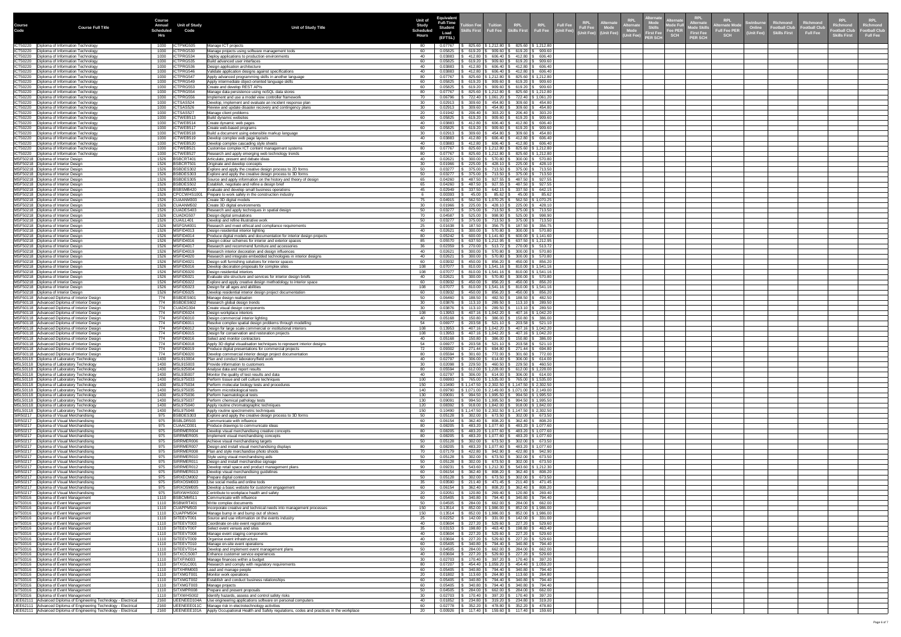| Course Code | Course Full Title | Course Annual Scheduled Hrs | Unit of Study Code | Unit of Study Title | Unit of Study Scheduled Hours | Equivalent Full-Time Student Load (EFTSL) | Tuition Fee Skills First | Tuition Full Fee | RPL Skills First | RPL Full Fee | Full Fee (Unit Fee) | RPL Full Fee (Unit Fee) | Alternate Mode (Unit Fee) | RPL Alternate Mode (Unit Fee) | Alternate Skills First Fee PER SCH | Alternate Mode Full Fee PER SCH | RPL Alternate Mode Skills First Fee PER SCH | RPL Alternate Mode Full Fee PER SCH | Swinburne Online (Unit Fee) | Richmond Football Club Skills First | Richmond Football Club Full Fee | RPL Richmond Football Club Skills First | RPL Richmond Football Club Full Fee |
|---|---|---|---|---|---|---|---|---|---|---|---|---|---|---|---|---|---|---|---|---|---|---|---|
| ICT50220 | Diploma of Information Technology | 1030 | ICTPMG505 | Manage ICT projects | 80 | 0.07767 | $ 825.60 | $ 1,212.80 | $ 825.60 | $ 1,212.80 | | | | | | | | | | | | | |
| ICT50220 | Diploma of Information Technology | 1030 | ICTPRG530 | Manage projects using software management tools | 60 | 0.05825 | $ 619.20 | $ 909.60 | $ 619.20 | $ 909.60 | | | | | | | | | | | | | |
| ICT50220 | Diploma of Information Technology | 1030 | ICTPRG534 | Deploy applications to production environments | 40 | 0.03883 | $ 412.80 | $ 606.40 | $ 412.80 | $ 606.40 | | | | | | | | | | | | | |
| ICT50220 | Diploma of Information Technology | 1030 | ICTPRG535 | Build advanced user interfaces | 60 | 0.05825 | $ 619.20 | $ 909.60 | $ 619.20 | $ 909.60 | | | | | | | | | | | | | |
| ICT50220 | Diploma of Information Technology | 1030 | ICTPRG536 | Design application architecture | 40 | 0.03883 | $ 412.80 | $ 606.40 | $ 412.80 | $ 606.40 | | | | | | | | | | | | | |
| ICT50220 | Diploma of Information Technology | 1030 | ICTPRG546 | Validate application designs against specifications | 40 | 0.03883 | $ 412.80 | $ 606.40 | $ 412.80 | $ 606.40 | | | | | | | | | | | | | |
| ICT50220 | Diploma of Information Technology | 1030 | ICTPRG547 | Apply advanced programming skills in another language | 80 | 0.07767 | $ 825.60 | $ 1,212.80 | $ 825.60 | $ 1,212.80 | | | | | | | | | | | | | |
| ICT50220 | Diploma of Information Technology | 1030 | ICTPRG549 | Apply intermediate object-oriented language skills | 60 | 0.05825 | $ 619.20 | $ 909.60 | $ 619.20 | $ 909.60 | | | | | | | | | | | | | |
| ICT50220 | Diploma of Information Technology | 1030 | ICTPRG553 | Create and develop REST APIs | 60 | 0.05825 | $ 619.20 | $ 909.60 | $ 619.20 | $ 909.60 | | | | | | | | | | | | | |
| ICT50220 | Diploma of Information Technology | 1030 | ICTPRG554 | Manage data persistence using noSQL data stores | 80 | 0.07767 | $ 825.60 | $ 1,212.80 | $ 825.60 | $ 1,212.80 | | | | | | | | | | | | | |
| ICT50220 | Diploma of Information Technology | 1030 | ICTPRG556 | Implement and use a model view controller framework | 70 | 0.06796 | $ 722.40 | $ 1,061.20 | $ 722.40 | $ 1,061.20 | | | | | | | | | | | | | |
| ICT50220 | Diploma of Information Technology | 1030 | ICTSAS524 | Develop, implement and evaluate an incident response plan | 30 | 0.02913 | $ 309.60 | $ 454.80 | $ 309.60 | $ 454.80 | | | | | | | | | | | | | |
| ICT50220 | Diploma of Information Technology | 1030 | ICTSAS526 | Review and update disaster recovery and contingency plans | 30 | 0.02913 | $ 309.60 | $ 454.80 | $ 309.60 | $ 454.80 | | | | | | | | | | | | | |
| ICT50220 | Diploma of Information Technology | 1030 | ICTSAS527 | Manage client problems | 20 | 0.01942 | $ 206.40 | $ 303.20 | $ 206.40 | $ 303.20 | | | | | | | | | | | | | |
| ICT50220 | Diploma of Information Technology | 1030 | ICTWEB513 | Build dynamic websites | 60 | 0.05825 | $ 619.20 | $ 909.60 | $ 619.20 | $ 909.60 | | | | | | | | | | | | | |
| ICT50220 | Diploma of Information Technology | 1030 | ICTWEB514 | Create dynamic web pages | 40 | 0.03883 | $ 412.80 | $ 606.40 | $ 412.80 | $ 606.40 | | | | | | | | | | | | | |
| ICT50220 | Diploma of Information Technology | 1030 | ICTWEB517 | Create web-based programs | 60 | 0.05825 | $ 619.20 | $ 909.60 | $ 619.20 | $ 909.60 | | | | | | | | | | | | | |
| ICT50220 | Diploma of Information Technology | 1030 | ICTWEB518 | Build a document using extensible markup language | 30 | 0.02913 | $ 309.60 | $ 454.80 | $ 309.60 | $ 454.80 | | | | | | | | | | | | | |
| ICT50220 | Diploma of Information Technology | 1030 | ICTWEB519 | Develop complex web page layouts | 40 | 0.03883 | $ 412.80 | $ 606.40 | $ 412.80 | $ 606.40 | | | | | | | | | | | | | |
| ICT50220 | Diploma of Information Technology | 1030 | ICTWEB520 | Develop complex cascading style sheets | 40 | 0.03883 | $ 412.80 | $ 606.40 | $ 412.80 | $ 606.40 | | | | | | | | | | | | | |
| ICT50220 | Diploma of Information Technology | 1030 | ICTWEB521 | Customise complex ICT content management systems | 80 | 0.07767 | $ 825.60 | $ 1,212.80 | $ 825.60 | $ 1,212.80 | | | | | | | | | | | | | |
| ICT50220 | Diploma of Information Technology | 1030 | ICTWEB527 | Research and apply emerging web technology trends | 80 | 0.07767 | $ 825.60 | $ 1,212.80 | $ 825.60 | $ 1,212.80 | | | | | | | | | | | | | |
| MSF50218 | Diploma of Interior Design | 1526 | BSBCRT401 | Articulate, present and debate ideas | 40 | 0.02621 | $ 300.00 | $ 570.80 | $ 300.00 | $ 570.80 | | | | | | | | | | | | | |
| MSF50218 | Diploma of Interior Design | 1526 | BSBCRT501 | Originate and develop concepts | 30 | 0.01966 | $ 225.00 | $ 428.10 | $ 225.00 | $ 428.10 | | | | | | | | | | | | | |
| MSF50218 | Diploma of Interior Design | 1526 | BSBDES302 | Explore and apply the creative design process to 2D forms | 50 | 0.03277 | $ 375.00 | $ 713.50 | $ 375.00 | $ 713.50 | | | | | | | | | | | | | |
| MSF50218 | Diploma of Interior Design | 1526 | BSBDES303 | Explore and apply the creative design process to 3D forms | 50 | 0.03277 | $ 375.00 | $ 713.50 | $ 375.00 | $ 713.50 | | | | | | | | | | | | | |
| MSF50218 | Diploma of Interior Design | 1526 | BSBDES305 | Source and apply information on the history and theory of design | 65 | 0.04260 | $ 487.50 | $ 927.55 | $ 487.50 | $ 927.55 | | | | | | | | | | | | | |
| MSF50218 | Diploma of Interior Design | 1526 | BSBDES502 | Establish, negotiate and refine a design brief | 65 | 0.04260 | $ 487.50 | $ 927.55 | $ 487.50 | $ 927.55 | | | | | | | | | | | | | |
| MSF50218 | Diploma of Interior Design | 1526 | BSBSMB420 | Evaluate and develop small business operations | 45 | 0.02949 | $ 337.50 | $ 642.15 | $ 337.50 | $ 642.15 | | | | | | | | | | | | | |
| MSF50218 | Diploma of Interior Design | 1526 | CPCCWHS1001 | Prepare to work safely in the construction industry | 6 | 0.00393 | $ 45.00 | $ 85.62 | $ 45.00 | $ 85.62 | | | | | | | | | | | | | |
| MSF50218 | Diploma of Interior Design | 1526 | CUAANM303 | Create 3D digital models | 75 | 0.04915 | $ 562.50 | $ 1,070.25 | $ 562.50 | $ 1,070.25 | | | | | | | | | | | | | |
| MSF50218 | Diploma of Interior Design | 1526 | CUAANM502 | Create 3D digital environments | 30 | 0.01966 | $ 225.00 | $ 428.10 | $ 225.00 | $ 428.10 | | | | | | | | | | | | | |
| MSF50218 | Diploma of Interior Design | 1526 | CUADES403 | Research and apply techniques in spatial design | 50 | 0.03277 | $ 375.00 | $ 713.50 | $ 375.00 | $ 713.50 | | | | | | | | | | | | | |
| MSF50218 | Diploma of Interior Design | 1526 | CUADIG507 | Design digital simulations | 70 | 0.04587 | $ 525.00 | $ 998.90 | $ 525.00 | $ 998.90 | | | | | | | | | | | | | |
| MSF50218 | Diploma of Interior Design | 1526 | CUAILL401 | Develop and refine illustrative work | 50 | 0.03277 | $ 375.00 | $ 713.50 | $ 375.00 | $ 713.50 | | | | | | | | | | | | | |
| MSF50218 | Diploma of Interior Design | 1526 | MSFGN4001 | Research and meet ethical and compliance requirements | 25 | 0.01638 | $ 187.50 | $ 356.75 | $ 187.50 | $ 356.75 | | | | | | | | | | | | | |
| MSF50218 | Diploma of Interior Design | 1526 | MSFID4013 | Design residential interior lighting | 40 | 0.02621 | $ 300.00 | $ 570.80 | $ 300.00 | $ 570.80 | | | | | | | | | | | | | |
| MSF50218 | Diploma of Interior Design | 1526 | MSFID4014 | Produce digital models and documentation for interior design projects | 80 | 0.05242 | $ 600.00 | $ 1,141.60 | $ 600.00 | $ 1,141.60 | | | | | | | | | | | | | |
| MSF50218 | Diploma of Interior Design | 1526 | MSFID4016 | Design colour schemes for interior and exterior spaces | 85 | 0.05570 | $ 637.50 | $ 1,212.95 | $ 637.50 | $ 1,212.95 | | | | | | | | | | | | | |
| MSF50218 | Diploma of Interior Design | 1526 | MSFID4017 | Research and recommend furniture and accessories | 36 | 0.02359 | $ 270.00 | $ 513.72 | $ 270.00 | $ 513.72 | | | | | | | | | | | | | |
| MSF50218 | Diploma of Interior Design | 1526 | MSFID4019 | Research interior decoration and design influences | 40 | 0.02621 | $ 300.00 | $ 570.80 | $ 300.00 | $ 570.80 | | | | | | | | | | | | | |
| MSF50218 | Diploma of Interior Design | 1526 | MSFID4020 | Research and integrate embedded technologies in interior designs | 40 | 0.02621 | $ 300.00 | $ 570.80 | $ 300.00 | $ 570.80 | | | | | | | | | | | | | |
| MSF50218 | Diploma of Interior Design | 1526 | MSFID4021 | Design soft furnishing solutions for interior spaces | 60 | 0.03932 | $ 450.00 | $ 856.20 | $ 450.00 | $ 856.20 | | | | | | | | | | | | | |
| MSF50218 | Diploma of Interior Design | 1526 | MSFID5016 | Develop decoration proposals for complex sites | 108 | 0.07077 | $ 810.00 | $ 1,541.16 | $ 810.00 | $ 1,541.16 | | | | | | | | | | | | | |
| MSF50218 | Diploma of Interior Design | 1526 | MSFID5020 | Design residential interiors | 108 | 0.07077 | $ 810.00 | $ 1,541.16 | $ 810.00 | $ 1,541.16 | | | | | | | | | | | | | |
| MSF50218 | Diploma of Interior Design | 1526 | MSFID5021 | Evaluate site structure and services for interior design briefs | 40 | 0.02621 | $ 300.00 | $ 570.80 | $ 300.00 | $ 570.80 | | | | | | | | | | | | | |
| MSF50218 | Diploma of Interior Design | 1526 | MSFID5022 | Explore and apply creative design methodology to interior space | 60 | 0.03932 | $ 450.00 | $ 856.20 | $ 450.00 | $ 856.20 | | | | | | | | | | | | | |
| MSF50218 | Diploma of Interior Design | 1526 | MSFID5023 | Design for all ages and abilities | 108 | 0.07077 | $ 810.00 | $ 1,541.16 | $ 810.00 | $ 1,541.16 | | | | | | | | | | | | | |
| MSF50218 | Diploma of Interior Design | 1526 | MSFID5025 | Develop residential interior design project documentation | 60 | 0.03932 | $ 450.00 | $ 856.20 | $ 450.00 | $ 856.20 | | | | | | | | | | | | | |
| MSF60118 | Advanced Diploma of Interior Design | 774 | BSBDES601 | Manage design realisation | 50 | 0.06460 | $ 188.50 | $ 482.50 | $ 188.50 | $ 482.50 | | | | | | | | | | | | | |
| MSF60118 | Advanced Diploma of Interior Design | 774 | BSBDES602 | Research global design trends | 30 | 0.03876 | $ 113.10 | $ 289.50 | $ 113.10 | $ 289.50 | | | | | | | | | | | | | |
| MSF60118 | Advanced Diploma of Interior Design | 774 | CUADIG304 | Create visual design components | 30 | 0.03876 | $ 113.10 | $ 289.50 | $ 113.10 | $ 289.50 | | | | | | | | | | | | | |
| MSF60118 | Advanced Diploma of Interior Design | 774 | MSFID5024 | Design workplace interiors | 108 | 0.13953 | $ 407.16 | $ 1,042.20 | $ 407.16 | $ 1,042.20 | | | | | | | | | | | | | |
| MSF60118 | Advanced Diploma of Interior Design | 774 | MSFID6010 | Design commercial interior lighting | 40 | 0.05168 | $ 150.80 | $ 386.00 | $ 150.80 | $ 386.00 | | | | | | | | | | | | | |
| MSF60118 | Advanced Diploma of Interior Design | 774 | MSFID6011 | Resolve complex spatial design problems through modelling | 54 | 0.06977 | $ 203.58 | $ 521.10 | $ 203.58 | $ 521.10 | | | | | | | | | | | | | |
| MSF60118 | Advanced Diploma of Interior Design | 774 | MSFID6012 | Design for large scale commercial or institutional interiors | 108 | 0.13953 | $ 407.16 | $ 1,042.20 | $ 407.16 | $ 1,042.20 | | | | | | | | | | | | | |
| MSF60118 | Advanced Diploma of Interior Design | 774 | MSFID6015 | Design for conservation and restoration projects | 108 | 0.13953 | $ 407.16 | $ 1,042.20 | $ 407.16 | $ 1,042.20 | | | | | | | | | | | | | |
| MSF60118 | Advanced Diploma of Interior Design | 774 | MSFID6016 | Select and monitor contractors | 40 | 0.05168 | $ 150.80 | $ 386.00 | $ 150.80 | $ 386.00 | | | | | | | | | | | | | |
| MSF60118 | Advanced Diploma of Interior Design | 774 | MSFID6018 | Apply 3D digital visualisation techniques to represent interior designs | 54 | 0.06977 | $ 203.58 | $ 521.10 | $ 203.58 | $ 521.10 | | | | | | | | | | | | | |
| MSF60118 | Advanced Diploma of Interior Design | 774 | MSFID6019 | Produce digital presentations for commercial projects | 72 | 0.09302 | $ 271.44 | $ 694.80 | $ 271.44 | $ 694.80 | | | | | | | | | | | | | |
| MSF60118 | Advanced Diploma of Interior Design | 774 | MSFID6020 | Develop commercial interior design project documentation | 80 | 0.05594 | $ 301.60 | $ 772.00 | $ 301.60 | $ 772.00 | | | | | | | | | | | | | |
| MSL50118 | Diploma of Laboratory Technology | 1430 | MSL913004 | Plan and conduct laboratory/field work | 40 | 0.02797 | $ 306.00 | $ 614.00 | $ 306.00 | $ 614.00 | | | | | | | | | | | | | |
| MSL50118 | Diploma of Laboratory Technology | 1430 | MSL915003 | Provide information to customers | 30 | 0.02098 | $ 229.50 | $ 460.50 | $ 229.50 | $ 460.50 | | | | | | | | | | | | | |
| MSL50118 | Diploma of Laboratory Technology | 1430 | MSL925004 | Analyse data and report results | 80 | 0.05594 | $ 612.00 | $ 1,228.00 | $ 612.00 | $ 1,228.00 | | | | | | | | | | | | | |
| MSL50118 | Diploma of Laboratory Technology | 1430 | MSL935007 | Monitor the quality of test results and data | 40 | 0.02797 | $ 306.00 | $ 614.00 | $ 306.00 | $ 614.00 | | | | | | | | | | | | | |
| MSL50118 | Diploma of Laboratory Technology | 1430 | MSL975033 | Perform tissue and cell culture techniques | 100 | 0.06993 | $ 765.00 | $ 1,535.00 | $ 765.00 | $ 1,535.00 | | | | | | | | | | | | | |
| MSL50118 | Diploma of Laboratory Technology | 1430 | MSL975034 | Perform molecular biology tests and procedures | 150 | 0.10490 | $ 1,147.50 | $ 2,302.50 | $ 1,147.50 | $ 2,302.50 | | | | | | | | | | | | | |
| MSL50118 | Diploma of Laboratory Technology | 1430 | MSL975035 | Perform microbiological tests | 140 | 0.09790 | $ 1,071.00 | $ 2,149.00 | $ 1,071.00 | $ 2,149.00 | | | | | | | | | | | | | |
| MSL50118 | Diploma of Laboratory Technology | 1430 | MSL975036 | Perform haematological tests | 130 | 0.09091 | $ 994.50 | $ 1,995.50 | $ 994.50 | $ 1,995.50 | | | | | | | | | | | | | |
| MSL50118 | Diploma of Laboratory Technology | 1430 | MSL975037 | Perform chemical pathology tests | 130 | 0.09091 | $ 994.50 | $ 1,995.50 | $ 994.50 | $ 1,995.50 | | | | | | | | | | | | | |
| MSL50118 | Diploma of Laboratory Technology | 1430 | MSL975040 | Apply routine chromatographic techniques | 120 | 0.08392 | $ 918.00 | $ 1,842.00 | $ 918.00 | $ 1,842.00 | | | | | | | | | | | | | |
| MSL50118 | Diploma of Laboratory Technology | 1430 | MSL975048 | Apply routine spectrometric techniques | 150 | 0.10490 | $ 1,147.50 | $ 2,302.50 | $ 1,147.50 | $ 2,302.50 | | | | | | | | | | | | | |
| SIR50217 | Diploma of Visual Merchandising | 975 | BSBDES303 | Explore and apply the creative design process to 3D forms | 50 | 0.05128 | $ 302.00 | $ 673.50 | $ 302.00 | $ 673.50 | | | | | | | | | | | | | |
| SIR50217 | Diploma of Visual Merchandising | 975 | BSBLDR503 | Communicate with influence | 60 | 0.06154 | $ 362.40 | $ 808.20 | $ 362.40 | $ 808.20 | | | | | | | | | | | | | |
| SIR50217 | Diploma of Visual Merchandising | 975 | CUAACD301 | Produce drawings to communicate ideas | 80 | 0.08205 | $ 483.20 | $ 1,077.60 | $ 483.20 | $ 1,077.60 | | | | | | | | | | | | | |
| SIR50217 | Diploma of Visual Merchandising | 975 | SIRRMER004 | Develop visual merchandising creative concepts | 80 | 0.08205 | $ 483.20 | $ 1,077.60 | $ 483.20 | $ 1,077.60 | | | | | | | | | | | | | |
| SIR50217 | Diploma of Visual Merchandising | 975 | SIRRMER005 | Implement visual merchandising concepts | 80 | 0.08205 | $ 483.20 | $ 1,077.60 | $ 483.20 | $ 1,077.60 | | | | | | | | | | | | | |
| SIR50217 | Diploma of Visual Merchandising | 975 | SIRRMER006 | Achieve visual merchandising targets | 50 | 0.05128 | $ 302.00 | $ 673.50 | $ 302.00 | $ 673.50 | | | | | | | | | | | | | |
| SIR50217 | Diploma of Visual Merchandising | 975 | SIRRMER007 | Design and install visual merchandising displays | 80 | 0.08205 | $ 483.20 | $ 1,077.60 | $ 483.20 | $ 1,077.60 | | | | | | | | | | | | | |
| SIR50217 | Diploma of Visual Merchandising | 975 | SIRRMER008 | Plan and style merchandise photo shoots | 70 | 0.07179 | $ 422.80 | $ 942.90 | $ 422.80 | $ 942.90 | | | | | | | | | | | | | |
| SIR50217 | Diploma of Visual Merchandising | 975 | SIRRMER010 | Style using visual merchandising aids | 50 | 0.05128 | $ 302.00 | $ 673.50 | $ 302.00 | $ 673.50 | | | | | | | | | | | | | |
| SIR50217 | Diploma of Visual Merchandising | 975 | SIRRMER011 | Design and install merchandise signage | 50 | 0.05128 | $ 302.00 | $ 673.50 | $ 302.00 | $ 673.50 | | | | | | | | | | | | | |
| SIR50217 | Diploma of Visual Merchandising | 975 | SIRRMER012 | Develop retail space and product management plans | 90 | 0.09231 | $ 543.60 | $ 1,212.30 | $ 543.60 | $ 1,212.30 | | | | | | | | | | | | | |
| SIR50217 | Diploma of Visual Merchandising | 975 | SIRRMER013 | Develop visual merchandising guidelines | 60 | 0.06154 | $ 362.40 | $ 808.20 | $ 362.40 | $ 808.20 | | | | | | | | | | | | | |
| SIR50217 | Diploma of Visual Merchandising | 975 | SIRXECM002 | Prepare digital content | 50 | 0.05128 | $ 302.00 | $ 673.50 | $ 302.00 | $ 673.50 | | | | | | | | | | | | | |
| SIR50217 | Diploma of Visual Merchandising | 975 | SIRXOSM003 | Use social media and online tools | 35 | 0.03590 | $ 211.40 | $ 471.45 | $ 211.40 | $ 471.45 | | | | | | | | | | | | | |
| SIR50217 | Diploma of Visual Merchandising | 975 | SIRXOSM005 | Develop a basic website for customer engagement | 60 | 0.06154 | $ 362.40 | $ 808.20 | $ 362.40 | $ 808.20 | | | | | | | | | | | | | |
| SIR50217 | Diploma of Visual Merchandising | 975 | SIRXWHS002 | Contribute to workplace health and safety | 20 | 0.02051 | $ 120.80 | $ 269.40 | $ 120.80 | $ 269.40 | | | | | | | | | | | | | |
| SIT50316 | Diploma of Event Management | 1110 | BSBCMM511 | Communicate with influence | 60 | 0.05405 | $ 340.80 | $ 794.40 | $ 340.80 | $ 794.40 | | | | | | | | | | | | | |
| SIT50316 | Diploma of Event Management | 1110 | BSBWRT401 | Write complex documents | 50 | 0.04505 | $ 284.00 | $ 662.00 | $ 284.00 | $ 662.00 | | | | | | | | | | | | | |
| SIT50316 | Diploma of Event Management | 1110 | CUAPPM503 | Incorporate creative and technical needs into management processes | 150 | 0.13514 | $ 852.00 | $ 1,986.00 | $ 852.00 | $ 1,986.00 | | | | | | | | | | | | | |
| SIT50316 | Diploma of Event Management | 1110 | CUAPPM504 | Manage bump in and bump out of shows | 150 | 0.13514 | $ 852.00 | $ 1,986.00 | $ 852.00 | $ 1,986.00 | | | | | | | | | | | | | |
| SIT50316 | Diploma of Event Management | 1110 | SITEEVT001 | Source and use information on the events industry | 25 | 0.02252 | $ 142.00 | $ 331.00 | $ 142.00 | $ 331.00 | | | | | | | | | | | | | |
| SIT50316 | Diploma of Event Management | 1110 | SITEEVT003 | Coordinate on-site event registrations | 40 | 0.03604 | $ 227.20 | $ 529.60 | $ 227.20 | $ 529.60 | | | | | | | | | | | | | |
| SIT50316 | Diploma of Event Management | 1110 | SITEEVT007 | Select event venues and sites | 35 | 0.03153 | $ 198.80 | $ 463.40 | $ 198.80 | $ 463.40 | | | | | | | | | | | | | |
| SIT50316 | Diploma of Event Management | 1110 | SITEEVT008 | Manage event staging components | 40 | 0.03604 | $ 227.20 | $ 529.60 | $ 227.20 | $ 529.60 | | | | | | | | | | | | | |
| SIT50316 | Diploma of Event Management | 1110 | SITEEVT009 | Organise event infrastructure | 40 | 0.03604 | $ 227.20 | $ 529.60 | $ 227.20 | $ 529.60 | | | | | | | | | | | | | |
| SIT50316 | Diploma of Event Management | 1110 | SITEEVT010 | Manage on-site event operations | 60 | 0.05405 | $ 340.80 | $ 794.40 | $ 340.80 | $ 794.40 | | | | | | | | | | | | | |
| SIT50316 | Diploma of Event Management | 1110 | SITEEVT014 | Develop and implement event management plans | 50 | 0.04505 | $ 284.00 | $ 662.00 | $ 284.00 | $ 662.00 | | | | | | | | | | | | | |
| SIT50316 | Diploma of Event Management | 1110 | SITXCCS007 | Enhance customer service experiences | 40 | 0.03604 | $ 227.20 | $ 529.60 | $ 227.20 | $ 529.60 | | | | | | | | | | | | | |
| SIT50316 | Diploma of Event Management | 1110 | SITXFIN003 | Manage finances within a budget | 30 | 0.02703 | $ 170.40 | $ 397.20 | $ 170.40 | $ 397.20 | | | | | | | | | | | | | |
| SIT50316 | Diploma of Event Management | 1110 | SITXGLC001 | Research and comply with regulatory requirements | 80 | 0.07207 | $ 454.40 | $ 1,059.20 | $ 454.40 | $ 1,059.20 | | | | | | | | | | | | | |
| SIT50316 | Diploma of Event Management | 1110 | SITXHRM003 | Lead and manage people | 60 | 0.05405 | $ 340.80 | $ 794.40 | $ 340.80 | $ 794.40 | | | | | | | | | | | | | |
| SIT50316 | Diploma of Event Management | 1110 | SITXMGT001 | Monitor work operations | 20 | 0.01802 | $ 113.60 | $ 264.80 | $ 113.60 | $ 264.80 | | | | | | | | | | | | | |
| SIT50316 | Diploma of Event Management | 1110 | SITXMGT002 | Establish and conduct business relationships | 60 | 0.05405 | $ 340.80 | $ 794.40 | $ 340.80 | $ 794.40 | | | | | | | | | | | | | |
| SIT50316 | Diploma of Event Management | 1110 | SITXMGT003 | Manage projects | 60 | 0.05405 | $ 340.80 | $ 794.40 | $ 340.80 | $ 794.40 | | | | | | | | | | | | | |
| SIT50316 | Diploma of Event Management | 1110 | SITXMPR008 | Prepare and present proposals | 50 | 0.04505 | $ 284.00 | $ 662.00 | $ 284.00 | $ 662.00 | | | | | | | | | | | | | |
| SIT50316 | Diploma of Event Management | 1110 | SITXWHS002 | Identify hazards, assess and control safety risks | 30 | 0.02703 | $ 170.40 | $ 397.20 | $ 170.40 | $ 397.20 | | | | | | | | | | | | | |
| UEE62111 | Advanced Diploma of Engineering Technology - Electrical | 2160 | UEENEED104A | Use engineering applications software on personal computers | 40 | 0.01852 | $ 234.80 | $ 319.20 | $ 234.80 | $ 319.20 | | | | | | | | | | | | | |
| UEE62111 | Advanced Diploma of Engineering Technology - Electrical | 2160 | UEENEEE011C | Manage risk in electrotechnology activities | 60 | 0.02778 | $ 352.20 | $ 478.80 | $ 352.20 | $ 478.80 | | | | | | | | | | | | | |
| UEE62111 | Advanced Diploma of Engineering Technology - Electrical | 2160 | UEENEEE101A | Apply Occupational Health and Safety regulations, codes and practices in the workplace | 20 | 0.00926 | $ 117.40 | $ 159.60 | $ 117.40 | $ 159.60 | | | | | | | | | | | | | |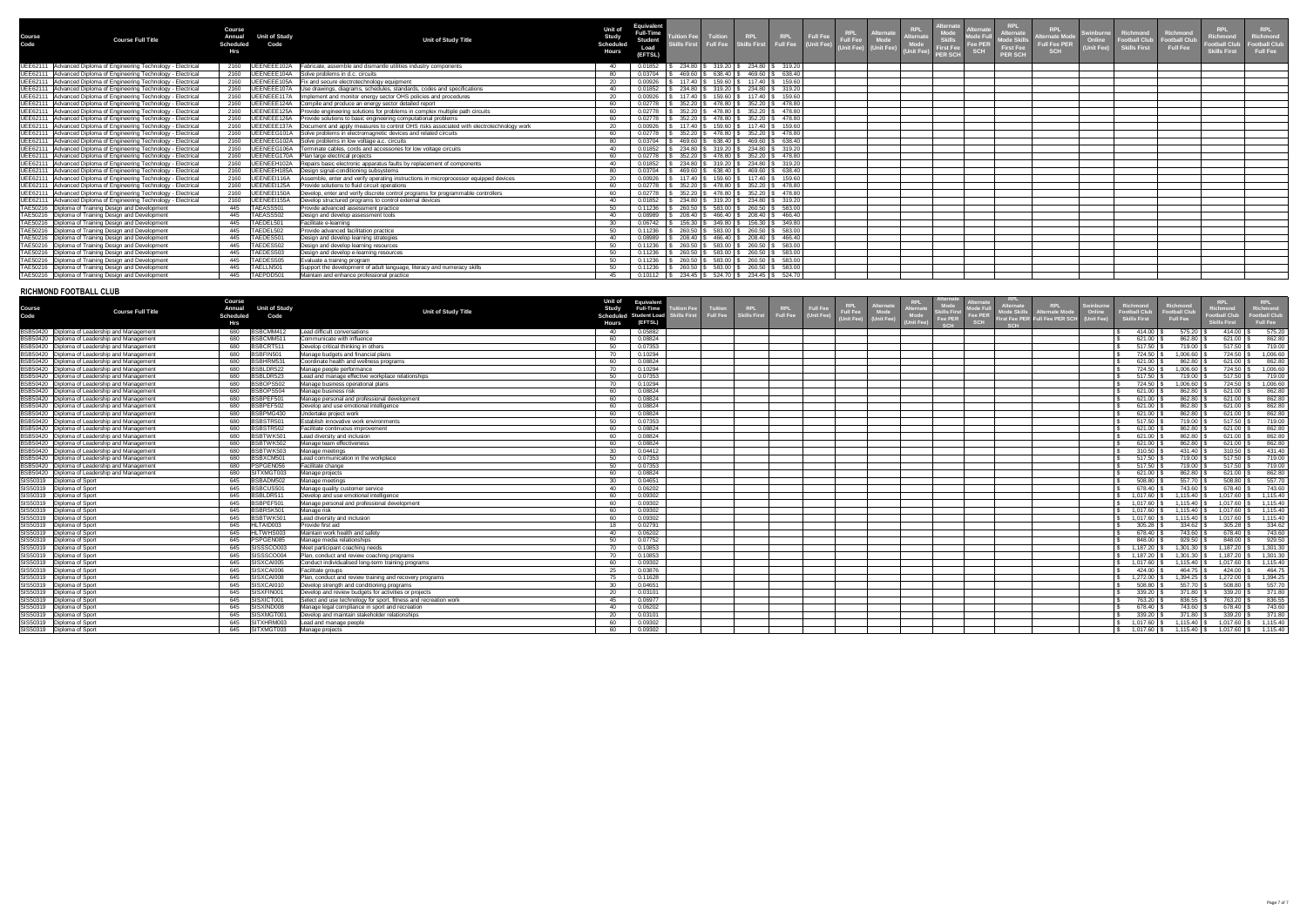| Course Code | Course Full Title | Course Annual Scheduled Hrs | Unit of Study Code | Unit of Study Title | Unit of Study Hours | Equivalent Full-Time Student Load (EFTSL) | Tuition Fee Skills First | Tuition Full Fee | RPL Skills First | RPL Full Fee | Full Fee (Unit Fee) | RPL Full Fee (Unit Fee) | Alternate Mode (Unit Fee) | RPL Alternate Mode (Unit Fee) | Alternate Mode Skills First Fee PER SCH | Alternate Mode Full Fee PER SCH | RPL Alternate Mode Skills First Fee PER SCH | RPL Alternate Mode Full Fee PER SCH | Swinburne Online (Unit Fee) | Richmond Football Club Skills First | Richmond Football Club Full Fee | RPL Richmond Football Club Skills First | RPL Richmond Football Club Full Fee |
|---|---|---|---|---|---|---|---|---|---|---|---|---|---|---|---|---|---|---|---|---|---|---|---|
| UEE62111 | Advanced Diploma of Engineering Technology - Electrical | 2160 | UEENEEE102A | Fabricate, assemble and dismantle utilities industry components | 40 | 0.01852 | $ 234.80 | $ 319.20 | $ 234.80 | $ 319.20 | | | | | | | | | | | | | |
| UEE62111 | Advanced Diploma of Engineering Technology - Electrical | 2160 | UEENEEE104A | Solve problems in d.c. circuits | 80 | 0.03704 | $ 469.60 | $ 638.40 | $ 469.60 | $ 638.40 | | | | | | | | | | | | | |
| UEE62111 | Advanced Diploma of Engineering Technology - Electrical | 2160 | UEENEEE105A | Fix and secure electrotechnology equipment | 20 | 0.00926 | $ 117.40 | $ 159.60 | $ 117.40 | $ 159.60 | | | | | | | | | | | | | |
| UEE62111 | Advanced Diploma of Engineering Technology - Electrical | 2160 | UEENEEE107A | Use drawings, diagrams, schedules, standards, codes and specifications | 40 | 0.01852 | $ 234.80 | $ 319.20 | $ 234.80 | $ 319.20 | | | | | | | | | | | | | |
| UEE62111 | Advanced Diploma of Engineering Technology - Electrical | 2160 | UEENEEE117A | Implement and monitor energy sector OHS policies and procedures | 20 | 0.00926 | $ 117.40 | $ 159.60 | $ 117.40 | $ 159.60 | | | | | | | | | | | | | |
| UEE62111 | Advanced Diploma of Engineering Technology - Electrical | 2160 | UEENEEE124A | Compile and produce an energy sector detailed report | 60 | 0.02778 | $ 352.20 | $ 478.80 | $ 352.20 | $ 478.80 | | | | | | | | | | | | | |
| UEE62111 | Advanced Diploma of Engineering Technology - Electrical | 2160 | UEENEEE125A | Provide engineering solutions for problems in complex multiple path circuits | 60 | 0.02778 | $ 352.20 | $ 478.80 | $ 352.20 | $ 478.80 | | | | | | | | | | | | | |
| UEE62111 | Advanced Diploma of Engineering Technology - Electrical | 2160 | UEENEEE126A | Provide solutions to basic engineering computational problems | 60 | 0.02778 | $ 352.20 | $ 478.80 | $ 352.20 | $ 478.80 | | | | | | | | | | | | | |
| UEE62111 | Advanced Diploma of Engineering Technology - Electrical | 2160 | UEENEEE137A | Document and apply measures to control OHS risks associated with electrotechnology work | 20 | 0.00926 | $ 117.40 | $ 159.60 | $ 117.40 | $ 159.60 | | | | | | | | | | | | | |
| UEE62111 | Advanced Diploma of Engineering Technology - Electrical | 2160 | UEENEEG101A | Solve problems in electromagnetic devices and related circuits | 60 | 0.02778 | $ 352.20 | $ 478.80 | $ 352.20 | $ 478.80 | | | | | | | | | | | | | |
| UEE62111 | Advanced Diploma of Engineering Technology - Electrical | 2160 | UEENEEG102A | Solve problems in low voltage a.c. circuits | 80 | 0.03704 | $ 469.60 | $ 638.40 | $ 469.60 | $ 638.40 | | | | | | | | | | | | | |
| UEE62111 | Advanced Diploma of Engineering Technology - Electrical | 2160 | UEENEEG106A | Terminate cables, cords and accessories for low voltage circuits | 40 | 0.01852 | $ 234.80 | $ 319.20 | $ 234.80 | $ 319.20 | | | | | | | | | | | | | |
| UEE62111 | Advanced Diploma of Engineering Technology - Electrical | 2160 | UEENEEG170A | Plan large electrical projects | 60 | 0.02778 | $ 352.20 | $ 478.80 | $ 352.20 | $ 478.80 | | | | | | | | | | | | | |
| UEE62111 | Advanced Diploma of Engineering Technology - Electrical | 2160 | UEENEEH102A | Repairs basic electronic apparatus faults by replacement of components | 40 | 0.01852 | $ 234.80 | $ 319.20 | $ 234.80 | $ 319.20 | | | | | | | | | | | | | |
| UEE62111 | Advanced Diploma of Engineering Technology - Electrical | 2160 | UEENEEH185A | Design signal-conditioning subsystems | 80 | 0.03704 | $ 469.60 | $ 638.40 | $ 469.60 | $ 638.40 | | | | | | | | | | | | | |
| UEE62111 | Advanced Diploma of Engineering Technology - Electrical | 2160 | UEENEEI116A | Assemble, enter and verify operating instructions in microprocessor equipped devices | 20 | 0.00926 | $ 117.40 | $ 159.60 | $ 117.40 | $ 159.60 | | | | | | | | | | | | | |
| UEE62111 | Advanced Diploma of Engineering Technology - Electrical | 2160 | UEENEEI125A | Provide solutions to fluid circuit operations | 60 | 0.02778 | $ 352.20 | $ 478.80 | $ 352.20 | $ 478.80 | | | | | | | | | | | | | |
| UEE62111 | Advanced Diploma of Engineering Technology - Electrical | 2160 | UEENEEI150A | Develop, enter and verify discrete control programs for programmable controllers | 60 | 0.02778 | $ 352.20 | $ 478.80 | $ 352.20 | $ 478.80 | | | | | | | | | | | | | |
| UEE62111 | Advanced Diploma of Engineering Technology - Electrical | 2160 | UEENEEI155A | Develop structured programs to control external devices | 40 | 0.01852 | $ 234.80 | $ 319.20 | $ 234.80 | $ 319.20 | | | | | | | | | | | | | |
| TAE50216 | Diploma of Training Design and Development | 445 | TAEASS501 | Provide advanced assessment practice | 50 | 0.11236 | $ 260.50 | $ 583.00 | $ 260.50 | $ 583.00 | | | | | | | | | | | | | |
| TAE50216 | Diploma of Training Design and Development | 445 | TAEASS502 | Design and develop assessment tools | 40 | 0.08989 | $ 208.40 | $ 466.40 | $ 208.40 | $ 466.40 | | | | | | | | | | | | | |
| TAE50216 | Diploma of Training Design and Development | 445 | TAEDEL501 | Facilitate e-learning | 30 | 0.06742 | $ 156.30 | $ 349.80 | $ 156.30 | $ 349.80 | | | | | | | | | | | | | |
| TAE50216 | Diploma of Training Design and Development | 445 | TAEDEL502 | Provide advanced facilitation practice | 50 | 0.11236 | $ 260.50 | $ 583.00 | $ 260.50 | $ 583.00 | | | | | | | | | | | | | |
| TAE50216 | Diploma of Training Design and Development | 445 | TAEDES501 | Design and develop learning strategies | 40 | 0.08989 | $ 208.40 | $ 466.40 | $ 208.40 | $ 466.40 | | | | | | | | | | | | | |
| TAE50216 | Diploma of Training Design and Development | 445 | TAEDES502 | Design and develop learning resources | 50 | 0.11236 | $ 260.50 | $ 583.00 | $ 260.50 | $ 583.00 | | | | | | | | | | | | | |
| TAE50216 | Diploma of Training Design and Development | 445 | TAEDES503 | Design and develop e-learning resources | 50 | 0.11236 | $ 260.50 | $ 583.00 | $ 260.50 | $ 583.00 | | | | | | | | | | | | | |
| TAE50216 | Diploma of Training Design and Development | 445 | TAEDES505 | Evaluate a training program | 50 | 0.11236 | $ 260.50 | $ 583.00 | $ 260.50 | $ 583.00 | | | | | | | | | | | | | |
| TAE50216 | Diploma of Training Design and Development | 445 | TAELLN501 | Support the development of adult language, literacy and numeracy skills | 50 | 0.11236 | $ 260.50 | $ 583.00 | $ 260.50 | $ 583.00 | | | | | | | | | | | | | |
| TAE50216 | Diploma of Training Design and Development | 445 | TAEPDD501 | Maintain and enhance professional practice | 45 | 0.10112 | $ 234.45 | $ 524.70 | $ 234.45 | $ 524.70 | | | | | | | | | | | | | |

## RICHMOND FOOTBALL CLUB

| Course Code | Course Full Title | Course Annual Scheduled Hrs | Unit of Study Code | Unit of Study Title | Unit of Study Scheduled Hours | Equivalent Full-Time Student Load (EFTSL) | Tuition Fee Skills First | Tuition Full Fee | RPL Skills First | RPL Full Fee | Full Fee (Unit Fee) | RPL Full Fee (Unit Fee) | Alternate Mode (Unit Fee) | RPL Alternate Mode (Unit Fee) | Alternate Mode Skills First Fee PER SCH | Alternate Mode Full Fee PER SCH | RPL Alternate Mode First Fee PER SCH | RPL Alternate Mode Full Fee PER SCH | Swinburne Online (Unit Fee) | Richmond Football Club Skills First | Richmond Football Club Full Fee | RPL Richmond Football Club Skills First | RPL Richmond Football Club Full Fee |
|---|---|---|---|---|---|---|---|---|---|---|---|---|---|---|---|---|---|---|---|---|---|---|---|
| BSB50420 | Diploma of Leadership and Management | 680 | BSBCMM412 | Lead difficult conversations | 40 | 0.05882 | | | | | | | | | | | | | | $ 414.00 | $ 575.20 | $ 414.00 | $ 575.20 |
| BSB50420 | Diploma of Leadership and Management | 680 | BSBCMM511 | Communicate with influence | 60 | 0.08824 | | | | | | | | | | | | | | $ 621.00 | $ 862.80 | $ 621.00 | $ 862.80 |
| BSB50420 | Diploma of Leadership and Management | 680 | BSBCRT511 | Develop critical thinking in others | 50 | 0.07353 | | | | | | | | | | | | | | $ 517.50 | $ 719.00 | $ 517.50 | $ 719.00 |
| BSB50420 | Diploma of Leadership and Management | 680 | BSBFIN501 | Manage budgets and financial plans | 70 | 0.10294 | | | | | | | | | | | | | | $ 724.50 | $ 1,006.60 | $ 724.50 | $ 1,006.60 |
| BSB50420 | Diploma of Leadership and Management | 680 | BSBHRM531 | Coordinate health and wellness programs | 60 | 0.08824 | | | | | | | | | | | | | | $ 621.00 | $ 862.80 | $ 621.00 | $ 862.80 |
| BSB50420 | Diploma of Leadership and Management | 680 | BSBLDR522 | Manage people performance | 70 | 0.10294 | | | | | | | | | | | | | | $ 724.50 | $ 1,006.60 | $ 724.50 | $ 1,006.60 |
| BSB50420 | Diploma of Leadership and Management | 680 | BSBLDR523 | Lead and manage effective workplace relationships | 50 | 0.07353 | | | | | | | | | | | | | | $ 517.50 | $ 719.00 | $ 517.50 | $ 719.00 |
| BSB50420 | Diploma of Leadership and Management | 680 | BSBOPS502 | Manage business operational plans | 70 | 0.10294 | | | | | | | | | | | | | | $ 724.50 | $ 1,006.60 | $ 724.50 | $ 1,006.60 |
| BSB50420 | Diploma of Leadership and Management | 680 | BSBOPS504 | Manage business risk | 60 | 0.08824 | | | | | | | | | | | | | | $ 621.00 | $ 862.80 | $ 621.00 | $ 862.80 |
| BSB50420 | Diploma of Leadership and Management | 680 | BSBPEF501 | Manage personal and professional development | 60 | 0.08824 | | | | | | | | | | | | | | $ 621.00 | $ 862.80 | $ 621.00 | $ 862.80 |
| BSB50420 | Diploma of Leadership and Management | 680 | BSBPEF502 | Develop and use emotional intelligence | 60 | 0.08824 | | | | | | | | | | | | | | $ 621.00 | $ 862.80 | $ 621.00 | $ 862.80 |
| BSB50420 | Diploma of Leadership and Management | 680 | BSBPMG430 | Undertake project work | 60 | 0.08824 | | | | | | | | | | | | | | $ 621.00 | $ 862.80 | $ 621.00 | $ 862.80 |
| BSB50420 | Diploma of Leadership and Management | 680 | BSBSTR501 | Establish innovative work environments | 50 | 0.07353 | | | | | | | | | | | | | | $ 517.50 | $ 719.00 | $ 517.50 | $ 719.00 |
| BSB50420 | Diploma of Leadership and Management | 680 | BSBSTR502 | Facilitate continuous improvement | 60 | 0.08824 | | | | | | | | | | | | | | $ 621.00 | $ 862.80 | $ 621.00 | $ 862.80 |
| BSB50420 | Diploma of Leadership and Management | 680 | BSBTWK501 | Lead diversity and inclusion | 60 | 0.08824 | | | | | | | | | | | | | | $ 621.00 | $ 862.80 | $ 621.00 | $ 862.80 |
| BSB50420 | Diploma of Leadership and Management | 680 | BSBTWK502 | Manage team effectiveness | 60 | 0.08824 | | | | | | | | | | | | | | $ 621.00 | $ 862.80 | $ 621.00 | $ 862.80 |
| BSB50420 | Diploma of Leadership and Management | 680 | BSBTWK503 | Manage meetings | 30 | 0.04412 | | | | | | | | | | | | | | $ 310.50 | $ 431.40 | $ 310.50 | $ 431.40 |
| BSB50420 | Diploma of Leadership and Management | 680 | BSBXCM501 | Lead communication in the workplace | 50 | 0.07353 | | | | | | | | | | | | | | $ 517.50 | $ 719.00 | $ 517.50 | $ 719.00 |
| BSB50420 | Diploma of Leadership and Management | 680 | PSPGEN056 | Facilitate change | 50 | 0.07353 | | | | | | | | | | | | | | $ 517.50 | $ 719.00 | $ 517.50 | $ 719.00 |
| BSB50420 | Diploma of Leadership and Management | 680 | SITXMGT003 | Manage projects | 60 | 0.08824 | | | | | | | | | | | | | | $ 621.00 | $ 862.80 | $ 621.00 | $ 862.80 |
| SIS50319 | Diploma of Sport | 645 | BSBADM502 | Manage meetings | 30 | 0.04651 | | | | | | | | | | | | | | $ 508.80 | $ 557.70 | $ 508.80 | $ 557.70 |
| SIS50319 | Diploma of Sport | 645 | BSBCUS501 | Manage quality customer service | 40 | 0.06202 | | | | | | | | | | | | | | $ 678.40 | $ 743.60 | $ 678.40 | $ 743.60 |
| SIS50319 | Diploma of Sport | 645 | BSBLDR511 | Develop and use emotional intelligence | 60 | 0.09302 | | | | | | | | | | | | | | $ 1,017.60 | $ 1,115.40 | $ 1,017.60 | $ 1,115.40 |
| SIS50319 | Diploma of Sport | 645 | BSBPEF501 | Manage personal and professional development | 60 | 0.09302 | | | | | | | | | | | | | | $ 1,017.60 | $ 1,115.40 | $ 1,017.60 | $ 1,115.40 |
| SIS50319 | Diploma of Sport | 645 | BSBRSK501 | Manage risk | 60 | 0.09302 | | | | | | | | | | | | | | $ 1,017.60 | $ 1,115.40 | $ 1,017.60 | $ 1,115.40 |
| SIS50319 | Diploma of Sport | 645 | BSBTWK501 | Lead diversity and inclusion | 60 | 0.09302 | | | | | | | | | | | | | | $ 1,017.60 | $ 1,115.40 | $ 1,017.60 | $ 1,115.40 |
| SIS50319 | Diploma of Sport | 645 | HLTAID003 | Provide first aid | 18 | 0.02791 | | | | | | | | | | | | | | $ 305.28 | $ 334.62 | $ 305.28 | $ 334.62 |
| SIS50319 | Diploma of Sport | 645 | HLTWHS003 | Maintain work health and safety | 40 | 0.06202 | | | | | | | | | | | | | | $ 678.40 | $ 743.60 | $ 678.40 | $ 743.60 |
| SIS50319 | Diploma of Sport | 645 | PSPGEN085 | Manage media relationships | 50 | 0.07752 | | | | | | | | | | | | | | $ 848.00 | $ 929.50 | $ 848.00 | $ 929.50 |
| SIS50319 | Diploma of Sport | 645 | SISSSCO003 | Meet participant coaching needs | 70 | 0.10853 | | | | | | | | | | | | | | $ 1,187.20 | $ 1,301.30 | $ 1,187.20 | $ 1,301.30 |
| SIS50319 | Diploma of Sport | 645 | SISSSCO004 | Plan, conduct and review coaching programs | 70 | 0.10853 | | | | | | | | | | | | | | $ 1,187.20 | $ 1,301.30 | $ 1,187.20 | $ 1,301.30 |
| SIS50319 | Diploma of Sport | 645 | SISXCAI005 | Conduct individualised long-term training programs | 60 | 0.09302 | | | | | | | | | | | | | | $ 1,017.60 | $ 1,115.40 | $ 1,017.60 | $ 1,115.40 |
| SIS50319 | Diploma of Sport | 645 | SISXCAI006 | Facilitate groups | 25 | 0.03876 | | | | | | | | | | | | | | $ 424.00 | $ 464.75 | $ 424.00 | $ 464.75 |
| SIS50319 | Diploma of Sport | 645 | SISXCAI008 | Plan, conduct and review training and recovery programs | 75 | 0.11628 | | | | | | | | | | | | | | $ 1,272.00 | $ 1,394.25 | $ 1,272.00 | $ 1,394.25 |
| SIS50319 | Diploma of Sport | 645 | SISXCAI010 | Develop strength and conditioning programs | 30 | 0.04651 | | | | | | | | | | | | | | $ 508.80 | $ 557.70 | $ 508.80 | $ 557.70 |
| SIS50319 | Diploma of Sport | 645 | SISXFIN001 | Develop and review budgets for activities or projects | 20 | 0.03101 | | | | | | | | | | | | | | $ 339.20 | $ 371.80 | $ 339.20 | $ 371.80 |
| SIS50319 | Diploma of Sport | 645 | SISXICT001 | Select and use technology for sport, fitness and recreation work | 45 | 0.06977 | | | | | | | | | | | | | | $ 763.20 | $ 836.55 | $ 763.20 | $ 836.55 |
| SIS50319 | Diploma of Sport | 645 | SISXIND008 | Manage legal compliance in sport and recreation | 40 | 0.06202 | | | | | | | | | | | | | | $ 678.40 | $ 743.60 | $ 678.40 | $ 743.60 |
| SIS50319 | Diploma of Sport | 645 | SISXMGT001 | Develop and maintain stakeholder relationships | 20 | 0.03101 | | | | | | | | | | | | | | $ 339.20 | $ 371.80 | $ 339.20 | $ 371.80 |
| SIS50319 | Diploma of Sport | 645 | SITXHRM003 | Lead and manage people | 60 | 0.09302 | | | | | | | | | | | | | | $ 1,017.60 | $ 1,115.40 | $ 1,017.60 | $ 1,115.40 |
| SIS50319 | Diploma of Sport | 645 | SITXMGT003 | Manage projects | 60 | 0.09302 | | | | | | | | | | | | | | $ 1,017.60 | $ 1,115.40 | $ 1,017.60 | $ 1,115.40 |